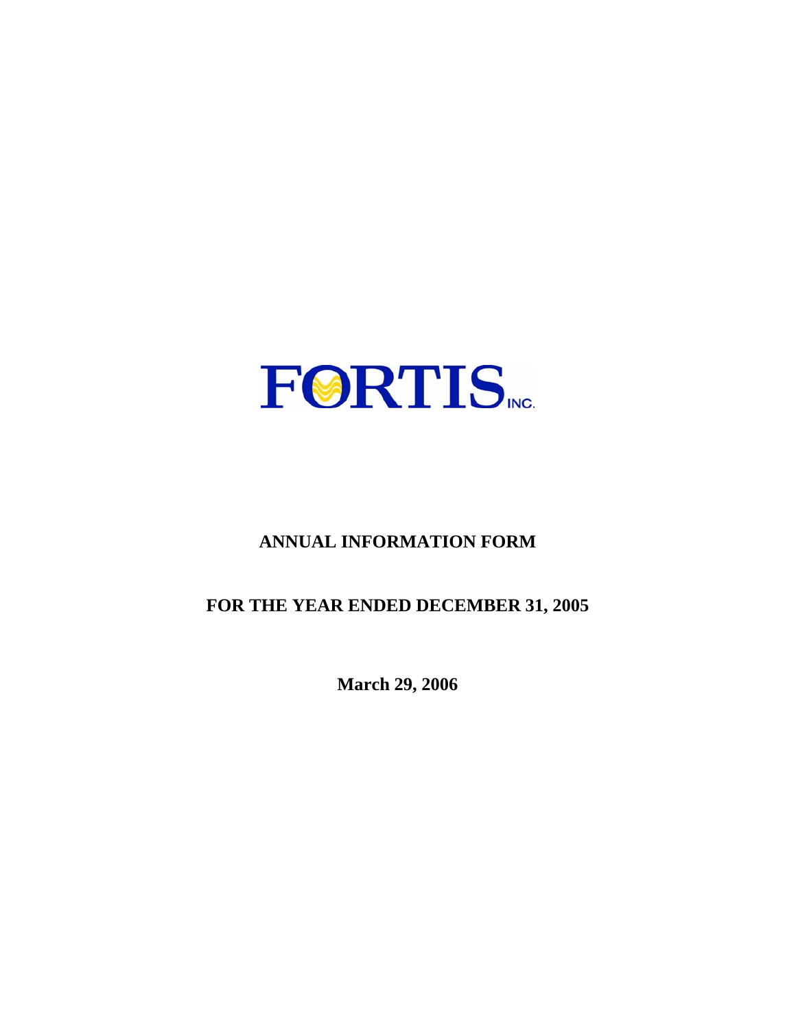FORTIS INC.

# ANNUAL INFORMATION FORM

## FOR THE YEAR ENDED DECEMBER 31, 2005

**March 29, 2006**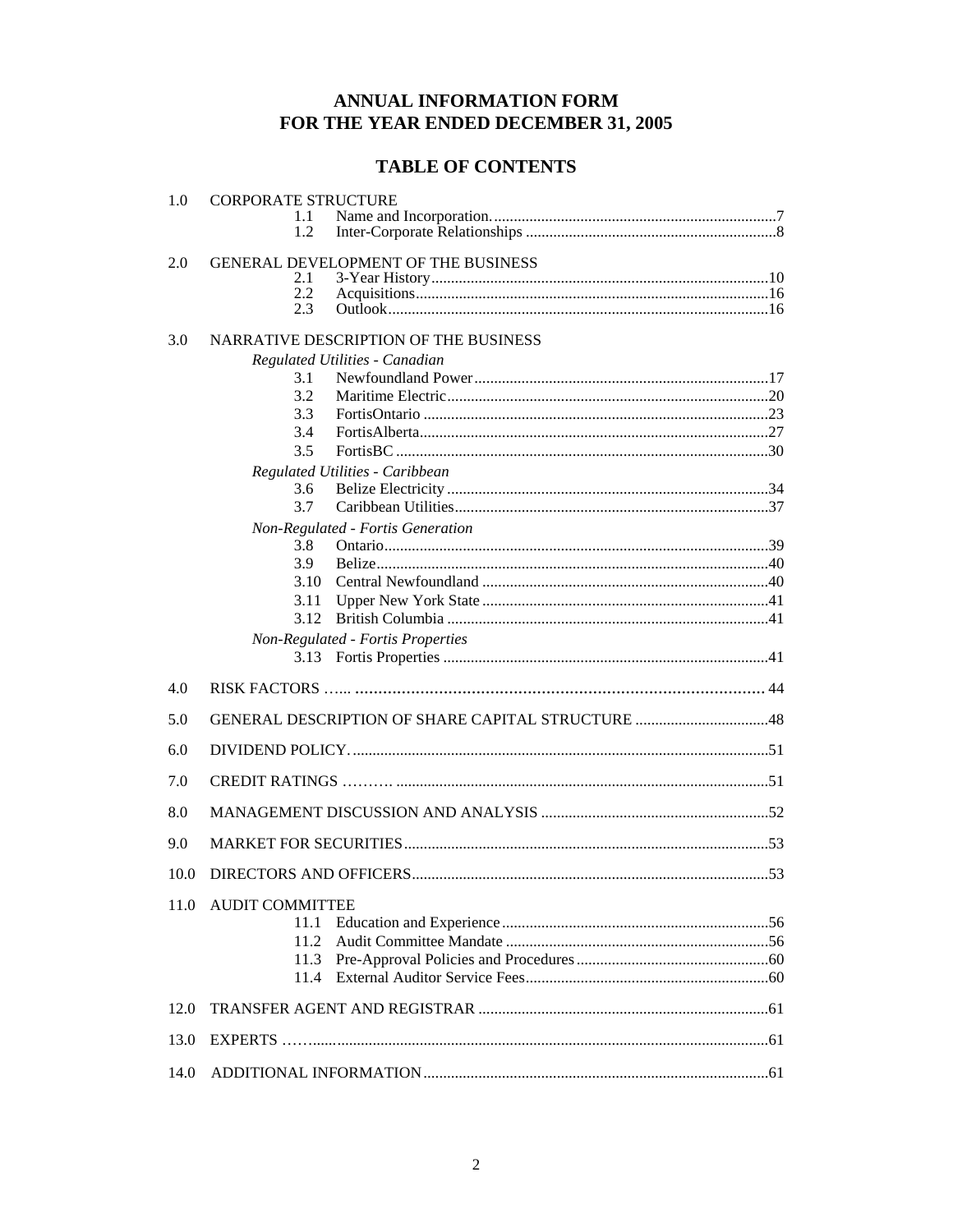# ANNUAL INFORMATION FORM
# FOR THE YEAR ENDED DECEMBER 31, 2005

## TABLE OF CONTENTS

1.0 CORPORATE STRUCTURE
- 1.1 Name and Incorporation........7
- 1.2 Inter-Corporate Relationships........8

2.0 GENERAL DEVELOPMENT OF THE BUSINESS
- 2.1 3-Year History........10
- 2.2 Acquisitions........16
- 2.3 Outlook........16

3.0 NARRATIVE DESCRIPTION OF THE BUSINESS

*Regulated Utilities - Canadian*
- 3.1 Newfoundland Power........17
- 3.2 Maritime Electric........20
- 3.3 FortisOntario........23
- 3.4 FortisAlberta........27
- 3.5 FortisBC........30

*Regulated Utilities - Caribbean*
- 3.6 Belize Electricity........34
- 3.7 Caribbean Utilities........37

*Non-Regulated - Fortis Generation*
- 3.8 Ontario........39
- 3.9 Belize........40
- 3.10 Central Newfoundland........40
- 3.11 Upper New York State........41
- 3.12 British Columbia........41

*Non-Regulated - Fortis Properties*
- 3.13 Fortis Properties........41

4.0 RISK FACTORS ........44

5.0 GENERAL DESCRIPTION OF SHARE CAPITAL STRUCTURE........48

6.0 DIVIDEND POLICY........51

7.0 CREDIT RATINGS........51

8.0 MANAGEMENT DISCUSSION AND ANALYSIS........52

9.0 MARKET FOR SECURITIES........53

10.0 DIRECTORS AND OFFICERS........53

11.0 AUDIT COMMITTEE
- 11.1 Education and Experience........56
- 11.2 Audit Committee Mandate........56
- 11.3 Pre-Approval Policies and Procedures........60
- 11.4 External Auditor Service Fees........60

12.0 TRANSFER AGENT AND REGISTRAR........61

13.0 EXPERTS........61

14.0 ADDITIONAL INFORMATION........61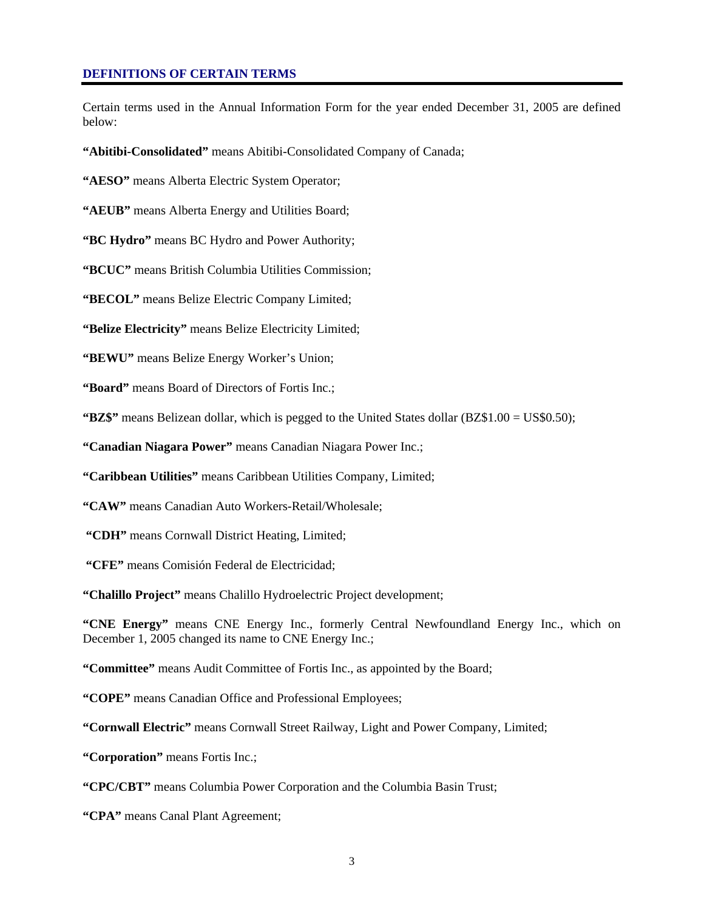## DEFINITIONS OF CERTAIN TERMS

Certain terms used in the Annual Information Form for the year ended December 31, 2005 are defined below:

**"Abitibi-Consolidated"** means Abitibi-Consolidated Company of Canada;

**"AESO"** means Alberta Electric System Operator;

**"AEUB"** means Alberta Energy and Utilities Board;

**"BC Hydro"** means BC Hydro and Power Authority;

**"BCUC"** means British Columbia Utilities Commission;

**"BECOL"** means Belize Electric Company Limited;

**"Belize Electricity"** means Belize Electricity Limited;

**"BEWU"** means Belize Energy Worker's Union;

**"Board"** means Board of Directors of Fortis Inc.;

**"BZ$"** means Belizean dollar, which is pegged to the United States dollar (BZ$1.00 = US$0.50);

**"Canadian Niagara Power"** means Canadian Niagara Power Inc.;

**"Caribbean Utilities"** means Caribbean Utilities Company, Limited;

**"CAW"** means Canadian Auto Workers-Retail/Wholesale;

**"CDH"** means Cornwall District Heating, Limited;

**"CFE"** means Comisión Federal de Electricidad;

**"Chalillo Project"** means Chalillo Hydroelectric Project development;

**"CNE Energy"** means CNE Energy Inc., formerly Central Newfoundland Energy Inc., which on December 1, 2005 changed its name to CNE Energy Inc.;

**"Committee"** means Audit Committee of Fortis Inc., as appointed by the Board;

**"COPE"** means Canadian Office and Professional Employees;

**"Cornwall Electric"** means Cornwall Street Railway, Light and Power Company, Limited;

**"Corporation"** means Fortis Inc.;

**"CPC/CBT"** means Columbia Power Corporation and the Columbia Basin Trust;

**"CPA"** means Canal Plant Agreement;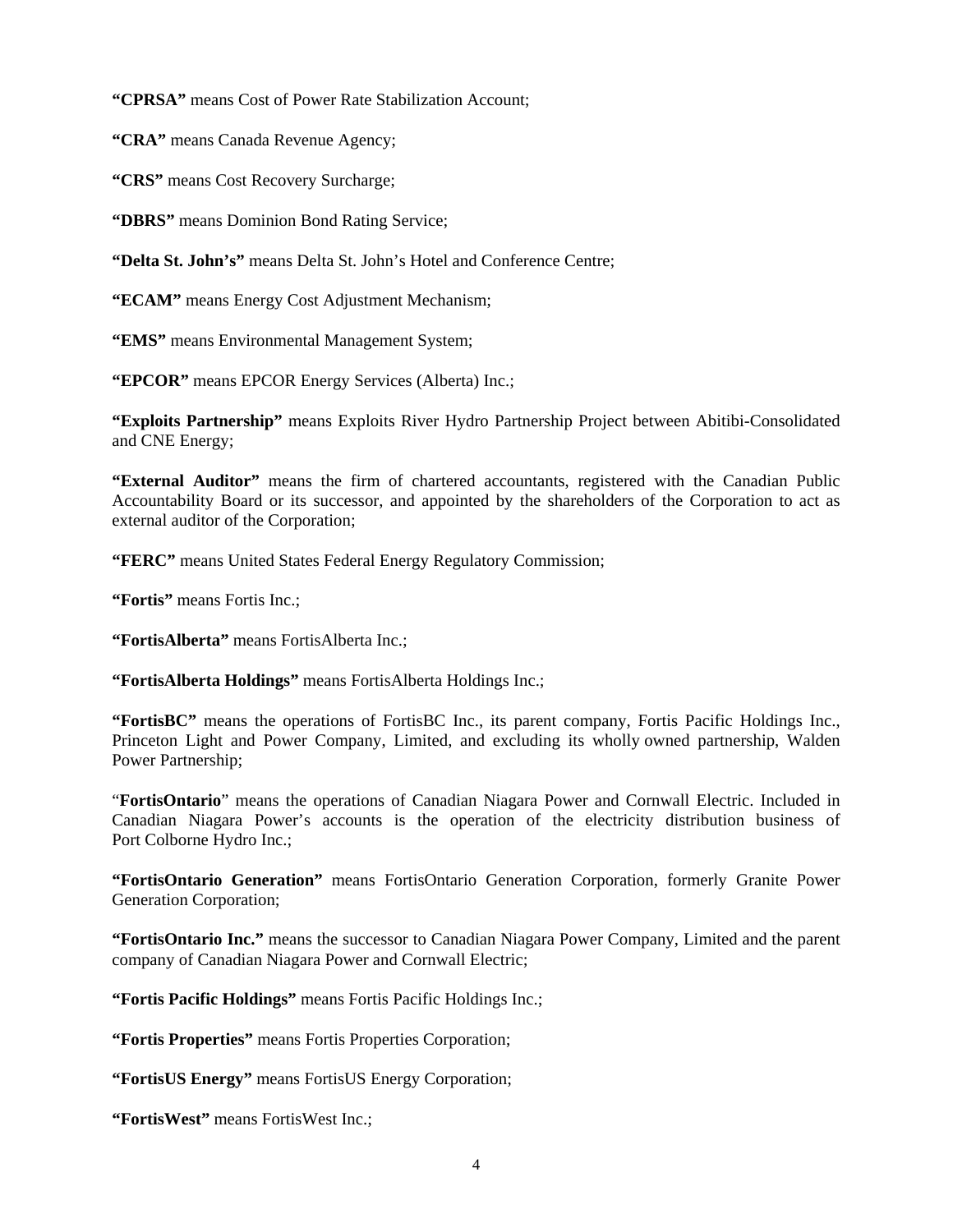**"CPRSA"** means Cost of Power Rate Stabilization Account;

**"CRA"** means Canada Revenue Agency;

**"CRS"** means Cost Recovery Surcharge;

**"DBRS"** means Dominion Bond Rating Service;

**"Delta St. John's"** means Delta St. John's Hotel and Conference Centre;

**"ECAM"** means Energy Cost Adjustment Mechanism;

**"EMS"** means Environmental Management System;

**"EPCOR"** means EPCOR Energy Services (Alberta) Inc.;

**"Exploits Partnership"** means Exploits River Hydro Partnership Project between Abitibi-Consolidated and CNE Energy;

**"External Auditor"** means the firm of chartered accountants, registered with the Canadian Public Accountability Board or its successor, and appointed by the shareholders of the Corporation to act as external auditor of the Corporation;

**"FERC"** means United States Federal Energy Regulatory Commission;

**"Fortis"** means Fortis Inc.;

**"FortisAlberta"** means FortisAlberta Inc.;

**"FortisAlberta Holdings"** means FortisAlberta Holdings Inc.;

**"FortisBC"** means the operations of FortisBC Inc., its parent company, Fortis Pacific Holdings Inc., Princeton Light and Power Company, Limited, and excluding its wholly owned partnership, Walden Power Partnership;

"**FortisOntario**" means the operations of Canadian Niagara Power and Cornwall Electric. Included in Canadian Niagara Power's accounts is the operation of the electricity distribution business of Port Colborne Hydro Inc.;

**"FortisOntario Generation"** means FortisOntario Generation Corporation, formerly Granite Power Generation Corporation;

**"FortisOntario Inc."** means the successor to Canadian Niagara Power Company, Limited and the parent company of Canadian Niagara Power and Cornwall Electric;

**"Fortis Pacific Holdings"** means Fortis Pacific Holdings Inc.;

**"Fortis Properties"** means Fortis Properties Corporation;

**"FortisUS Energy"** means FortisUS Energy Corporation;

**"FortisWest"** means FortisWest Inc.;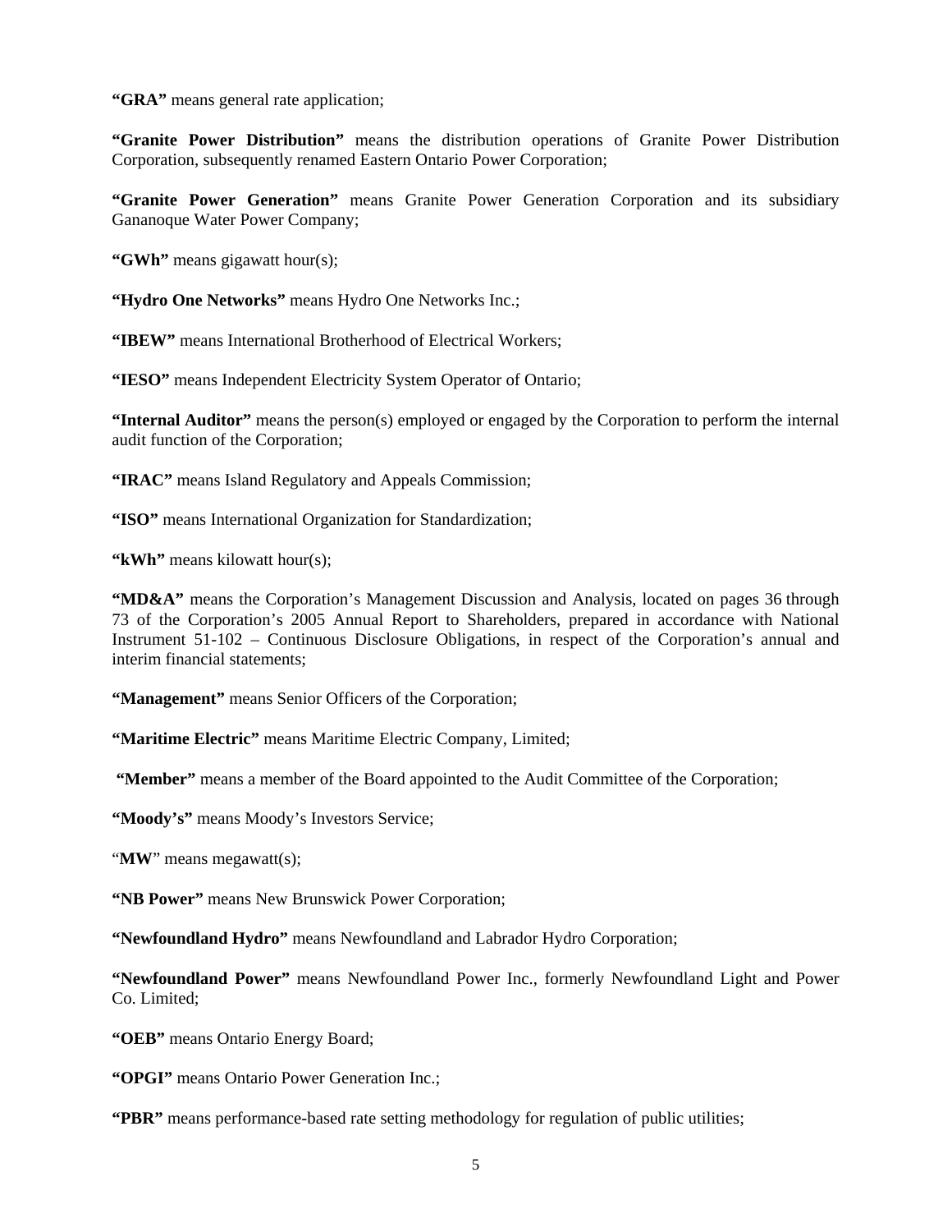**"GRA"** means general rate application;

**"Granite Power Distribution"** means the distribution operations of Granite Power Distribution Corporation, subsequently renamed Eastern Ontario Power Corporation;

**"Granite Power Generation"** means Granite Power Generation Corporation and its subsidiary Gananoque Water Power Company;

**"GWh"** means gigawatt hour(s);

**"Hydro One Networks"** means Hydro One Networks Inc.;

**"IBEW"** means International Brotherhood of Electrical Workers;

**"IESO"** means Independent Electricity System Operator of Ontario;

**"Internal Auditor"** means the person(s) employed or engaged by the Corporation to perform the internal audit function of the Corporation;

**"IRAC"** means Island Regulatory and Appeals Commission;

**"ISO"** means International Organization for Standardization;

**"kWh"** means kilowatt hour(s);

**"MD&A"** means the Corporation's Management Discussion and Analysis, located on pages 36 through 73 of the Corporation's 2005 Annual Report to Shareholders, prepared in accordance with National Instrument 51-102 – Continuous Disclosure Obligations, in respect of the Corporation's annual and interim financial statements;

**"Management"** means Senior Officers of the Corporation;

**"Maritime Electric"** means Maritime Electric Company, Limited;

**"Member"** means a member of the Board appointed to the Audit Committee of the Corporation;

**"Moody's"** means Moody's Investors Service;

"**MW**" means megawatt(s);

**"NB Power"** means New Brunswick Power Corporation;

**"Newfoundland Hydro"** means Newfoundland and Labrador Hydro Corporation;

**"Newfoundland Power"** means Newfoundland Power Inc., formerly Newfoundland Light and Power Co. Limited;

**"OEB"** means Ontario Energy Board;

**"OPGI"** means Ontario Power Generation Inc.;

**"PBR"** means performance-based rate setting methodology for regulation of public utilities;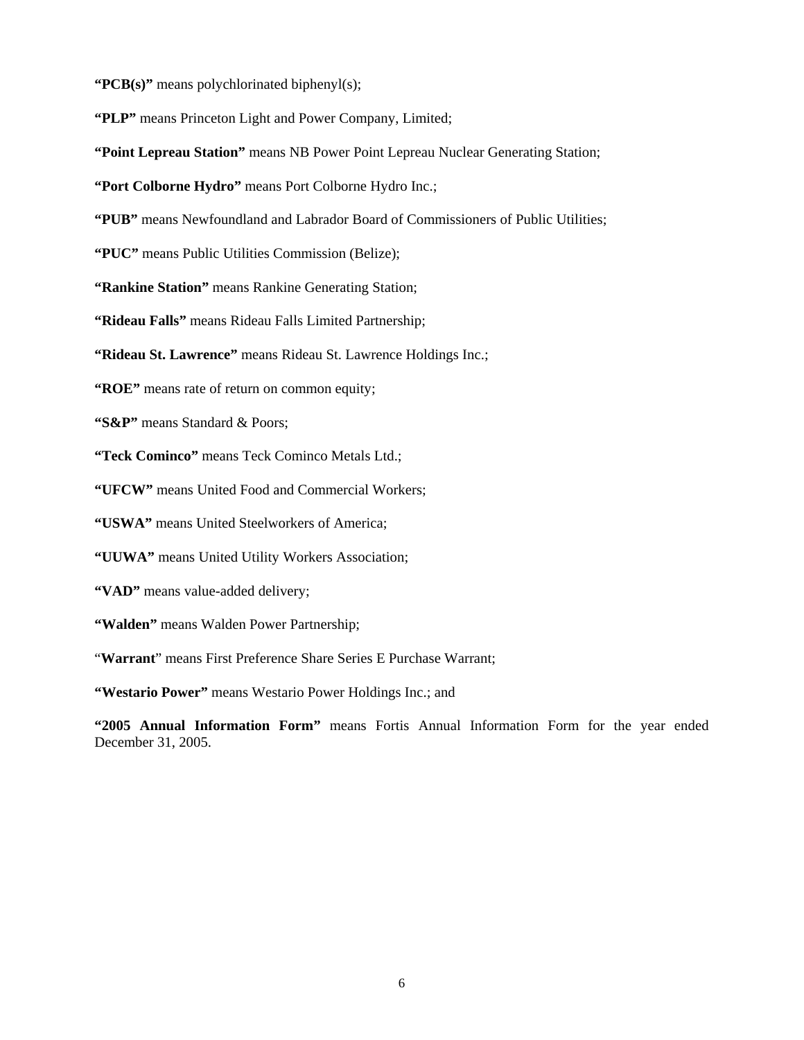**"PCB(s)"** means polychlorinated biphenyl(s);

**"PLP"** means Princeton Light and Power Company, Limited;

**"Point Lepreau Station"** means NB Power Point Lepreau Nuclear Generating Station;

**"Port Colborne Hydro"** means Port Colborne Hydro Inc.;

**"PUB"** means Newfoundland and Labrador Board of Commissioners of Public Utilities;

**"PUC"** means Public Utilities Commission (Belize);

**"Rankine Station"** means Rankine Generating Station;

**"Rideau Falls"** means Rideau Falls Limited Partnership;

**"Rideau St. Lawrence"** means Rideau St. Lawrence Holdings Inc.;

**"ROE"** means rate of return on common equity;

**"S&P"** means Standard & Poors;

**"Teck Cominco"** means Teck Cominco Metals Ltd.;

**"UFCW"** means United Food and Commercial Workers;

**"USWA"** means United Steelworkers of America;

**"UUWA"** means United Utility Workers Association;

**"VAD"** means value-added delivery;

**"Walden"** means Walden Power Partnership;

"**Warrant**" means First Preference Share Series E Purchase Warrant;

**"Westario Power"** means Westario Power Holdings Inc.; and

**"2005 Annual Information Form"** means Fortis Annual Information Form for the year ended December 31, 2005.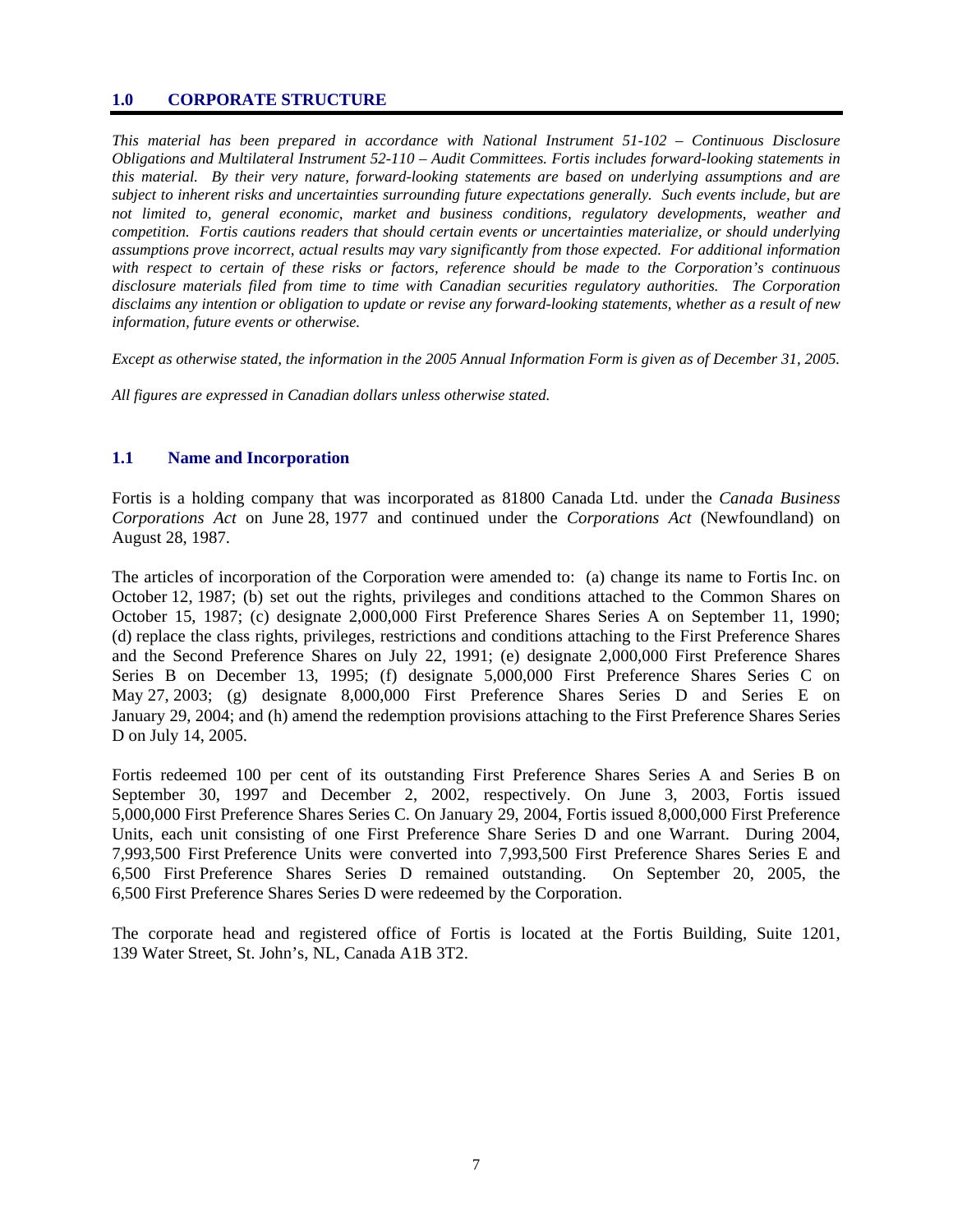## 1.0 CORPORATE STRUCTURE

*This material has been prepared in accordance with National Instrument 51-102 – Continuous Disclosure Obligations and Multilateral Instrument 52-110 – Audit Committees. Fortis includes forward-looking statements in this material. By their very nature, forward-looking statements are based on underlying assumptions and are subject to inherent risks and uncertainties surrounding future expectations generally. Such events include, but are not limited to, general economic, market and business conditions, regulatory developments, weather and competition. Fortis cautions readers that should certain events or uncertainties materialize, or should underlying assumptions prove incorrect, actual results may vary significantly from those expected. For additional information with respect to certain of these risks or factors, reference should be made to the Corporation's continuous disclosure materials filed from time to time with Canadian securities regulatory authorities. The Corporation disclaims any intention or obligation to update or revise any forward-looking statements, whether as a result of new information, future events or otherwise.*

*Except as otherwise stated, the information in the 2005 Annual Information Form is given as of December 31, 2005.*

*All figures are expressed in Canadian dollars unless otherwise stated.*

### 1.1 Name and Incorporation

Fortis is a holding company that was incorporated as 81800 Canada Ltd. under the *Canada Business Corporations Act* on June 28, 1977 and continued under the *Corporations Act* (Newfoundland) on August 28, 1987.

The articles of incorporation of the Corporation were amended to: (a) change its name to Fortis Inc. on October 12, 1987; (b) set out the rights, privileges and conditions attached to the Common Shares on October 15, 1987; (c) designate 2,000,000 First Preference Shares Series A on September 11, 1990; (d) replace the class rights, privileges, restrictions and conditions attaching to the First Preference Shares and the Second Preference Shares on July 22, 1991; (e) designate 2,000,000 First Preference Shares Series B on December 13, 1995; (f) designate 5,000,000 First Preference Shares Series C on May 27, 2003; (g) designate 8,000,000 First Preference Shares Series D and Series E on January 29, 2004; and (h) amend the redemption provisions attaching to the First Preference Shares Series D on July 14, 2005.

Fortis redeemed 100 per cent of its outstanding First Preference Shares Series A and Series B on September 30, 1997 and December 2, 2002, respectively. On June 3, 2003, Fortis issued 5,000,000 First Preference Shares Series C. On January 29, 2004, Fortis issued 8,000,000 First Preference Units, each unit consisting of one First Preference Share Series D and one Warrant. During 2004, 7,993,500 First Preference Units were converted into 7,993,500 First Preference Shares Series E and 6,500 First Preference Shares Series D remained outstanding. On September 20, 2005, the 6,500 First Preference Shares Series D were redeemed by the Corporation.

The corporate head and registered office of Fortis is located at the Fortis Building, Suite 1201, 139 Water Street, St. John's, NL, Canada A1B 3T2.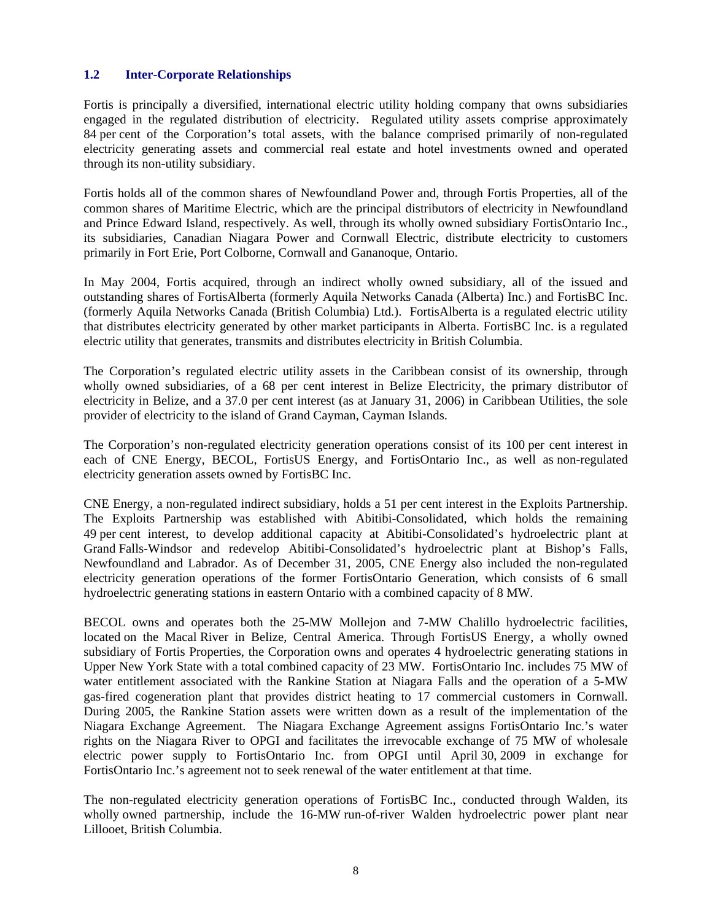## 1.2 Inter-Corporate Relationships

Fortis is principally a diversified, international electric utility holding company that owns subsidiaries engaged in the regulated distribution of electricity. Regulated utility assets comprise approximately 84 per cent of the Corporation's total assets, with the balance comprised primarily of non-regulated electricity generating assets and commercial real estate and hotel investments owned and operated through its non-utility subsidiary.

Fortis holds all of the common shares of Newfoundland Power and, through Fortis Properties, all of the common shares of Maritime Electric, which are the principal distributors of electricity in Newfoundland and Prince Edward Island, respectively. As well, through its wholly owned subsidiary FortisOntario Inc., its subsidiaries, Canadian Niagara Power and Cornwall Electric, distribute electricity to customers primarily in Fort Erie, Port Colborne, Cornwall and Gananoque, Ontario.

In May 2004, Fortis acquired, through an indirect wholly owned subsidiary, all of the issued and outstanding shares of FortisAlberta (formerly Aquila Networks Canada (Alberta) Inc.) and FortisBC Inc. (formerly Aquila Networks Canada (British Columbia) Ltd.). FortisAlberta is a regulated electric utility that distributes electricity generated by other market participants in Alberta. FortisBC Inc. is a regulated electric utility that generates, transmits and distributes electricity in British Columbia.

The Corporation's regulated electric utility assets in the Caribbean consist of its ownership, through wholly owned subsidiaries, of a 68 per cent interest in Belize Electricity, the primary distributor of electricity in Belize, and a 37.0 per cent interest (as at January 31, 2006) in Caribbean Utilities, the sole provider of electricity to the island of Grand Cayman, Cayman Islands.

The Corporation's non-regulated electricity generation operations consist of its 100 per cent interest in each of CNE Energy, BECOL, FortisUS Energy, and FortisOntario Inc., as well as non-regulated electricity generation assets owned by FortisBC Inc.

CNE Energy, a non-regulated indirect subsidiary, holds a 51 per cent interest in the Exploits Partnership. The Exploits Partnership was established with Abitibi-Consolidated, which holds the remaining 49 per cent interest, to develop additional capacity at Abitibi-Consolidated's hydroelectric plant at Grand Falls-Windsor and redevelop Abitibi-Consolidated's hydroelectric plant at Bishop's Falls, Newfoundland and Labrador. As of December 31, 2005, CNE Energy also included the non-regulated electricity generation operations of the former FortisOntario Generation, which consists of 6 small hydroelectric generating stations in eastern Ontario with a combined capacity of 8 MW.

BECOL owns and operates both the 25-MW Mollejon and 7-MW Chalillo hydroelectric facilities, located on the Macal River in Belize, Central America. Through FortisUS Energy, a wholly owned subsidiary of Fortis Properties, the Corporation owns and operates 4 hydroelectric generating stations in Upper New York State with a total combined capacity of 23 MW. FortisOntario Inc. includes 75 MW of water entitlement associated with the Rankine Station at Niagara Falls and the operation of a 5-MW gas-fired cogeneration plant that provides district heating to 17 commercial customers in Cornwall. During 2005, the Rankine Station assets were written down as a result of the implementation of the Niagara Exchange Agreement. The Niagara Exchange Agreement assigns FortisOntario Inc.'s water rights on the Niagara River to OPGI and facilitates the irrevocable exchange of 75 MW of wholesale electric power supply to FortisOntario Inc. from OPGI until April 30, 2009 in exchange for FortisOntario Inc.'s agreement not to seek renewal of the water entitlement at that time.

The non-regulated electricity generation operations of FortisBC Inc., conducted through Walden, its wholly owned partnership, include the 16-MW run-of-river Walden hydroelectric power plant near Lillooet, British Columbia.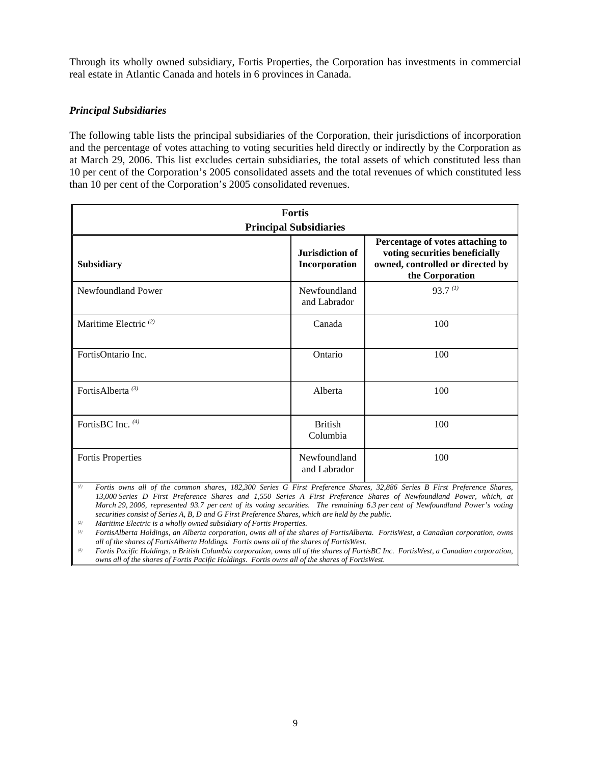Through its wholly owned subsidiary, Fortis Properties, the Corporation has investments in commercial real estate in Atlantic Canada and hotels in 6 provinces in Canada.

### *Principal Subsidiaries*

The following table lists the principal subsidiaries of the Corporation, their jurisdictions of incorporation and the percentage of votes attaching to voting securities held directly or indirectly by the Corporation as at March 29, 2006. This list excludes certain subsidiaries, the total assets of which constituted less than 10 per cent of the Corporation's 2005 consolidated assets and the total revenues of which constituted less than 10 per cent of the Corporation's 2005 consolidated revenues.

**Fortis**
**Principal Subsidiaries**

| **Subsidiary** | **Jurisdiction of Incorporation** | **Percentage of votes attaching to voting securities beneficially owned, controlled or directed by the Corporation** |
|---|---|---|
| Newfoundland Power | Newfoundland and Labrador | 93.7 (1) |
| Maritime Electric (2) | Canada | 100 |
| FortisOntario Inc. | Ontario | 100 |
| FortisAlberta (3) | Alberta | 100 |
| FortisBC Inc. (4) | British Columbia | 100 |
| Fortis Properties | Newfoundland and Labrador | 100 |

(1) *Fortis owns all of the common shares, 182,300 Series G First Preference Shares, 32,886 Series B First Preference Shares, 13,000 Series D First Preference Shares and 1,550 Series A First Preference Shares of Newfoundland Power, which, at March 29, 2006, represented 93.7 per cent of its voting securities. The remaining 6.3 per cent of Newfoundland Power's voting securities consist of Series A, B, D and G First Preference Shares, which are held by the public.*

(2) *Maritime Electric is a wholly owned subsidiary of Fortis Properties.*

(3) *FortisAlberta Holdings, an Alberta corporation, owns all of the shares of FortisAlberta. FortisWest, a Canadian corporation, owns all of the shares of FortisAlberta Holdings. Fortis owns all of the shares of FortisWest.*

(4) *Fortis Pacific Holdings, a British Columbia corporation, owns all of the shares of FortisBC Inc. FortisWest, a Canadian corporation, owns all of the shares of Fortis Pacific Holdings. Fortis owns all of the shares of FortisWest.*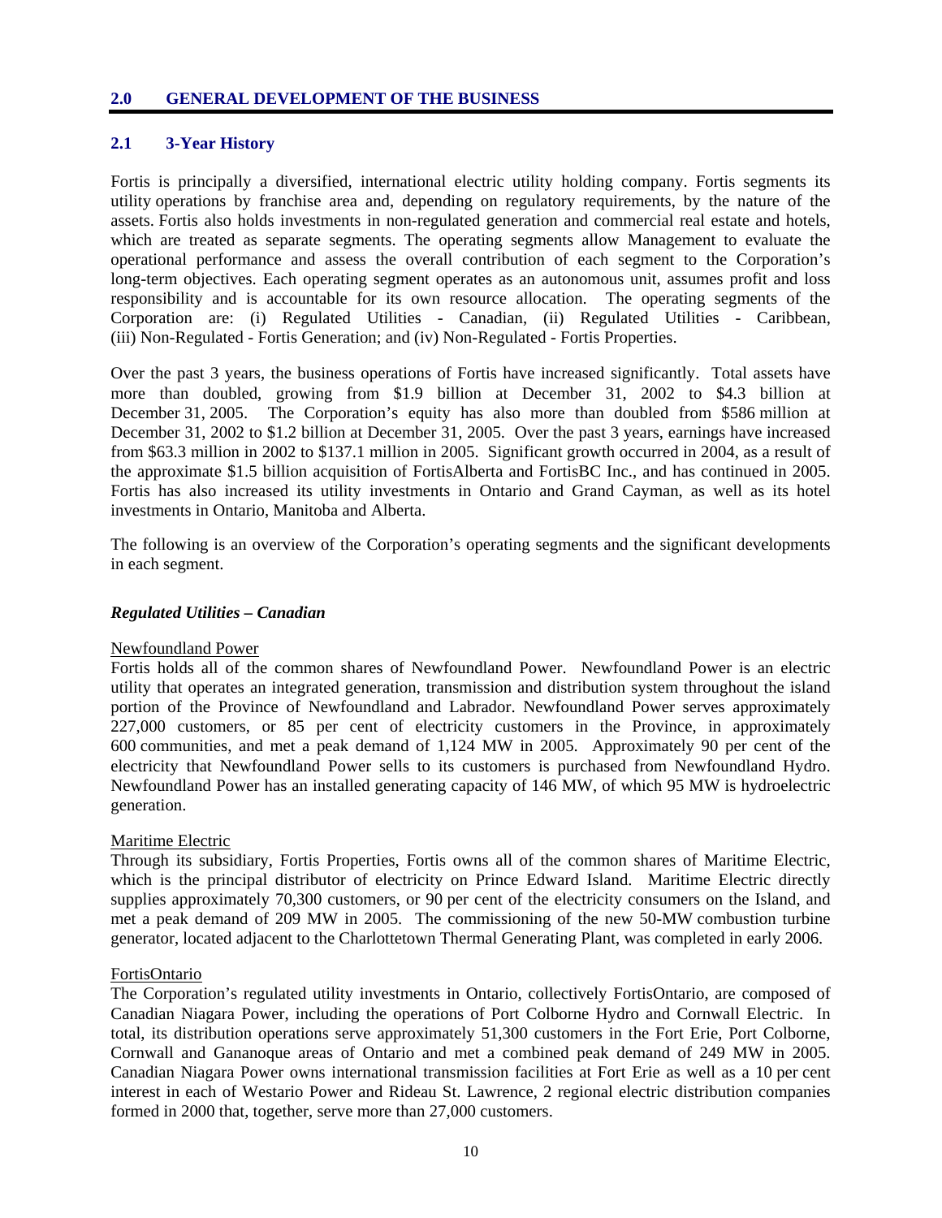## 2.0 GENERAL DEVELOPMENT OF THE BUSINESS

### 2.1 3-Year History

Fortis is principally a diversified, international electric utility holding company. Fortis segments its utility operations by franchise area and, depending on regulatory requirements, by the nature of the assets. Fortis also holds investments in non-regulated generation and commercial real estate and hotels, which are treated as separate segments. The operating segments allow Management to evaluate the operational performance and assess the overall contribution of each segment to the Corporation's long-term objectives. Each operating segment operates as an autonomous unit, assumes profit and loss responsibility and is accountable for its own resource allocation. The operating segments of the Corporation are: (i) Regulated Utilities - Canadian, (ii) Regulated Utilities - Caribbean, (iii) Non-Regulated - Fortis Generation; and (iv) Non-Regulated - Fortis Properties.

Over the past 3 years, the business operations of Fortis have increased significantly. Total assets have more than doubled, growing from $1.9 billion at December 31, 2002 to $4.3 billion at December 31, 2005. The Corporation's equity has also more than doubled from $586 million at December 31, 2002 to $1.2 billion at December 31, 2005. Over the past 3 years, earnings have increased from $63.3 million in 2002 to $137.1 million in 2005. Significant growth occurred in 2004, as a result of the approximate $1.5 billion acquisition of FortisAlberta and FortisBC Inc., and has continued in 2005. Fortis has also increased its utility investments in Ontario and Grand Cayman, as well as its hotel investments in Ontario, Manitoba and Alberta.

The following is an overview of the Corporation's operating segments and the significant developments in each segment.

***Regulated Utilities – Canadian***

Newfoundland Power

Fortis holds all of the common shares of Newfoundland Power. Newfoundland Power is an electric utility that operates an integrated generation, transmission and distribution system throughout the island portion of the Province of Newfoundland and Labrador. Newfoundland Power serves approximately 227,000 customers, or 85 per cent of electricity customers in the Province, in approximately 600 communities, and met a peak demand of 1,124 MW in 2005. Approximately 90 per cent of the electricity that Newfoundland Power sells to its customers is purchased from Newfoundland Hydro. Newfoundland Power has an installed generating capacity of 146 MW, of which 95 MW is hydroelectric generation.

Maritime Electric

Through its subsidiary, Fortis Properties, Fortis owns all of the common shares of Maritime Electric, which is the principal distributor of electricity on Prince Edward Island. Maritime Electric directly supplies approximately 70,300 customers, or 90 per cent of the electricity consumers on the Island, and met a peak demand of 209 MW in 2005. The commissioning of the new 50-MW combustion turbine generator, located adjacent to the Charlottetown Thermal Generating Plant, was completed in early 2006.

FortisOntario

The Corporation's regulated utility investments in Ontario, collectively FortisOntario, are composed of Canadian Niagara Power, including the operations of Port Colborne Hydro and Cornwall Electric. In total, its distribution operations serve approximately 51,300 customers in the Fort Erie, Port Colborne, Cornwall and Gananoque areas of Ontario and met a combined peak demand of 249 MW in 2005. Canadian Niagara Power owns international transmission facilities at Fort Erie as well as a 10 per cent interest in each of Westario Power and Rideau St. Lawrence, 2 regional electric distribution companies formed in 2000 that, together, serve more than 27,000 customers.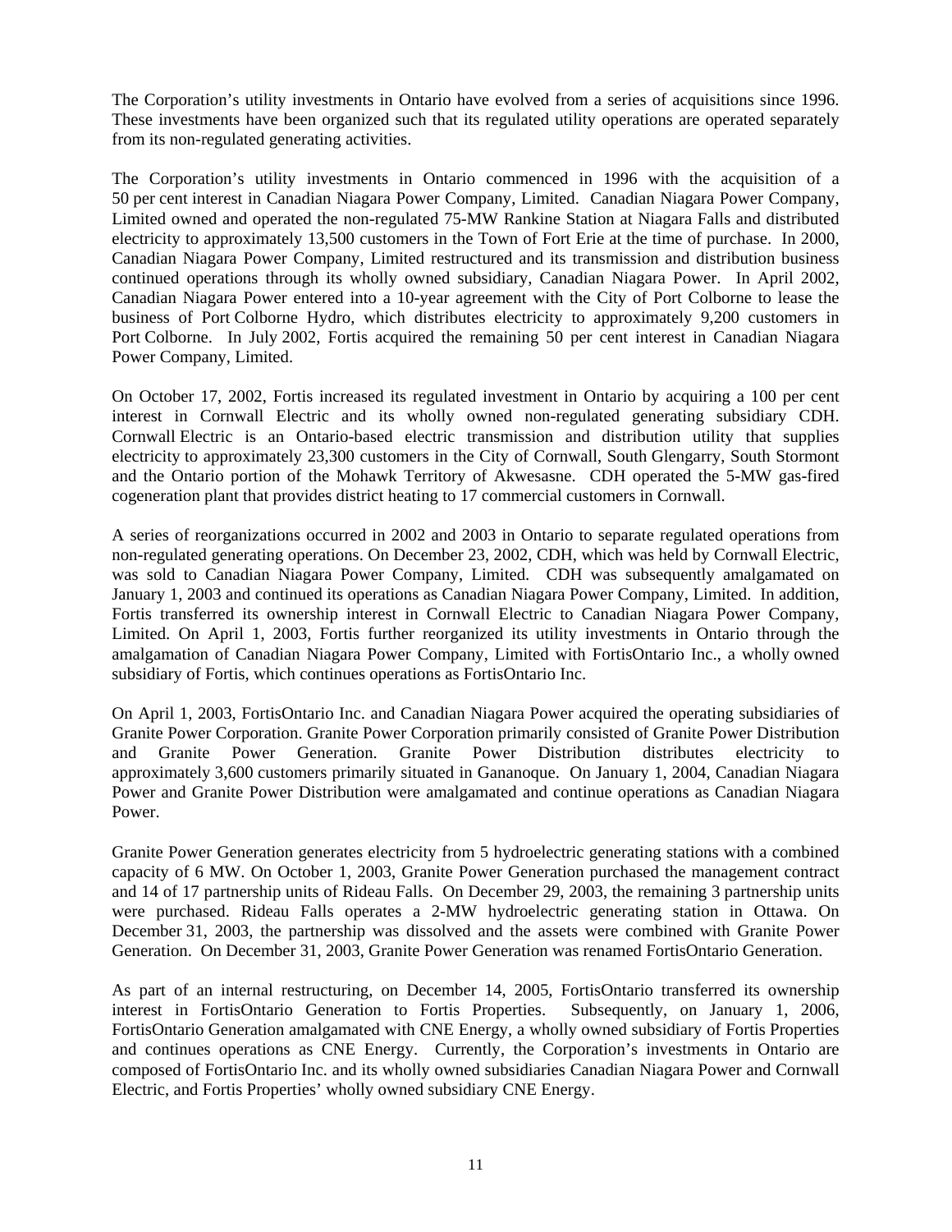The Corporation's utility investments in Ontario have evolved from a series of acquisitions since 1996. These investments have been organized such that its regulated utility operations are operated separately from its non-regulated generating activities.

The Corporation's utility investments in Ontario commenced in 1996 with the acquisition of a 50 per cent interest in Canadian Niagara Power Company, Limited. Canadian Niagara Power Company, Limited owned and operated the non-regulated 75-MW Rankine Station at Niagara Falls and distributed electricity to approximately 13,500 customers in the Town of Fort Erie at the time of purchase. In 2000, Canadian Niagara Power Company, Limited restructured and its transmission and distribution business continued operations through its wholly owned subsidiary, Canadian Niagara Power. In April 2002, Canadian Niagara Power entered into a 10-year agreement with the City of Port Colborne to lease the business of Port Colborne Hydro, which distributes electricity to approximately 9,200 customers in Port Colborne. In July 2002, Fortis acquired the remaining 50 per cent interest in Canadian Niagara Power Company, Limited.

On October 17, 2002, Fortis increased its regulated investment in Ontario by acquiring a 100 per cent interest in Cornwall Electric and its wholly owned non-regulated generating subsidiary CDH. Cornwall Electric is an Ontario-based electric transmission and distribution utility that supplies electricity to approximately 23,300 customers in the City of Cornwall, South Glengarry, South Stormont and the Ontario portion of the Mohawk Territory of Akwesasne. CDH operated the 5-MW gas-fired cogeneration plant that provides district heating to 17 commercial customers in Cornwall.

A series of reorganizations occurred in 2002 and 2003 in Ontario to separate regulated operations from non-regulated generating operations. On December 23, 2002, CDH, which was held by Cornwall Electric, was sold to Canadian Niagara Power Company, Limited. CDH was subsequently amalgamated on January 1, 2003 and continued its operations as Canadian Niagara Power Company, Limited. In addition, Fortis transferred its ownership interest in Cornwall Electric to Canadian Niagara Power Company, Limited. On April 1, 2003, Fortis further reorganized its utility investments in Ontario through the amalgamation of Canadian Niagara Power Company, Limited with FortisOntario Inc., a wholly owned subsidiary of Fortis, which continues operations as FortisOntario Inc.

On April 1, 2003, FortisOntario Inc. and Canadian Niagara Power acquired the operating subsidiaries of Granite Power Corporation. Granite Power Corporation primarily consisted of Granite Power Distribution and Granite Power Generation. Granite Power Distribution distributes electricity to approximately 3,600 customers primarily situated in Gananoque. On January 1, 2004, Canadian Niagara Power and Granite Power Distribution were amalgamated and continue operations as Canadian Niagara Power.

Granite Power Generation generates electricity from 5 hydroelectric generating stations with a combined capacity of 6 MW. On October 1, 2003, Granite Power Generation purchased the management contract and 14 of 17 partnership units of Rideau Falls. On December 29, 2003, the remaining 3 partnership units were purchased. Rideau Falls operates a 2-MW hydroelectric generating station in Ottawa. On December 31, 2003, the partnership was dissolved and the assets were combined with Granite Power Generation. On December 31, 2003, Granite Power Generation was renamed FortisOntario Generation.

As part of an internal restructuring, on December 14, 2005, FortisOntario transferred its ownership interest in FortisOntario Generation to Fortis Properties. Subsequently, on January 1, 2006, FortisOntario Generation amalgamated with CNE Energy, a wholly owned subsidiary of Fortis Properties and continues operations as CNE Energy. Currently, the Corporation's investments in Ontario are composed of FortisOntario Inc. and its wholly owned subsidiaries Canadian Niagara Power and Cornwall Electric, and Fortis Properties' wholly owned subsidiary CNE Energy.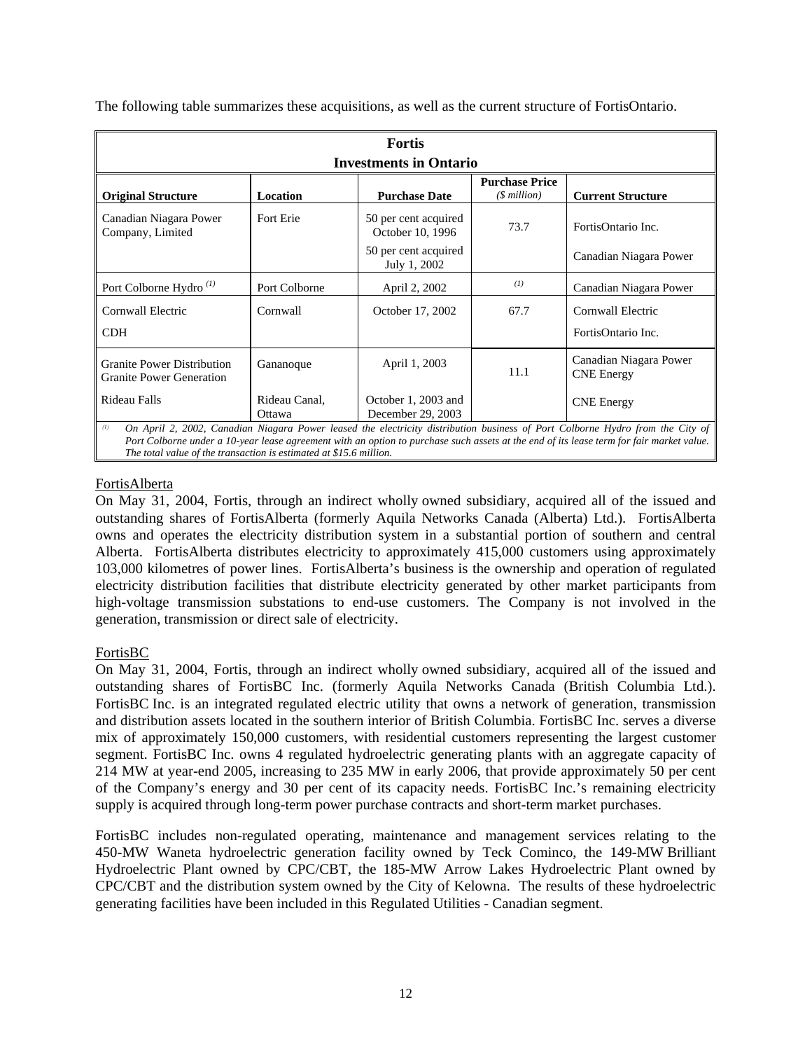The following table summarizes these acquisitions, as well as the current structure of FortisOntario.

| Fortis Investments in Ontario | | | | |
|---|---|---|---|---|
| **Original Structure** | **Location** | **Purchase Date** | **Purchase Price** *($ million)* | **Current Structure** |
| Canadian Niagara Power Company, Limited | Fort Erie | 50 per cent acquired October 10, 1996 | 73.7 | FortisOntario Inc. |
| | | 50 per cent acquired July 1, 2002 | | Canadian Niagara Power |
| Port Colborne Hydro [(1)] | Port Colborne | April 2, 2002 | [(1)] | Canadian Niagara Power |
| Cornwall Electric | Cornwall | October 17, 2002 | 67.7 | Cornwall Electric |
| CDH | | | | FortisOntario Inc. |
| Granite Power Distribution<br>Granite Power Generation | Gananoque | April 1, 2003 | 11.1 | Canadian Niagara Power<br>CNE Energy |
| Rideau Falls | Rideau Canal, Ottawa | October 1, 2003 and December 29, 2003 | | CNE Energy |

*[(1)] On April 2, 2002, Canadian Niagara Power leased the electricity distribution business of Port Colborne Hydro from the City of Port Colborne under a 10-year lease agreement with an option to purchase such assets at the end of its lease term for fair market value. The total value of the transaction is estimated at $15.6 million.*

FortisAlberta

On May 31, 2004, Fortis, through an indirect wholly owned subsidiary, acquired all of the issued and outstanding shares of FortisAlberta (formerly Aquila Networks Canada (Alberta) Ltd.). FortisAlberta owns and operates the electricity distribution system in a substantial portion of southern and central Alberta. FortisAlberta distributes electricity to approximately 415,000 customers using approximately 103,000 kilometres of power lines. FortisAlberta's business is the ownership and operation of regulated electricity distribution facilities that distribute electricity generated by other market participants from high-voltage transmission substations to end-use customers. The Company is not involved in the generation, transmission or direct sale of electricity.

FortisBC

On May 31, 2004, Fortis, through an indirect wholly owned subsidiary, acquired all of the issued and outstanding shares of FortisBC Inc. (formerly Aquila Networks Canada (British Columbia Ltd.). FortisBC Inc. is an integrated regulated electric utility that owns a network of generation, transmission and distribution assets located in the southern interior of British Columbia. FortisBC Inc. serves a diverse mix of approximately 150,000 customers, with residential customers representing the largest customer segment. FortisBC Inc. owns 4 regulated hydroelectric generating plants with an aggregate capacity of 214 MW at year-end 2005, increasing to 235 MW in early 2006, that provide approximately 50 per cent of the Company's energy and 30 per cent of its capacity needs. FortisBC Inc.'s remaining electricity supply is acquired through long-term power purchase contracts and short-term market purchases.

FortisBC includes non-regulated operating, maintenance and management services relating to the 450-MW Waneta hydroelectric generation facility owned by Teck Cominco, the 149-MW Brilliant Hydroelectric Plant owned by CPC/CBT, the 185-MW Arrow Lakes Hydroelectric Plant owned by CPC/CBT and the distribution system owned by the City of Kelowna. The results of these hydroelectric generating facilities have been included in this Regulated Utilities - Canadian segment.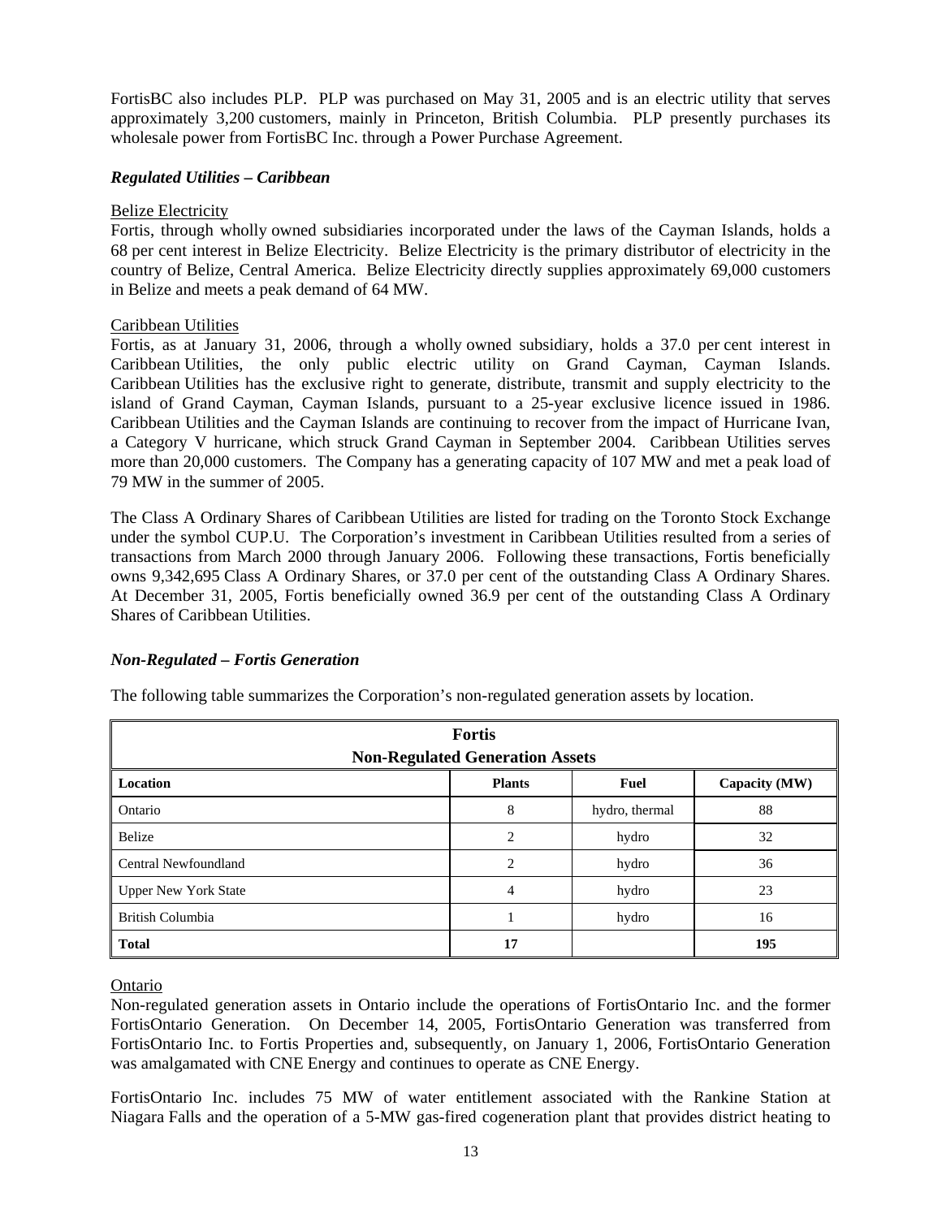FortisBC also includes PLP. PLP was purchased on May 31, 2005 and is an electric utility that serves approximately 3,200 customers, mainly in Princeton, British Columbia. PLP presently purchases its wholesale power from FortisBC Inc. through a Power Purchase Agreement.

### *Regulated Utilities – Caribbean*

Belize Electricity

Fortis, through wholly owned subsidiaries incorporated under the laws of the Cayman Islands, holds a 68 per cent interest in Belize Electricity. Belize Electricity is the primary distributor of electricity in the country of Belize, Central America. Belize Electricity directly supplies approximately 69,000 customers in Belize and meets a peak demand of 64 MW.

Caribbean Utilities

Fortis, as at January 31, 2006, through a wholly owned subsidiary, holds a 37.0 per cent interest in Caribbean Utilities, the only public electric utility on Grand Cayman, Cayman Islands. Caribbean Utilities has the exclusive right to generate, distribute, transmit and supply electricity to the island of Grand Cayman, Cayman Islands, pursuant to a 25-year exclusive licence issued in 1986. Caribbean Utilities and the Cayman Islands are continuing to recover from the impact of Hurricane Ivan, a Category V hurricane, which struck Grand Cayman in September 2004. Caribbean Utilities serves more than 20,000 customers. The Company has a generating capacity of 107 MW and met a peak load of 79 MW in the summer of 2005.

The Class A Ordinary Shares of Caribbean Utilities are listed for trading on the Toronto Stock Exchange under the symbol CUP.U. The Corporation's investment in Caribbean Utilities resulted from a series of transactions from March 2000 through January 2006. Following these transactions, Fortis beneficially owns 9,342,695 Class A Ordinary Shares, or 37.0 per cent of the outstanding Class A Ordinary Shares. At December 31, 2005, Fortis beneficially owned 36.9 per cent of the outstanding Class A Ordinary Shares of Caribbean Utilities.

### *Non-Regulated – Fortis Generation*

The following table summarizes the Corporation's non-regulated generation assets by location.

**Fortis**
**Non-Regulated Generation Assets**

| Location | Plants | Fuel | Capacity (MW) |
|---|---|---|---|
| Ontario | 8 | hydro, thermal | 88 |
| Belize | 2 | hydro | 32 |
| Central Newfoundland | 2 | hydro | 36 |
| Upper New York State | 4 | hydro | 23 |
| British Columbia | 1 | hydro | 16 |
| **Total** | **17** | | **195** |

Ontario

Non-regulated generation assets in Ontario include the operations of FortisOntario Inc. and the former FortisOntario Generation. On December 14, 2005, FortisOntario Generation was transferred from FortisOntario Inc. to Fortis Properties and, subsequently, on January 1, 2006, FortisOntario Generation was amalgamated with CNE Energy and continues to operate as CNE Energy.

FortisOntario Inc. includes 75 MW of water entitlement associated with the Rankine Station at Niagara Falls and the operation of a 5-MW gas-fired cogeneration plant that provides district heating to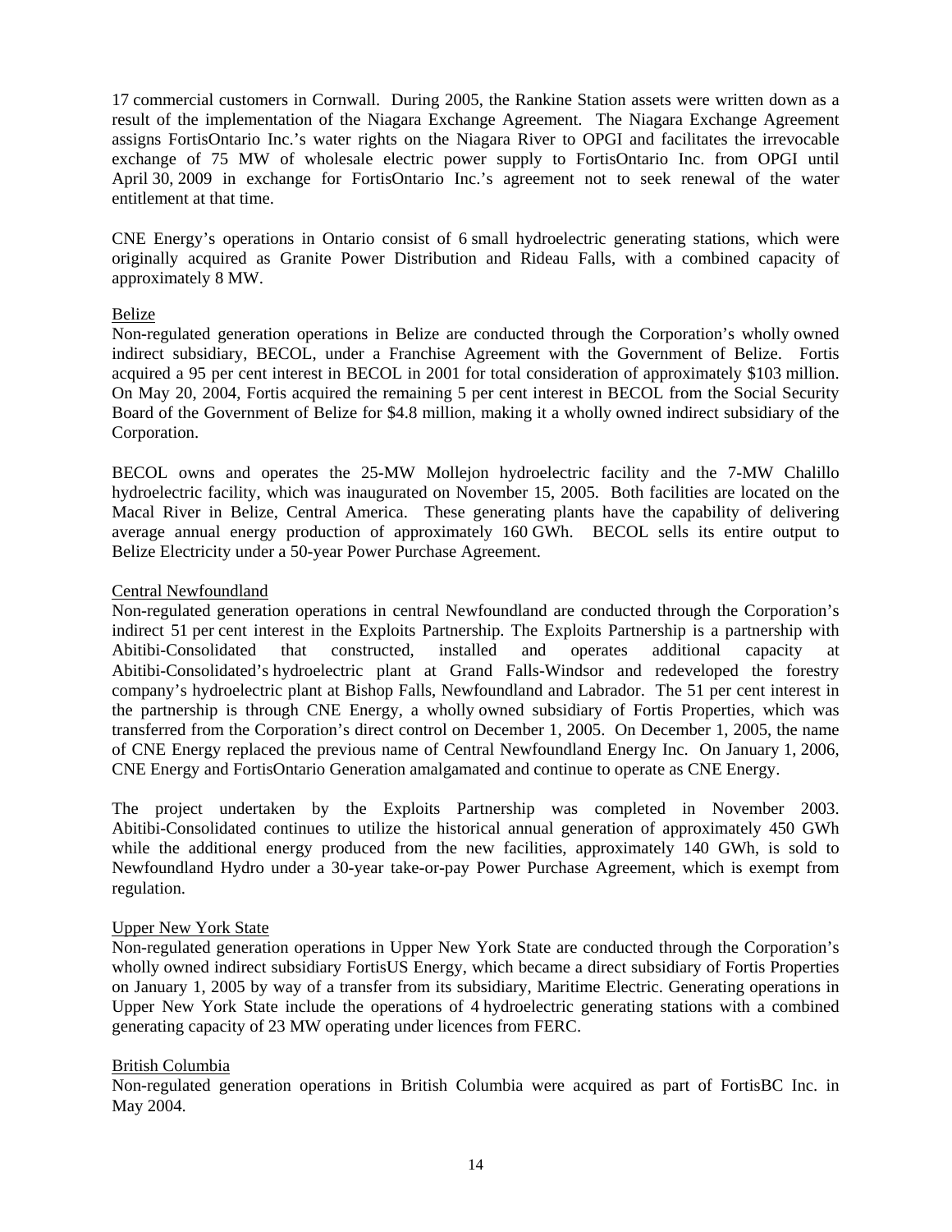17 commercial customers in Cornwall. During 2005, the Rankine Station assets were written down as a result of the implementation of the Niagara Exchange Agreement. The Niagara Exchange Agreement assigns FortisOntario Inc.'s water rights on the Niagara River to OPGI and facilitates the irrevocable exchange of 75 MW of wholesale electric power supply to FortisOntario Inc. from OPGI until April 30, 2009 in exchange for FortisOntario Inc.'s agreement not to seek renewal of the water entitlement at that time.

CNE Energy's operations in Ontario consist of 6 small hydroelectric generating stations, which were originally acquired as Granite Power Distribution and Rideau Falls, with a combined capacity of approximately 8 MW.

Belize

Non-regulated generation operations in Belize are conducted through the Corporation's wholly owned indirect subsidiary, BECOL, under a Franchise Agreement with the Government of Belize. Fortis acquired a 95 per cent interest in BECOL in 2001 for total consideration of approximately $103 million. On May 20, 2004, Fortis acquired the remaining 5 per cent interest in BECOL from the Social Security Board of the Government of Belize for $4.8 million, making it a wholly owned indirect subsidiary of the Corporation.

BECOL owns and operates the 25-MW Mollejon hydroelectric facility and the 7-MW Chalillo hydroelectric facility, which was inaugurated on November 15, 2005. Both facilities are located on the Macal River in Belize, Central America. These generating plants have the capability of delivering average annual energy production of approximately 160 GWh. BECOL sells its entire output to Belize Electricity under a 50-year Power Purchase Agreement.

Central Newfoundland

Non-regulated generation operations in central Newfoundland are conducted through the Corporation's indirect 51 per cent interest in the Exploits Partnership. The Exploits Partnership is a partnership with Abitibi-Consolidated that constructed, installed and operates additional capacity at Abitibi-Consolidated's hydroelectric plant at Grand Falls-Windsor and redeveloped the forestry company's hydroelectric plant at Bishop Falls, Newfoundland and Labrador. The 51 per cent interest in the partnership is through CNE Energy, a wholly owned subsidiary of Fortis Properties, which was transferred from the Corporation's direct control on December 1, 2005. On December 1, 2005, the name of CNE Energy replaced the previous name of Central Newfoundland Energy Inc. On January 1, 2006, CNE Energy and FortisOntario Generation amalgamated and continue to operate as CNE Energy.

The project undertaken by the Exploits Partnership was completed in November 2003. Abitibi-Consolidated continues to utilize the historical annual generation of approximately 450 GWh while the additional energy produced from the new facilities, approximately 140 GWh, is sold to Newfoundland Hydro under a 30-year take-or-pay Power Purchase Agreement, which is exempt from regulation.

Upper New York State

Non-regulated generation operations in Upper New York State are conducted through the Corporation's wholly owned indirect subsidiary FortisUS Energy, which became a direct subsidiary of Fortis Properties on January 1, 2005 by way of a transfer from its subsidiary, Maritime Electric. Generating operations in Upper New York State include the operations of 4 hydroelectric generating stations with a combined generating capacity of 23 MW operating under licences from FERC.

British Columbia

Non-regulated generation operations in British Columbia were acquired as part of FortisBC Inc. in May 2004.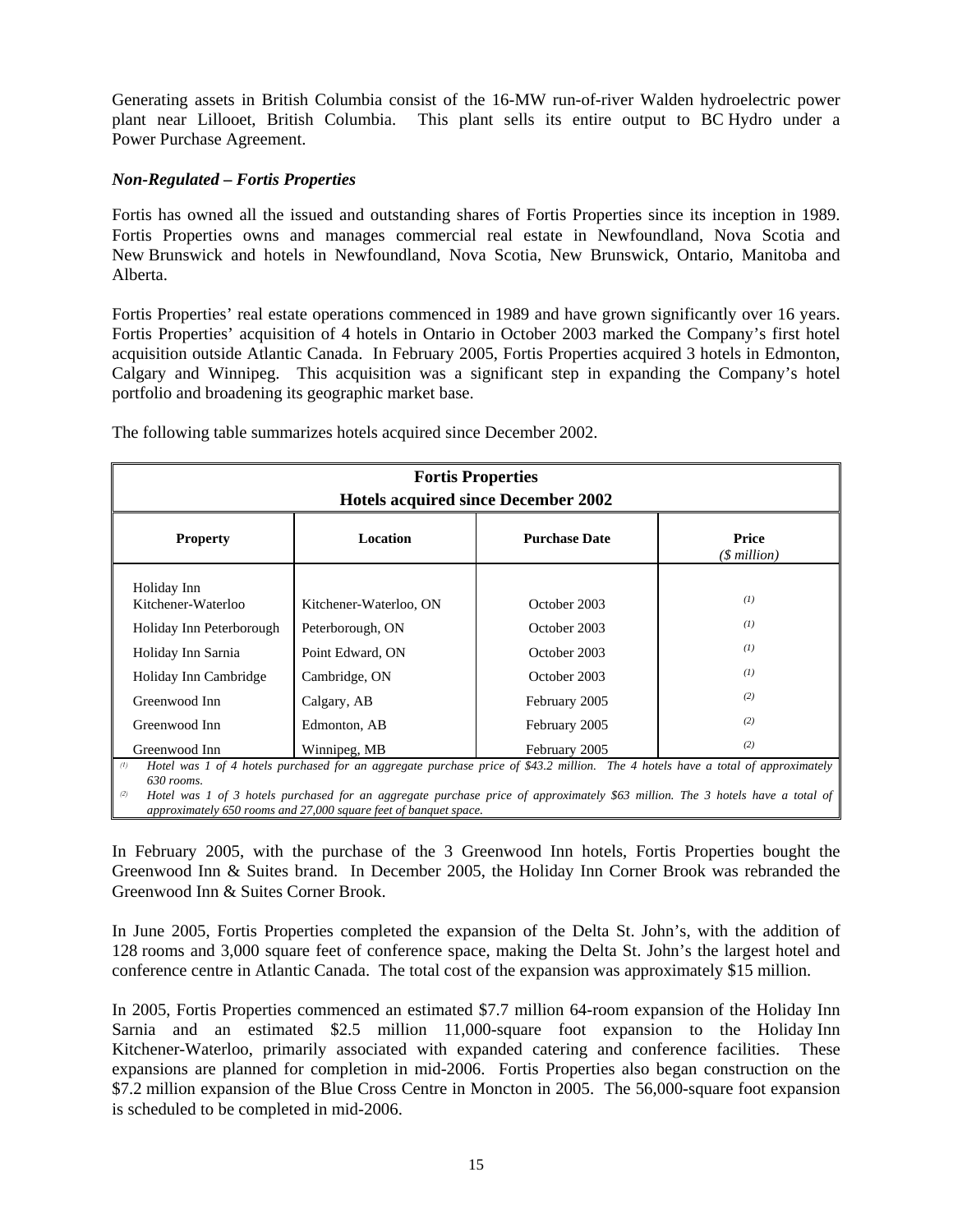Generating assets in British Columbia consist of the 16-MW run-of-river Walden hydroelectric power plant near Lillooet, British Columbia. This plant sells its entire output to BC Hydro under a Power Purchase Agreement.

### *Non-Regulated – Fortis Properties*

Fortis has owned all the issued and outstanding shares of Fortis Properties since its inception in 1989. Fortis Properties owns and manages commercial real estate in Newfoundland, Nova Scotia and New Brunswick and hotels in Newfoundland, Nova Scotia, New Brunswick, Ontario, Manitoba and Alberta.

Fortis Properties' real estate operations commenced in 1989 and have grown significantly over 16 years. Fortis Properties' acquisition of 4 hotels in Ontario in October 2003 marked the Company's first hotel acquisition outside Atlantic Canada. In February 2005, Fortis Properties acquired 3 hotels in Edmonton, Calgary and Winnipeg. This acquisition was a significant step in expanding the Company's hotel portfolio and broadening its geographic market base.

The following table summarizes hotels acquired since December 2002.

**Fortis Properties**
**Hotels acquired since December 2002**

| Property | Location | Purchase Date | Price *($ million)* |
|---|---|---|---|
| Holiday Inn Kitchener-Waterloo | Kitchener-Waterloo, ON | October 2003 | (1) |
| Holiday Inn Peterborough | Peterborough, ON | October 2003 | (1) |
| Holiday Inn Sarnia | Point Edward, ON | October 2003 | (1) |
| Holiday Inn Cambridge | Cambridge, ON | October 2003 | (1) |
| Greenwood Inn | Calgary, AB | February 2005 | (2) |
| Greenwood Inn | Edmonton, AB | February 2005 | (2) |
| Greenwood Inn | Winnipeg, MB | February 2005 | (2) |

(1) *Hotel was 1 of 4 hotels purchased for an aggregate purchase price of $43.2 million. The 4 hotels have a total of approximately 630 rooms.*

(2) *Hotel was 1 of 3 hotels purchased for an aggregate purchase price of approximately $63 million. The 3 hotels have a total of approximately 650 rooms and 27,000 square feet of banquet space.*

In February 2005, with the purchase of the 3 Greenwood Inn hotels, Fortis Properties bought the Greenwood Inn & Suites brand. In December 2005, the Holiday Inn Corner Brook was rebranded the Greenwood Inn & Suites Corner Brook.

In June 2005, Fortis Properties completed the expansion of the Delta St. John's, with the addition of 128 rooms and 3,000 square feet of conference space, making the Delta St. John's the largest hotel and conference centre in Atlantic Canada. The total cost of the expansion was approximately $15 million.

In 2005, Fortis Properties commenced an estimated $7.7 million 64-room expansion of the Holiday Inn Sarnia and an estimated $2.5 million 11,000-square foot expansion to the Holiday Inn Kitchener-Waterloo, primarily associated with expanded catering and conference facilities. These expansions are planned for completion in mid-2006. Fortis Properties also began construction on the $7.2 million expansion of the Blue Cross Centre in Moncton in 2005. The 56,000-square foot expansion is scheduled to be completed in mid-2006.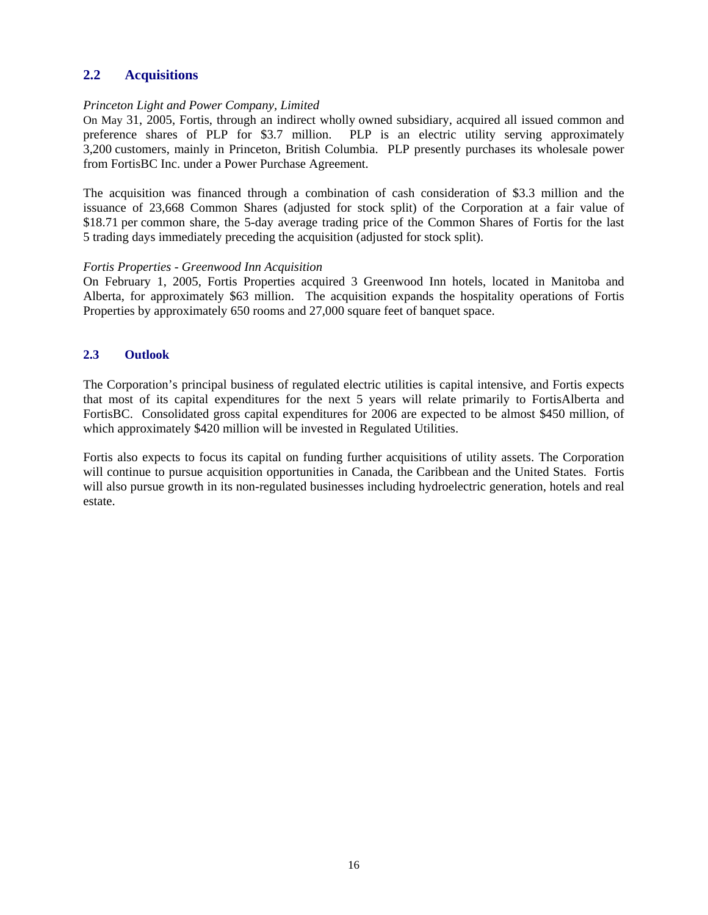## 2.2 Acquisitions

*Princeton Light and Power Company, Limited*

On May 31, 2005, Fortis, through an indirect wholly owned subsidiary, acquired all issued common and preference shares of PLP for $3.7 million. PLP is an electric utility serving approximately 3,200 customers, mainly in Princeton, British Columbia. PLP presently purchases its wholesale power from FortisBC Inc. under a Power Purchase Agreement.

The acquisition was financed through a combination of cash consideration of $3.3 million and the issuance of 23,668 Common Shares (adjusted for stock split) of the Corporation at a fair value of $18.71 per common share, the 5-day average trading price of the Common Shares of Fortis for the last 5 trading days immediately preceding the acquisition (adjusted for stock split).

*Fortis Properties - Greenwood Inn Acquisition*

On February 1, 2005, Fortis Properties acquired 3 Greenwood Inn hotels, located in Manitoba and Alberta, for approximately $63 million. The acquisition expands the hospitality operations of Fortis Properties by approximately 650 rooms and 27,000 square feet of banquet space.

## 2.3 Outlook

The Corporation's principal business of regulated electric utilities is capital intensive, and Fortis expects that most of its capital expenditures for the next 5 years will relate primarily to FortisAlberta and FortisBC. Consolidated gross capital expenditures for 2006 are expected to be almost $450 million, of which approximately $420 million will be invested in Regulated Utilities.

Fortis also expects to focus its capital on funding further acquisitions of utility assets. The Corporation will continue to pursue acquisition opportunities in Canada, the Caribbean and the United States. Fortis will also pursue growth in its non-regulated businesses including hydroelectric generation, hotels and real estate.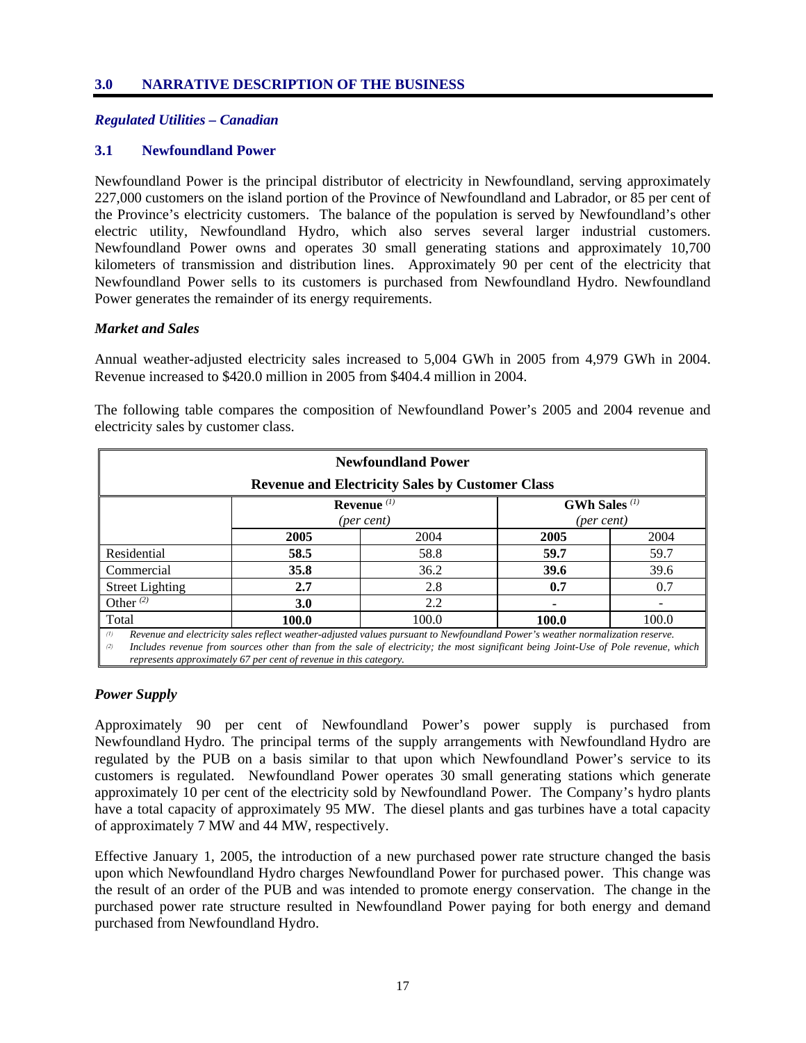## 3.0 NARRATIVE DESCRIPTION OF THE BUSINESS

### *Regulated Utilities – Canadian*

### 3.1 Newfoundland Power

Newfoundland Power is the principal distributor of electricity in Newfoundland, serving approximately 227,000 customers on the island portion of the Province of Newfoundland and Labrador, or 85 per cent of the Province's electricity customers. The balance of the population is served by Newfoundland's other electric utility, Newfoundland Hydro, which also serves several larger industrial customers. Newfoundland Power owns and operates 30 small generating stations and approximately 10,700 kilometers of transmission and distribution lines. Approximately 90 per cent of the electricity that Newfoundland Power sells to its customers is purchased from Newfoundland Hydro. Newfoundland Power generates the remainder of its energy requirements.

#### *Market and Sales*

Annual weather-adjusted electricity sales increased to 5,004 GWh in 2005 from 4,979 GWh in 2004. Revenue increased to \$420.0 million in 2005 from \$404.4 million in 2004.

The following table compares the composition of Newfoundland Power's 2005 and 2004 revenue and electricity sales by customer class.

**Newfoundland Power**

**Revenue and Electricity Sales by Customer Class**

| | Revenue [(1)] *(per cent)* | | GWh Sales [(1)] *(per cent)* | |
|---|---|---|---|---|
| | **2005** | 2004 | **2005** | 2004 |
| Residential | **58.5** | 58.8 | **59.7** | 59.7 |
| Commercial | **35.8** | 36.2 | **39.6** | 39.6 |
| Street Lighting | **2.7** | 2.8 | **0.7** | 0.7 |
| Other [(2)] | **3.0** | 2.2 | **-** | - |
| Total | **100.0** | 100.0 | **100.0** | 100.0 |

[(1)] *Revenue and electricity sales reflect weather-adjusted values pursuant to Newfoundland Power's weather normalization reserve.*
[(2)] *Includes revenue from sources other than from the sale of electricity; the most significant being Joint-Use of Pole revenue, which represents approximately 67 per cent of revenue in this category.*

#### *Power Supply*

Approximately 90 per cent of Newfoundland Power's power supply is purchased from Newfoundland Hydro. The principal terms of the supply arrangements with Newfoundland Hydro are regulated by the PUB on a basis similar to that upon which Newfoundland Power's service to its customers is regulated. Newfoundland Power operates 30 small generating stations which generate approximately 10 per cent of the electricity sold by Newfoundland Power. The Company's hydro plants have a total capacity of approximately 95 MW. The diesel plants and gas turbines have a total capacity of approximately 7 MW and 44 MW, respectively.

Effective January 1, 2005, the introduction of a new purchased power rate structure changed the basis upon which Newfoundland Hydro charges Newfoundland Power for purchased power. This change was the result of an order of the PUB and was intended to promote energy conservation. The change in the purchased power rate structure resulted in Newfoundland Power paying for both energy and demand purchased from Newfoundland Hydro.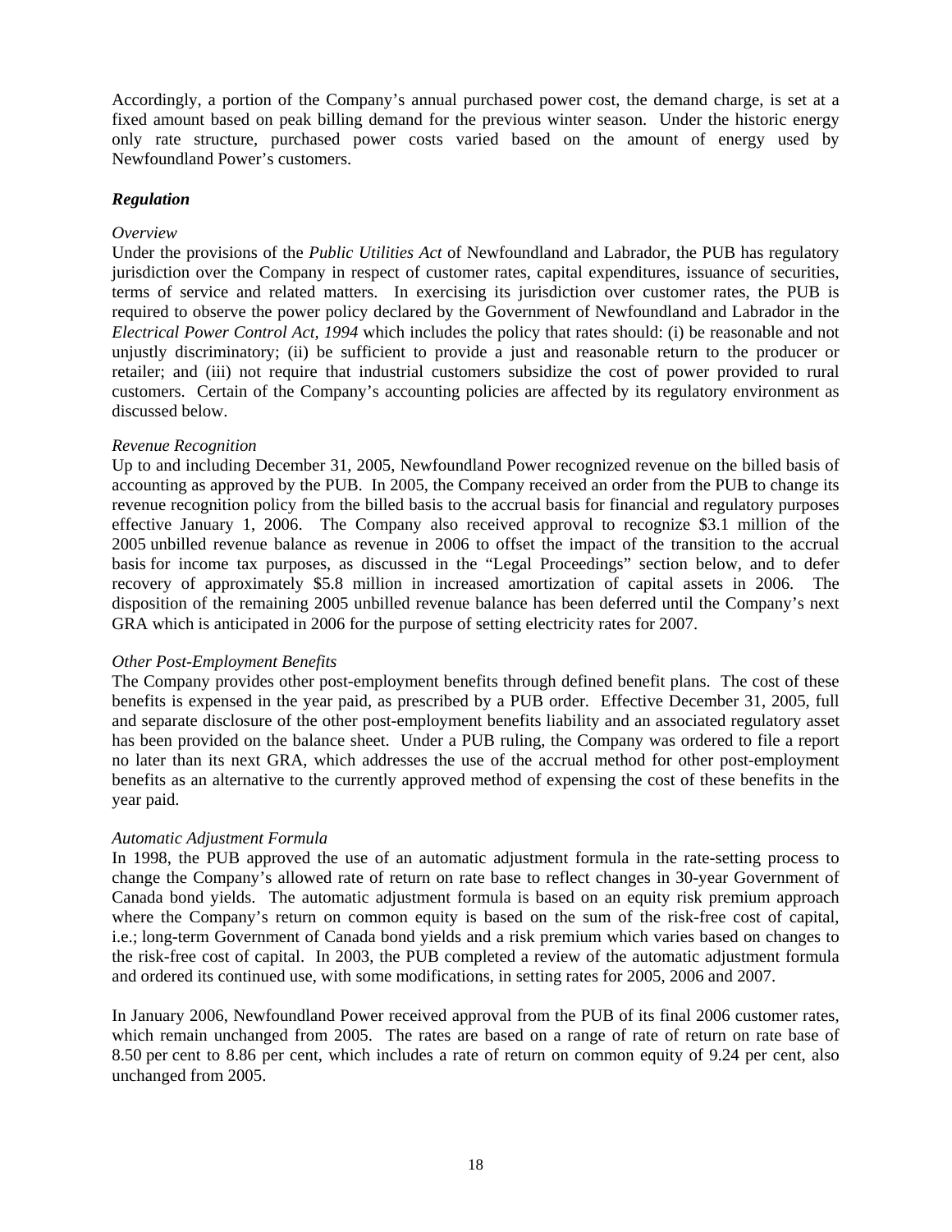Accordingly, a portion of the Company's annual purchased power cost, the demand charge, is set at a fixed amount based on peak billing demand for the previous winter season. Under the historic energy only rate structure, purchased power costs varied based on the amount of energy used by Newfoundland Power's customers.

### *Regulation*

*Overview*

Under the provisions of the *Public Utilities Act* of Newfoundland and Labrador, the PUB has regulatory jurisdiction over the Company in respect of customer rates, capital expenditures, issuance of securities, terms of service and related matters. In exercising its jurisdiction over customer rates, the PUB is required to observe the power policy declared by the Government of Newfoundland and Labrador in the *Electrical Power Control Act, 1994* which includes the policy that rates should: (i) be reasonable and not unjustly discriminatory; (ii) be sufficient to provide a just and reasonable return to the producer or retailer; and (iii) not require that industrial customers subsidize the cost of power provided to rural customers. Certain of the Company's accounting policies are affected by its regulatory environment as discussed below.

*Revenue Recognition*

Up to and including December 31, 2005, Newfoundland Power recognized revenue on the billed basis of accounting as approved by the PUB. In 2005, the Company received an order from the PUB to change its revenue recognition policy from the billed basis to the accrual basis for financial and regulatory purposes effective January 1, 2006. The Company also received approval to recognize \$3.1 million of the 2005 unbilled revenue balance as revenue in 2006 to offset the impact of the transition to the accrual basis for income tax purposes, as discussed in the "Legal Proceedings" section below, and to defer recovery of approximately \$5.8 million in increased amortization of capital assets in 2006. The disposition of the remaining 2005 unbilled revenue balance has been deferred until the Company's next GRA which is anticipated in 2006 for the purpose of setting electricity rates for 2007.

*Other Post-Employment Benefits*

The Company provides other post-employment benefits through defined benefit plans. The cost of these benefits is expensed in the year paid, as prescribed by a PUB order. Effective December 31, 2005, full and separate disclosure of the other post-employment benefits liability and an associated regulatory asset has been provided on the balance sheet. Under a PUB ruling, the Company was ordered to file a report no later than its next GRA, which addresses the use of the accrual method for other post-employment benefits as an alternative to the currently approved method of expensing the cost of these benefits in the year paid.

*Automatic Adjustment Formula*

In 1998, the PUB approved the use of an automatic adjustment formula in the rate-setting process to change the Company's allowed rate of return on rate base to reflect changes in 30-year Government of Canada bond yields. The automatic adjustment formula is based on an equity risk premium approach where the Company's return on common equity is based on the sum of the risk-free cost of capital, i.e.; long-term Government of Canada bond yields and a risk premium which varies based on changes to the risk-free cost of capital. In 2003, the PUB completed a review of the automatic adjustment formula and ordered its continued use, with some modifications, in setting rates for 2005, 2006 and 2007.

In January 2006, Newfoundland Power received approval from the PUB of its final 2006 customer rates, which remain unchanged from 2005. The rates are based on a range of rate of return on rate base of 8.50 per cent to 8.86 per cent, which includes a rate of return on common equity of 9.24 per cent, also unchanged from 2005.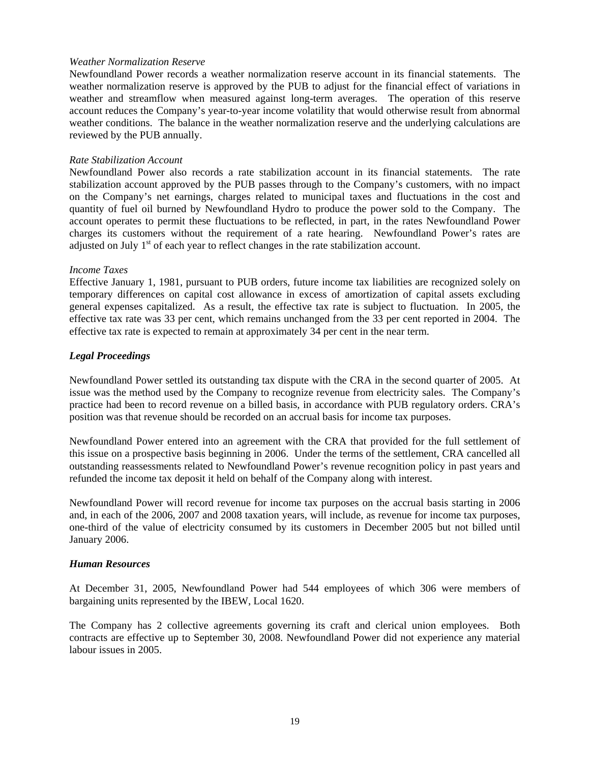*Weather Normalization Reserve*

Newfoundland Power records a weather normalization reserve account in its financial statements. The weather normalization reserve is approved by the PUB to adjust for the financial effect of variations in weather and streamflow when measured against long-term averages. The operation of this reserve account reduces the Company's year-to-year income volatility that would otherwise result from abnormal weather conditions. The balance in the weather normalization reserve and the underlying calculations are reviewed by the PUB annually.

*Rate Stabilization Account*

Newfoundland Power also records a rate stabilization account in its financial statements. The rate stabilization account approved by the PUB passes through to the Company's customers, with no impact on the Company's net earnings, charges related to municipal taxes and fluctuations in the cost and quantity of fuel oil burned by Newfoundland Hydro to produce the power sold to the Company. The account operates to permit these fluctuations to be reflected, in part, in the rates Newfoundland Power charges its customers without the requirement of a rate hearing. Newfoundland Power's rates are adjusted on July 1st of each year to reflect changes in the rate stabilization account.

*Income Taxes*

Effective January 1, 1981, pursuant to PUB orders, future income tax liabilities are recognized solely on temporary differences on capital cost allowance in excess of amortization of capital assets excluding general expenses capitalized. As a result, the effective tax rate is subject to fluctuation. In 2005, the effective tax rate was 33 per cent, which remains unchanged from the 33 per cent reported in 2004. The effective tax rate is expected to remain at approximately 34 per cent in the near term.

### *Legal Proceedings*

Newfoundland Power settled its outstanding tax dispute with the CRA in the second quarter of 2005. At issue was the method used by the Company to recognize revenue from electricity sales. The Company's practice had been to record revenue on a billed basis, in accordance with PUB regulatory orders. CRA's position was that revenue should be recorded on an accrual basis for income tax purposes.

Newfoundland Power entered into an agreement with the CRA that provided for the full settlement of this issue on a prospective basis beginning in 2006. Under the terms of the settlement, CRA cancelled all outstanding reassessments related to Newfoundland Power's revenue recognition policy in past years and refunded the income tax deposit it held on behalf of the Company along with interest.

Newfoundland Power will record revenue for income tax purposes on the accrual basis starting in 2006 and, in each of the 2006, 2007 and 2008 taxation years, will include, as revenue for income tax purposes, one-third of the value of electricity consumed by its customers in December 2005 but not billed until January 2006.

### *Human Resources*

At December 31, 2005, Newfoundland Power had 544 employees of which 306 were members of bargaining units represented by the IBEW, Local 1620.

The Company has 2 collective agreements governing its craft and clerical union employees. Both contracts are effective up to September 30, 2008. Newfoundland Power did not experience any material labour issues in 2005.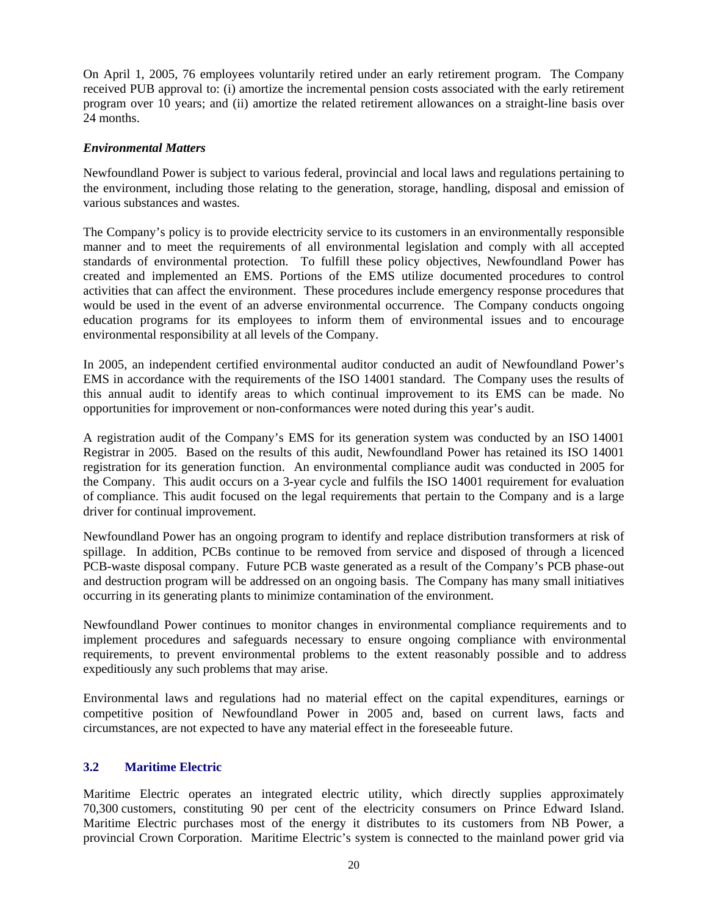On April 1, 2005, 76 employees voluntarily retired under an early retirement program. The Company received PUB approval to: (i) amortize the incremental pension costs associated with the early retirement program over 10 years; and (ii) amortize the related retirement allowances on a straight-line basis over 24 months.

***Environmental Matters***

Newfoundland Power is subject to various federal, provincial and local laws and regulations pertaining to the environment, including those relating to the generation, storage, handling, disposal and emission of various substances and wastes.

The Company's policy is to provide electricity service to its customers in an environmentally responsible manner and to meet the requirements of all environmental legislation and comply with all accepted standards of environmental protection. To fulfill these policy objectives, Newfoundland Power has created and implemented an EMS. Portions of the EMS utilize documented procedures to control activities that can affect the environment. These procedures include emergency response procedures that would be used in the event of an adverse environmental occurrence. The Company conducts ongoing education programs for its employees to inform them of environmental issues and to encourage environmental responsibility at all levels of the Company.

In 2005, an independent certified environmental auditor conducted an audit of Newfoundland Power's EMS in accordance with the requirements of the ISO 14001 standard. The Company uses the results of this annual audit to identify areas to which continual improvement to its EMS can be made. No opportunities for improvement or non-conformances were noted during this year's audit.

A registration audit of the Company's EMS for its generation system was conducted by an ISO 14001 Registrar in 2005. Based on the results of this audit, Newfoundland Power has retained its ISO 14001 registration for its generation function. An environmental compliance audit was conducted in 2005 for the Company. This audit occurs on a 3-year cycle and fulfils the ISO 14001 requirement for evaluation of compliance. This audit focused on the legal requirements that pertain to the Company and is a large driver for continual improvement.

Newfoundland Power has an ongoing program to identify and replace distribution transformers at risk of spillage. In addition, PCBs continue to be removed from service and disposed of through a licenced PCB-waste disposal company. Future PCB waste generated as a result of the Company's PCB phase-out and destruction program will be addressed on an ongoing basis. The Company has many small initiatives occurring in its generating plants to minimize contamination of the environment.

Newfoundland Power continues to monitor changes in environmental compliance requirements and to implement procedures and safeguards necessary to ensure ongoing compliance with environmental requirements, to prevent environmental problems to the extent reasonably possible and to address expeditiously any such problems that may arise.

Environmental laws and regulations had no material effect on the capital expenditures, earnings or competitive position of Newfoundland Power in 2005 and, based on current laws, facts and circumstances, are not expected to have any material effect in the foreseeable future.

### 3.2 Maritime Electric

Maritime Electric operates an integrated electric utility, which directly supplies approximately 70,300 customers, constituting 90 per cent of the electricity consumers on Prince Edward Island. Maritime Electric purchases most of the energy it distributes to its customers from NB Power, a provincial Crown Corporation. Maritime Electric's system is connected to the mainland power grid via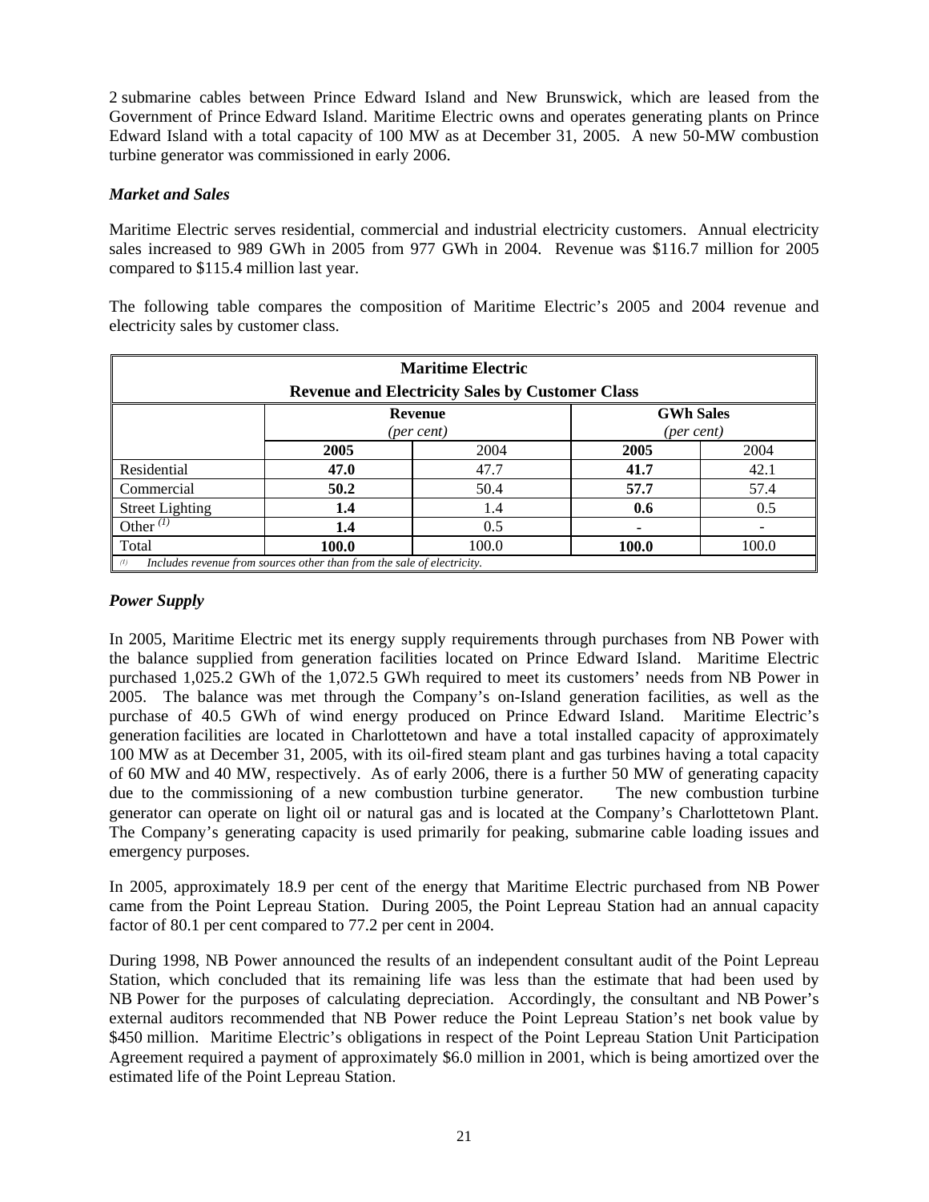2 submarine cables between Prince Edward Island and New Brunswick, which are leased from the Government of Prince Edward Island. Maritime Electric owns and operates generating plants on Prince Edward Island with a total capacity of 100 MW as at December 31, 2005. A new 50-MW combustion turbine generator was commissioned in early 2006.

### *Market and Sales*

Maritime Electric serves residential, commercial and industrial electricity customers. Annual electricity sales increased to 989 GWh in 2005 from 977 GWh in 2004. Revenue was $116.7 million for 2005 compared to $115.4 million last year.

The following table compares the composition of Maritime Electric's 2005 and 2004 revenue and electricity sales by customer class.

**Maritime Electric**
**Revenue and Electricity Sales by Customer Class**

| | **Revenue** *(per cent)* | | **GWh Sales** *(per cent)* | |
|---|---|---|---|---|
| | **2005** | 2004 | **2005** | 2004 |
| Residential | **47.0** | 47.7 | **41.7** | 42.1 |
| Commercial | **50.2** | 50.4 | **57.7** | 57.4 |
| Street Lighting | **1.4** | 1.4 | **0.6** | 0.5 |
| Other [(1)] | **1.4** | 0.5 | **-** | - |
| Total | **100.0** | 100.0 | **100.0** | 100.0 |

[(1)] *Includes revenue from sources other than from the sale of electricity.*

### *Power Supply*

In 2005, Maritime Electric met its energy supply requirements through purchases from NB Power with the balance supplied from generation facilities located on Prince Edward Island. Maritime Electric purchased 1,025.2 GWh of the 1,072.5 GWh required to meet its customers' needs from NB Power in 2005. The balance was met through the Company's on-Island generation facilities, as well as the purchase of 40.5 GWh of wind energy produced on Prince Edward Island. Maritime Electric's generation facilities are located in Charlottetown and have a total installed capacity of approximately 100 MW as at December 31, 2005, with its oil-fired steam plant and gas turbines having a total capacity of 60 MW and 40 MW, respectively. As of early 2006, there is a further 50 MW of generating capacity due to the commissioning of a new combustion turbine generator. The new combustion turbine generator can operate on light oil or natural gas and is located at the Company's Charlottetown Plant. The Company's generating capacity is used primarily for peaking, submarine cable loading issues and emergency purposes.

In 2005, approximately 18.9 per cent of the energy that Maritime Electric purchased from NB Power came from the Point Lepreau Station. During 2005, the Point Lepreau Station had an annual capacity factor of 80.1 per cent compared to 77.2 per cent in 2004.

During 1998, NB Power announced the results of an independent consultant audit of the Point Lepreau Station, which concluded that its remaining life was less than the estimate that had been used by NB Power for the purposes of calculating depreciation. Accordingly, the consultant and NB Power's external auditors recommended that NB Power reduce the Point Lepreau Station's net book value by $450 million. Maritime Electric's obligations in respect of the Point Lepreau Station Unit Participation Agreement required a payment of approximately $6.0 million in 2001, which is being amortized over the estimated life of the Point Lepreau Station.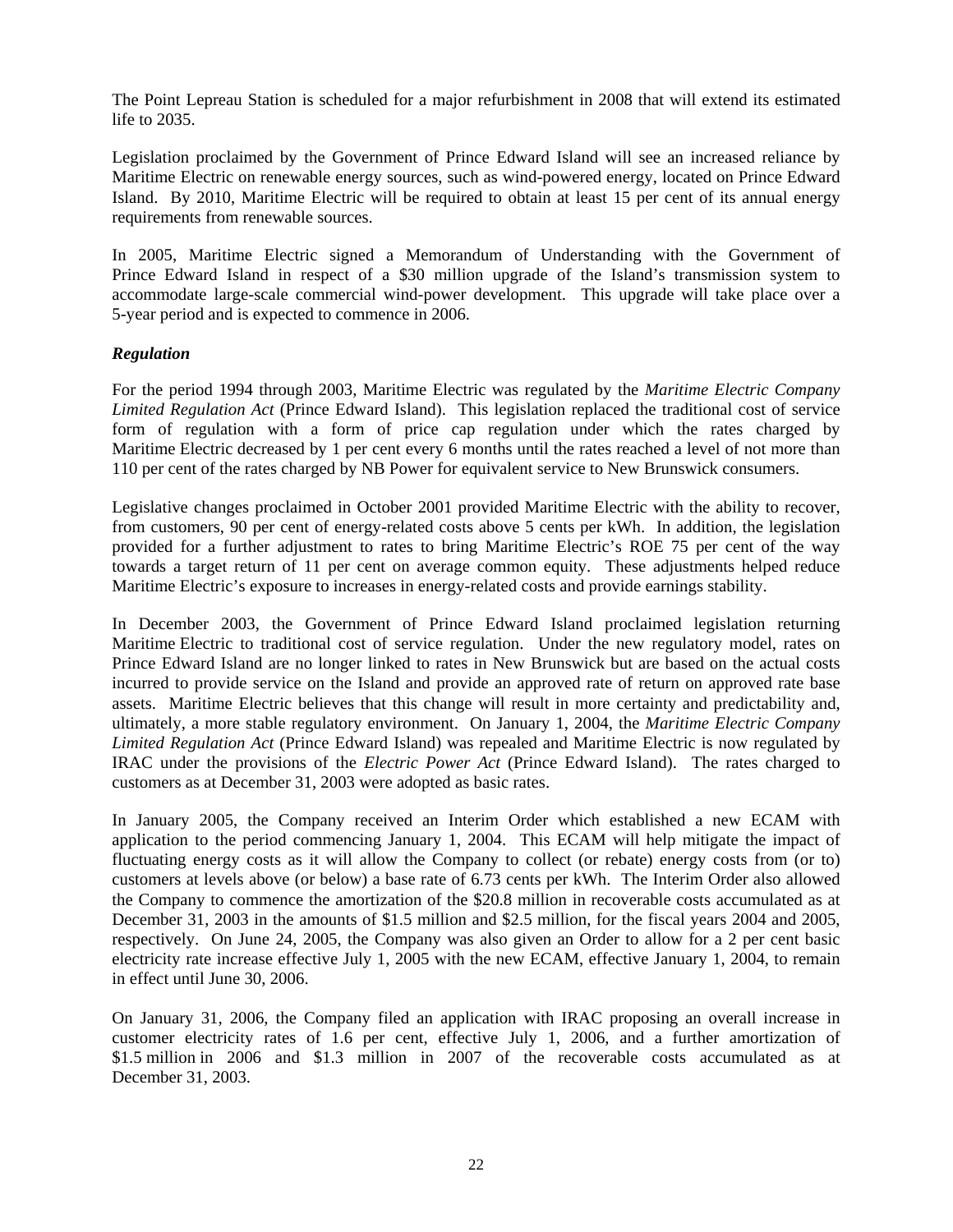The Point Lepreau Station is scheduled for a major refurbishment in 2008 that will extend its estimated life to 2035.

Legislation proclaimed by the Government of Prince Edward Island will see an increased reliance by Maritime Electric on renewable energy sources, such as wind-powered energy, located on Prince Edward Island. By 2010, Maritime Electric will be required to obtain at least 15 per cent of its annual energy requirements from renewable sources.

In 2005, Maritime Electric signed a Memorandum of Understanding with the Government of Prince Edward Island in respect of a $30 million upgrade of the Island's transmission system to accommodate large-scale commercial wind-power development. This upgrade will take place over a 5-year period and is expected to commence in 2006.

### *Regulation*

For the period 1994 through 2003, Maritime Electric was regulated by the *Maritime Electric Company Limited Regulation Act* (Prince Edward Island). This legislation replaced the traditional cost of service form of regulation with a form of price cap regulation under which the rates charged by Maritime Electric decreased by 1 per cent every 6 months until the rates reached a level of not more than 110 per cent of the rates charged by NB Power for equivalent service to New Brunswick consumers.

Legislative changes proclaimed in October 2001 provided Maritime Electric with the ability to recover, from customers, 90 per cent of energy-related costs above 5 cents per kWh. In addition, the legislation provided for a further adjustment to rates to bring Maritime Electric's ROE 75 per cent of the way towards a target return of 11 per cent on average common equity. These adjustments helped reduce Maritime Electric's exposure to increases in energy-related costs and provide earnings stability.

In December 2003, the Government of Prince Edward Island proclaimed legislation returning Maritime Electric to traditional cost of service regulation. Under the new regulatory model, rates on Prince Edward Island are no longer linked to rates in New Brunswick but are based on the actual costs incurred to provide service on the Island and provide an approved rate of return on approved rate base assets. Maritime Electric believes that this change will result in more certainty and predictability and, ultimately, a more stable regulatory environment. On January 1, 2004, the *Maritime Electric Company Limited Regulation Act* (Prince Edward Island) was repealed and Maritime Electric is now regulated by IRAC under the provisions of the *Electric Power Act* (Prince Edward Island). The rates charged to customers as at December 31, 2003 were adopted as basic rates.

In January 2005, the Company received an Interim Order which established a new ECAM with application to the period commencing January 1, 2004. This ECAM will help mitigate the impact of fluctuating energy costs as it will allow the Company to collect (or rebate) energy costs from (or to) customers at levels above (or below) a base rate of 6.73 cents per kWh. The Interim Order also allowed the Company to commence the amortization of the $20.8 million in recoverable costs accumulated as at December 31, 2003 in the amounts of $1.5 million and $2.5 million, for the fiscal years 2004 and 2005, respectively. On June 24, 2005, the Company was also given an Order to allow for a 2 per cent basic electricity rate increase effective July 1, 2005 with the new ECAM, effective January 1, 2004, to remain in effect until June 30, 2006.

On January 31, 2006, the Company filed an application with IRAC proposing an overall increase in customer electricity rates of 1.6 per cent, effective July 1, 2006, and a further amortization of $1.5 million in 2006 and $1.3 million in 2007 of the recoverable costs accumulated as at December 31, 2003.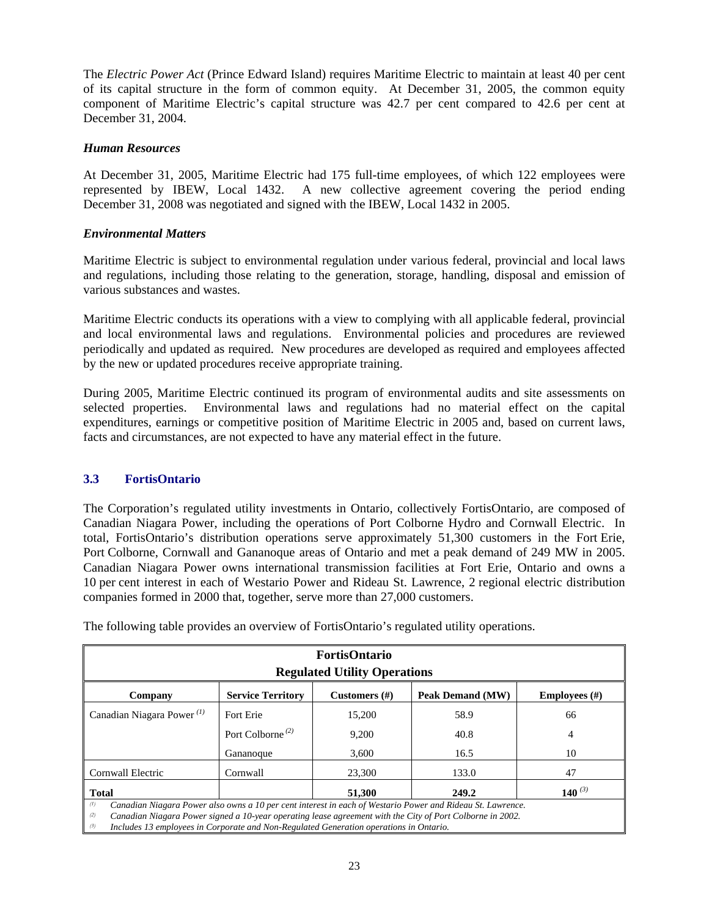The *Electric Power Act* (Prince Edward Island) requires Maritime Electric to maintain at least 40 per cent of its capital structure in the form of common equity. At December 31, 2005, the common equity component of Maritime Electric's capital structure was 42.7 per cent compared to 42.6 per cent at December 31, 2004.

#### *Human Resources*

At December 31, 2005, Maritime Electric had 175 full-time employees, of which 122 employees were represented by IBEW, Local 1432. A new collective agreement covering the period ending December 31, 2008 was negotiated and signed with the IBEW, Local 1432 in 2005.

#### *Environmental Matters*

Maritime Electric is subject to environmental regulation under various federal, provincial and local laws and regulations, including those relating to the generation, storage, handling, disposal and emission of various substances and wastes.

Maritime Electric conducts its operations with a view to complying with all applicable federal, provincial and local environmental laws and regulations. Environmental policies and procedures are reviewed periodically and updated as required. New procedures are developed as required and employees affected by the new or updated procedures receive appropriate training.

During 2005, Maritime Electric continued its program of environmental audits and site assessments on selected properties. Environmental laws and regulations had no material effect on the capital expenditures, earnings or competitive position of Maritime Electric in 2005 and, based on current laws, facts and circumstances, are not expected to have any material effect in the future.

### 3.3 FortisOntario

The Corporation's regulated utility investments in Ontario, collectively FortisOntario, are composed of Canadian Niagara Power, including the operations of Port Colborne Hydro and Cornwall Electric. In total, FortisOntario's distribution operations serve approximately 51,300 customers in the Fort Erie, Port Colborne, Cornwall and Gananoque areas of Ontario and met a peak demand of 249 MW in 2005. Canadian Niagara Power owns international transmission facilities at Fort Erie, Ontario and owns a 10 per cent interest in each of Westario Power and Rideau St. Lawrence, 2 regional electric distribution companies formed in 2000 that, together, serve more than 27,000 customers.

The following table provides an overview of FortisOntario's regulated utility operations.

**FortisOntario**
**Regulated Utility Operations**

| Company | Service Territory | Customers (#) | Peak Demand (MW) | Employees (#) |
|---|---|---|---|---|
| Canadian Niagara Power [(1)] | Fort Erie | 15,200 | 58.9 | 66 |
| | Port Colborne [(2)] | 9,200 | 40.8 | 4 |
| | Gananoque | 3,600 | 16.5 | 10 |
| Cornwall Electric | Cornwall | 23,300 | 133.0 | 47 |
| **Total** | | **51,300** | **249.2** | **140** [(3)] |

*(1) Canadian Niagara Power also owns a 10 per cent interest in each of Westario Power and Rideau St. Lawrence.*
*(2) Canadian Niagara Power signed a 10-year operating lease agreement with the City of Port Colborne in 2002.*
*(3) Includes 13 employees in Corporate and Non-Regulated Generation operations in Ontario.*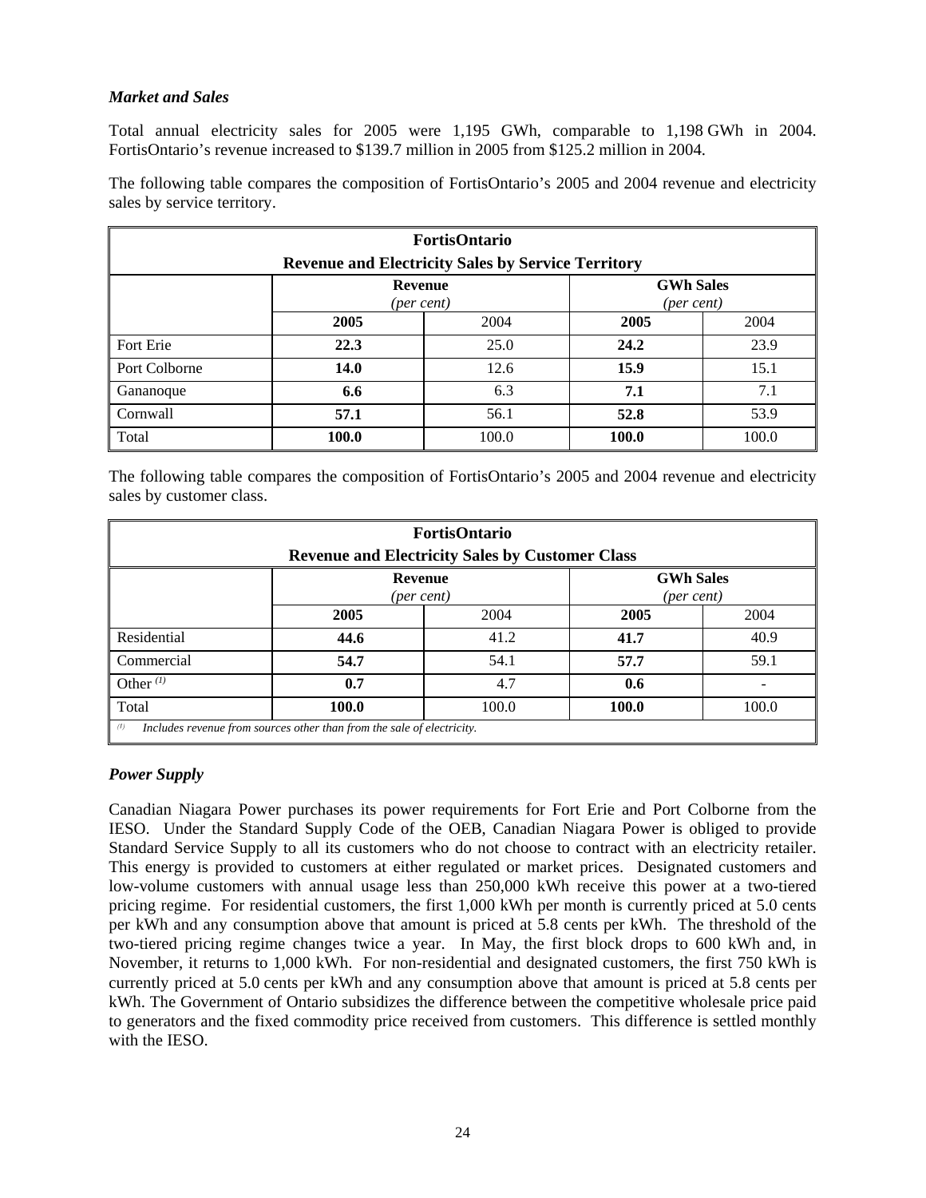### *Market and Sales*

Total annual electricity sales for 2005 were 1,195 GWh, comparable to 1,198 GWh in 2004. FortisOntario's revenue increased to $139.7 million in 2005 from $125.2 million in 2004.

The following table compares the composition of FortisOntario's 2005 and 2004 revenue and electricity sales by service territory.

| FortisOntario Revenue and Electricity Sales by Service Territory | | | | |
|---|---|---|---|---|
| | **Revenue** *(per cent)* | | **GWh Sales** *(per cent)* | |
| | **2005** | 2004 | **2005** | 2004 |
| Fort Erie | **22.3** | 25.0 | **24.2** | 23.9 |
| Port Colborne | **14.0** | 12.6 | **15.9** | 15.1 |
| Gananoque | **6.6** | 6.3 | **7.1** | 7.1 |
| Cornwall | **57.1** | 56.1 | **52.8** | 53.9 |
| Total | **100.0** | 100.0 | **100.0** | 100.0 |

The following table compares the composition of FortisOntario's 2005 and 2004 revenue and electricity sales by customer class.

| FortisOntario Revenue and Electricity Sales by Customer Class | | | | |
|---|---|---|---|---|
| | **Revenue** *(per cent)* | | **GWh Sales** *(per cent)* | |
| | **2005** | 2004 | **2005** | 2004 |
| Residential | **44.6** | 41.2 | **41.7** | 40.9 |
| Commercial | **54.7** | 54.1 | **57.7** | 59.1 |
| Other [(1)] | **0.7** | 4.7 | **0.6** | - |
| Total | **100.0** | 100.0 | **100.0** | 100.0 |

[(1)] *Includes revenue from sources other than from the sale of electricity.*

### *Power Supply*

Canadian Niagara Power purchases its power requirements for Fort Erie and Port Colborne from the IESO. Under the Standard Supply Code of the OEB, Canadian Niagara Power is obliged to provide Standard Service Supply to all its customers who do not choose to contract with an electricity retailer. This energy is provided to customers at either regulated or market prices. Designated customers and low-volume customers with annual usage less than 250,000 kWh receive this power at a two-tiered pricing regime. For residential customers, the first 1,000 kWh per month is currently priced at 5.0 cents per kWh and any consumption above that amount is priced at 5.8 cents per kWh. The threshold of the two-tiered pricing regime changes twice a year. In May, the first block drops to 600 kWh and, in November, it returns to 1,000 kWh. For non-residential and designated customers, the first 750 kWh is currently priced at 5.0 cents per kWh and any consumption above that amount is priced at 5.8 cents per kWh. The Government of Ontario subsidizes the difference between the competitive wholesale price paid to generators and the fixed commodity price received from customers. This difference is settled monthly with the IESO.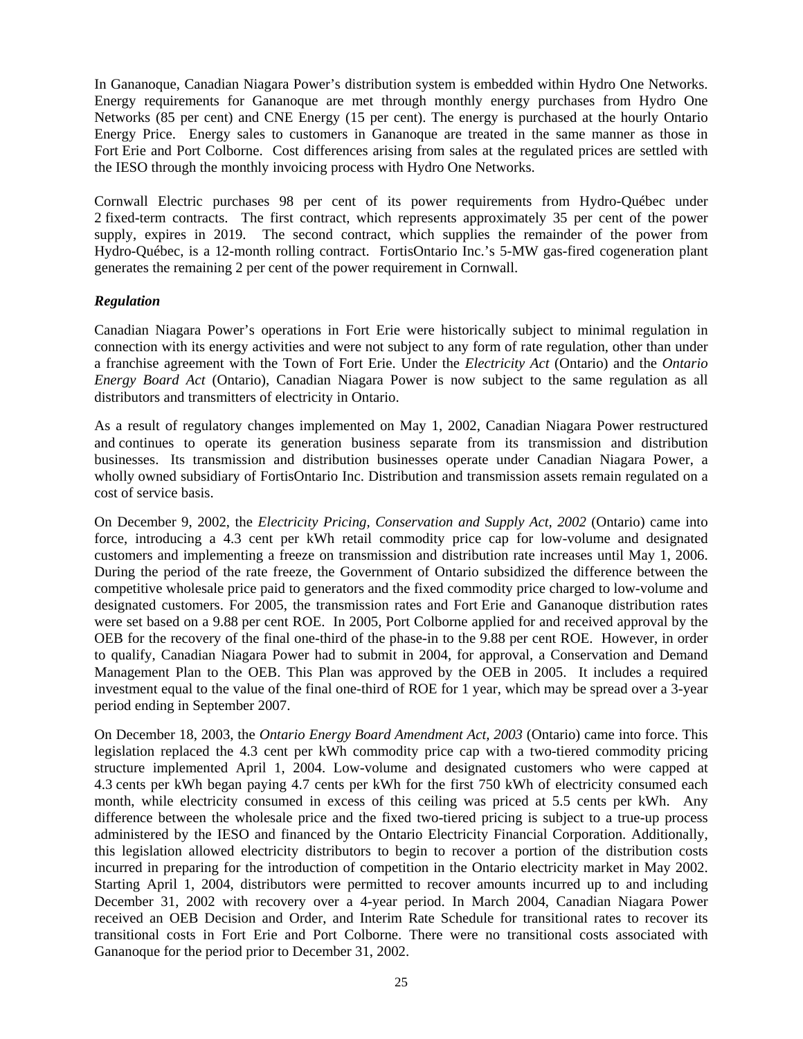In Gananoque, Canadian Niagara Power's distribution system is embedded within Hydro One Networks. Energy requirements for Gananoque are met through monthly energy purchases from Hydro One Networks (85 per cent) and CNE Energy (15 per cent). The energy is purchased at the hourly Ontario Energy Price. Energy sales to customers in Gananoque are treated in the same manner as those in Fort Erie and Port Colborne. Cost differences arising from sales at the regulated prices are settled with the IESO through the monthly invoicing process with Hydro One Networks.

Cornwall Electric purchases 98 per cent of its power requirements from Hydro-Québec under 2 fixed-term contracts. The first contract, which represents approximately 35 per cent of the power supply, expires in 2019. The second contract, which supplies the remainder of the power from Hydro-Québec, is a 12-month rolling contract. FortisOntario Inc.'s 5-MW gas-fired cogeneration plant generates the remaining 2 per cent of the power requirement in Cornwall.

***Regulation***

Canadian Niagara Power's operations in Fort Erie were historically subject to minimal regulation in connection with its energy activities and were not subject to any form of rate regulation, other than under a franchise agreement with the Town of Fort Erie. Under the *Electricity Act* (Ontario) and the *Ontario Energy Board Act* (Ontario), Canadian Niagara Power is now subject to the same regulation as all distributors and transmitters of electricity in Ontario.

As a result of regulatory changes implemented on May 1, 2002, Canadian Niagara Power restructured and continues to operate its generation business separate from its transmission and distribution businesses. Its transmission and distribution businesses operate under Canadian Niagara Power, a wholly owned subsidiary of FortisOntario Inc. Distribution and transmission assets remain regulated on a cost of service basis.

On December 9, 2002, the *Electricity Pricing, Conservation and Supply Act, 2002* (Ontario) came into force, introducing a 4.3 cent per kWh retail commodity price cap for low-volume and designated customers and implementing a freeze on transmission and distribution rate increases until May 1, 2006. During the period of the rate freeze, the Government of Ontario subsidized the difference between the competitive wholesale price paid to generators and the fixed commodity price charged to low-volume and designated customers. For 2005, the transmission rates and Fort Erie and Gananoque distribution rates were set based on a 9.88 per cent ROE. In 2005, Port Colborne applied for and received approval by the OEB for the recovery of the final one-third of the phase-in to the 9.88 per cent ROE. However, in order to qualify, Canadian Niagara Power had to submit in 2004, for approval, a Conservation and Demand Management Plan to the OEB. This Plan was approved by the OEB in 2005. It includes a required investment equal to the value of the final one-third of ROE for 1 year, which may be spread over a 3-year period ending in September 2007.

On December 18, 2003, the *Ontario Energy Board Amendment Act, 2003* (Ontario) came into force. This legislation replaced the 4.3 cent per kWh commodity price cap with a two-tiered commodity pricing structure implemented April 1, 2004. Low-volume and designated customers who were capped at 4.3 cents per kWh began paying 4.7 cents per kWh for the first 750 kWh of electricity consumed each month, while electricity consumed in excess of this ceiling was priced at 5.5 cents per kWh. Any difference between the wholesale price and the fixed two-tiered pricing is subject to a true-up process administered by the IESO and financed by the Ontario Electricity Financial Corporation. Additionally, this legislation allowed electricity distributors to begin to recover a portion of the distribution costs incurred in preparing for the introduction of competition in the Ontario electricity market in May 2002. Starting April 1, 2004, distributors were permitted to recover amounts incurred up to and including December 31, 2002 with recovery over a 4-year period. In March 2004, Canadian Niagara Power received an OEB Decision and Order, and Interim Rate Schedule for transitional rates to recover its transitional costs in Fort Erie and Port Colborne. There were no transitional costs associated with Gananoque for the period prior to December 31, 2002.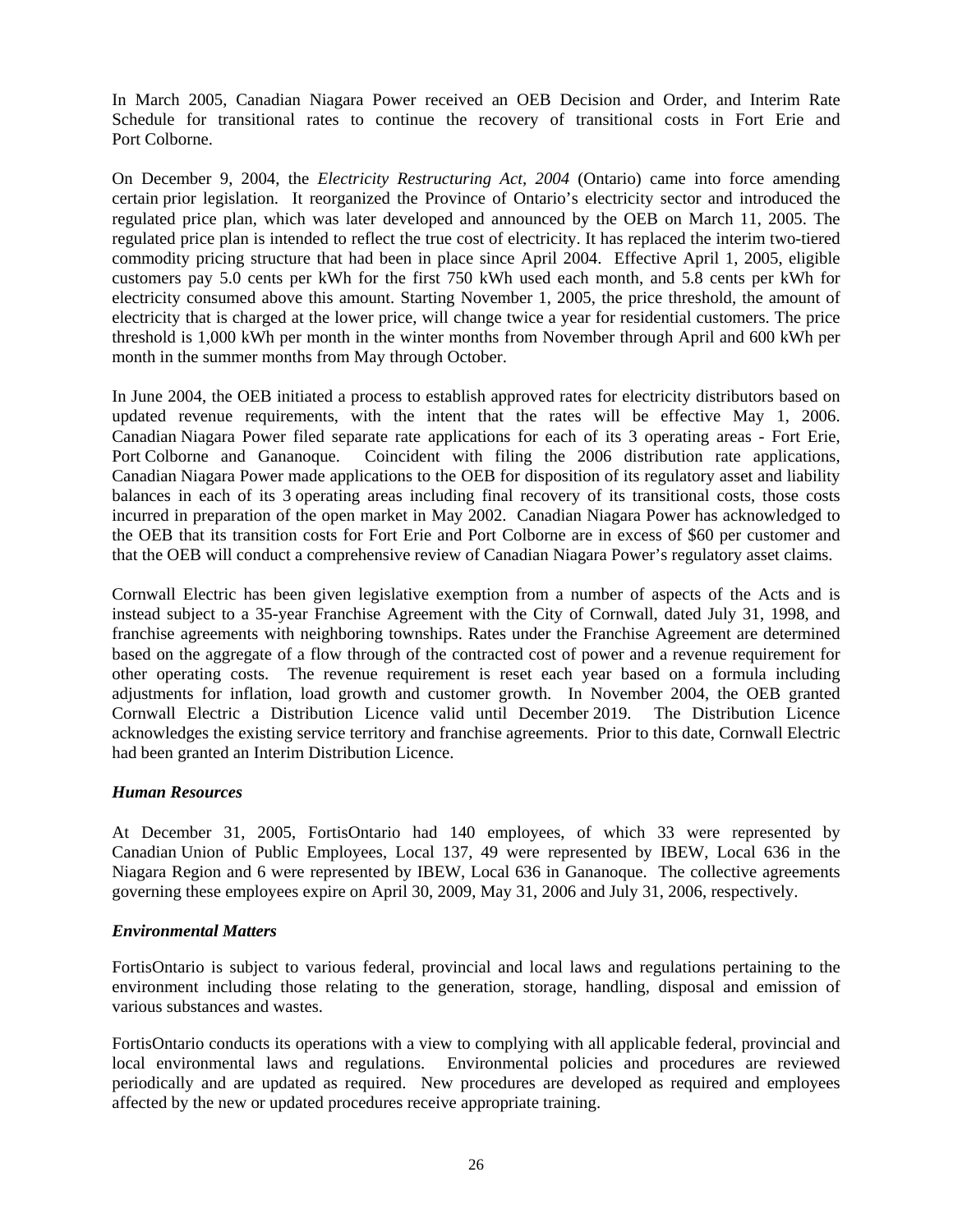In March 2005, Canadian Niagara Power received an OEB Decision and Order, and Interim Rate Schedule for transitional rates to continue the recovery of transitional costs in Fort Erie and Port Colborne.

On December 9, 2004, the *Electricity Restructuring Act, 2004* (Ontario) came into force amending certain prior legislation. It reorganized the Province of Ontario's electricity sector and introduced the regulated price plan, which was later developed and announced by the OEB on March 11, 2005. The regulated price plan is intended to reflect the true cost of electricity. It has replaced the interim two-tiered commodity pricing structure that had been in place since April 2004. Effective April 1, 2005, eligible customers pay 5.0 cents per kWh for the first 750 kWh used each month, and 5.8 cents per kWh for electricity consumed above this amount. Starting November 1, 2005, the price threshold, the amount of electricity that is charged at the lower price, will change twice a year for residential customers. The price threshold is 1,000 kWh per month in the winter months from November through April and 600 kWh per month in the summer months from May through October.

In June 2004, the OEB initiated a process to establish approved rates for electricity distributors based on updated revenue requirements, with the intent that the rates will be effective May 1, 2006. Canadian Niagara Power filed separate rate applications for each of its 3 operating areas - Fort Erie, Port Colborne and Gananoque. Coincident with filing the 2006 distribution rate applications, Canadian Niagara Power made applications to the OEB for disposition of its regulatory asset and liability balances in each of its 3 operating areas including final recovery of its transitional costs, those costs incurred in preparation of the open market in May 2002. Canadian Niagara Power has acknowledged to the OEB that its transition costs for Fort Erie and Port Colborne are in excess of $60 per customer and that the OEB will conduct a comprehensive review of Canadian Niagara Power's regulatory asset claims.

Cornwall Electric has been given legislative exemption from a number of aspects of the Acts and is instead subject to a 35-year Franchise Agreement with the City of Cornwall, dated July 31, 1998, and franchise agreements with neighboring townships. Rates under the Franchise Agreement are determined based on the aggregate of a flow through of the contracted cost of power and a revenue requirement for other operating costs. The revenue requirement is reset each year based on a formula including adjustments for inflation, load growth and customer growth. In November 2004, the OEB granted Cornwall Electric a Distribution Licence valid until December 2019. The Distribution Licence acknowledges the existing service territory and franchise agreements. Prior to this date, Cornwall Electric had been granted an Interim Distribution Licence.

***Human Resources***

At December 31, 2005, FortisOntario had 140 employees, of which 33 were represented by Canadian Union of Public Employees, Local 137, 49 were represented by IBEW, Local 636 in the Niagara Region and 6 were represented by IBEW, Local 636 in Gananoque. The collective agreements governing these employees expire on April 30, 2009, May 31, 2006 and July 31, 2006, respectively.

***Environmental Matters***

FortisOntario is subject to various federal, provincial and local laws and regulations pertaining to the environment including those relating to the generation, storage, handling, disposal and emission of various substances and wastes.

FortisOntario conducts its operations with a view to complying with all applicable federal, provincial and local environmental laws and regulations. Environmental policies and procedures are reviewed periodically and are updated as required. New procedures are developed as required and employees affected by the new or updated procedures receive appropriate training.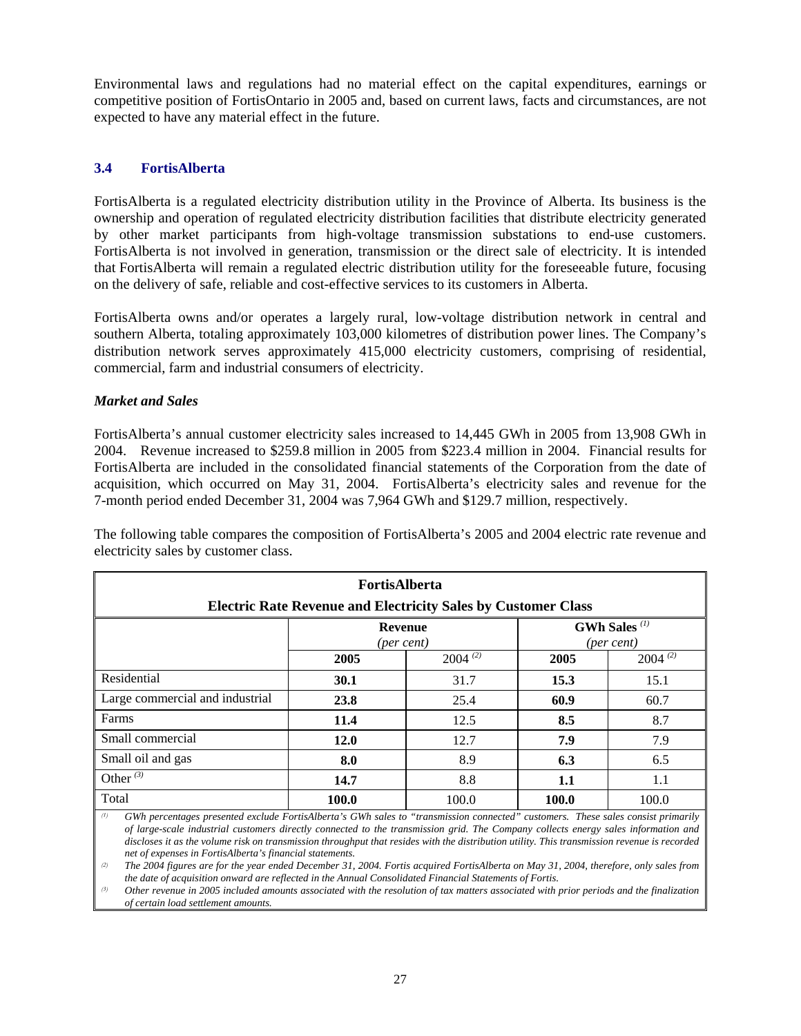Environmental laws and regulations had no material effect on the capital expenditures, earnings or competitive position of FortisOntario in 2005 and, based on current laws, facts and circumstances, are not expected to have any material effect in the future.

## 3.4 FortisAlberta

FortisAlberta is a regulated electricity distribution utility in the Province of Alberta. Its business is the ownership and operation of regulated electricity distribution facilities that distribute electricity generated by other market participants from high-voltage transmission substations to end-use customers. FortisAlberta is not involved in generation, transmission or the direct sale of electricity. It is intended that FortisAlberta will remain a regulated electric distribution utility for the foreseeable future, focusing on the delivery of safe, reliable and cost-effective services to its customers in Alberta.

FortisAlberta owns and/or operates a largely rural, low-voltage distribution network in central and southern Alberta, totaling approximately 103,000 kilometres of distribution power lines. The Company's distribution network serves approximately 415,000 electricity customers, comprising of residential, commercial, farm and industrial consumers of electricity.

### *Market and Sales*

FortisAlberta's annual customer electricity sales increased to 14,445 GWh in 2005 from 13,908 GWh in 2004. Revenue increased to $259.8 million in 2005 from $223.4 million in 2004. Financial results for FortisAlberta are included in the consolidated financial statements of the Corporation from the date of acquisition, which occurred on May 31, 2004. FortisAlberta's electricity sales and revenue for the 7-month period ended December 31, 2004 was 7,964 GWh and $129.7 million, respectively.

The following table compares the composition of FortisAlberta's 2005 and 2004 electric rate revenue and electricity sales by customer class.

**FortisAlberta**
**Electric Rate Revenue and Electricity Sales by Customer Class**

| | Revenue *(per cent)* | | GWh Sales [(1)] *(per cent)* | |
|---|---|---|---|---|
| | **2005** | 2004 [(2)] | **2005** | 2004 [(2)] |
| Residential | **30.1** | 31.7 | **15.3** | 15.1 |
| Large commercial and industrial | **23.8** | 25.4 | **60.9** | 60.7 |
| Farms | **11.4** | 12.5 | **8.5** | 8.7 |
| Small commercial | **12.0** | 12.7 | **7.9** | 7.9 |
| Small oil and gas | **8.0** | 8.9 | **6.3** | 6.5 |
| Other [(3)] | **14.7** | 8.8 | **1.1** | 1.1 |
| Total | **100.0** | 100.0 | **100.0** | 100.0 |

*(1) GWh percentages presented exclude FortisAlberta's GWh sales to "transmission connected" customers. These sales consist primarily of large-scale industrial customers directly connected to the transmission grid. The Company collects energy sales information and discloses it as the volume risk on transmission throughput that resides with the distribution utility. This transmission revenue is recorded net of expenses in FortisAlberta's financial statements.*

*(2) The 2004 figures are for the year ended December 31, 2004. Fortis acquired FortisAlberta on May 31, 2004, therefore, only sales from the date of acquisition onward are reflected in the Annual Consolidated Financial Statements of Fortis.*

*(3) Other revenue in 2005 included amounts associated with the resolution of tax matters associated with prior periods and the finalization of certain load settlement amounts.*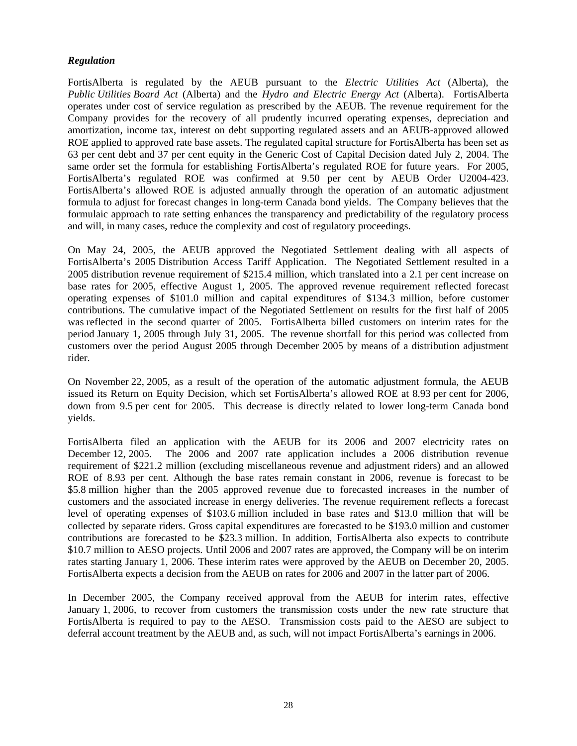### *Regulation*

FortisAlberta is regulated by the AEUB pursuant to the *Electric Utilities Act* (Alberta), the *Public Utilities Board Act* (Alberta) and the *Hydro and Electric Energy Act* (Alberta). FortisAlberta operates under cost of service regulation as prescribed by the AEUB. The revenue requirement for the Company provides for the recovery of all prudently incurred operating expenses, depreciation and amortization, income tax, interest on debt supporting regulated assets and an AEUB-approved allowed ROE applied to approved rate base assets. The regulated capital structure for FortisAlberta has been set as 63 per cent debt and 37 per cent equity in the Generic Cost of Capital Decision dated July 2, 2004. The same order set the formula for establishing FortisAlberta's regulated ROE for future years. For 2005, FortisAlberta's regulated ROE was confirmed at 9.50 per cent by AEUB Order U2004-423. FortisAlberta's allowed ROE is adjusted annually through the operation of an automatic adjustment formula to adjust for forecast changes in long-term Canada bond yields. The Company believes that the formulaic approach to rate setting enhances the transparency and predictability of the regulatory process and will, in many cases, reduce the complexity and cost of regulatory proceedings.

On May 24, 2005, the AEUB approved the Negotiated Settlement dealing with all aspects of FortisAlberta's 2005 Distribution Access Tariff Application. The Negotiated Settlement resulted in a 2005 distribution revenue requirement of $215.4 million, which translated into a 2.1 per cent increase on base rates for 2005, effective August 1, 2005. The approved revenue requirement reflected forecast operating expenses of $101.0 million and capital expenditures of $134.3 million, before customer contributions. The cumulative impact of the Negotiated Settlement on results for the first half of 2005 was reflected in the second quarter of 2005. FortisAlberta billed customers on interim rates for the period January 1, 2005 through July 31, 2005. The revenue shortfall for this period was collected from customers over the period August 2005 through December 2005 by means of a distribution adjustment rider.

On November 22, 2005, as a result of the operation of the automatic adjustment formula, the AEUB issued its Return on Equity Decision, which set FortisAlberta's allowed ROE at 8.93 per cent for 2006, down from 9.5 per cent for 2005. This decrease is directly related to lower long-term Canada bond yields.

FortisAlberta filed an application with the AEUB for its 2006 and 2007 electricity rates on December 12, 2005. The 2006 and 2007 rate application includes a 2006 distribution revenue requirement of $221.2 million (excluding miscellaneous revenue and adjustment riders) and an allowed ROE of 8.93 per cent. Although the base rates remain constant in 2006, revenue is forecast to be $5.8 million higher than the 2005 approved revenue due to forecasted increases in the number of customers and the associated increase in energy deliveries. The revenue requirement reflects a forecast level of operating expenses of $103.6 million included in base rates and $13.0 million that will be collected by separate riders. Gross capital expenditures are forecasted to be $193.0 million and customer contributions are forecasted to be $23.3 million. In addition, FortisAlberta also expects to contribute $10.7 million to AESO projects. Until 2006 and 2007 rates are approved, the Company will be on interim rates starting January 1, 2006. These interim rates were approved by the AEUB on December 20, 2005. FortisAlberta expects a decision from the AEUB on rates for 2006 and 2007 in the latter part of 2006.

In December 2005, the Company received approval from the AEUB for interim rates, effective January 1, 2006, to recover from customers the transmission costs under the new rate structure that FortisAlberta is required to pay to the AESO. Transmission costs paid to the AESO are subject to deferral account treatment by the AEUB and, as such, will not impact FortisAlberta's earnings in 2006.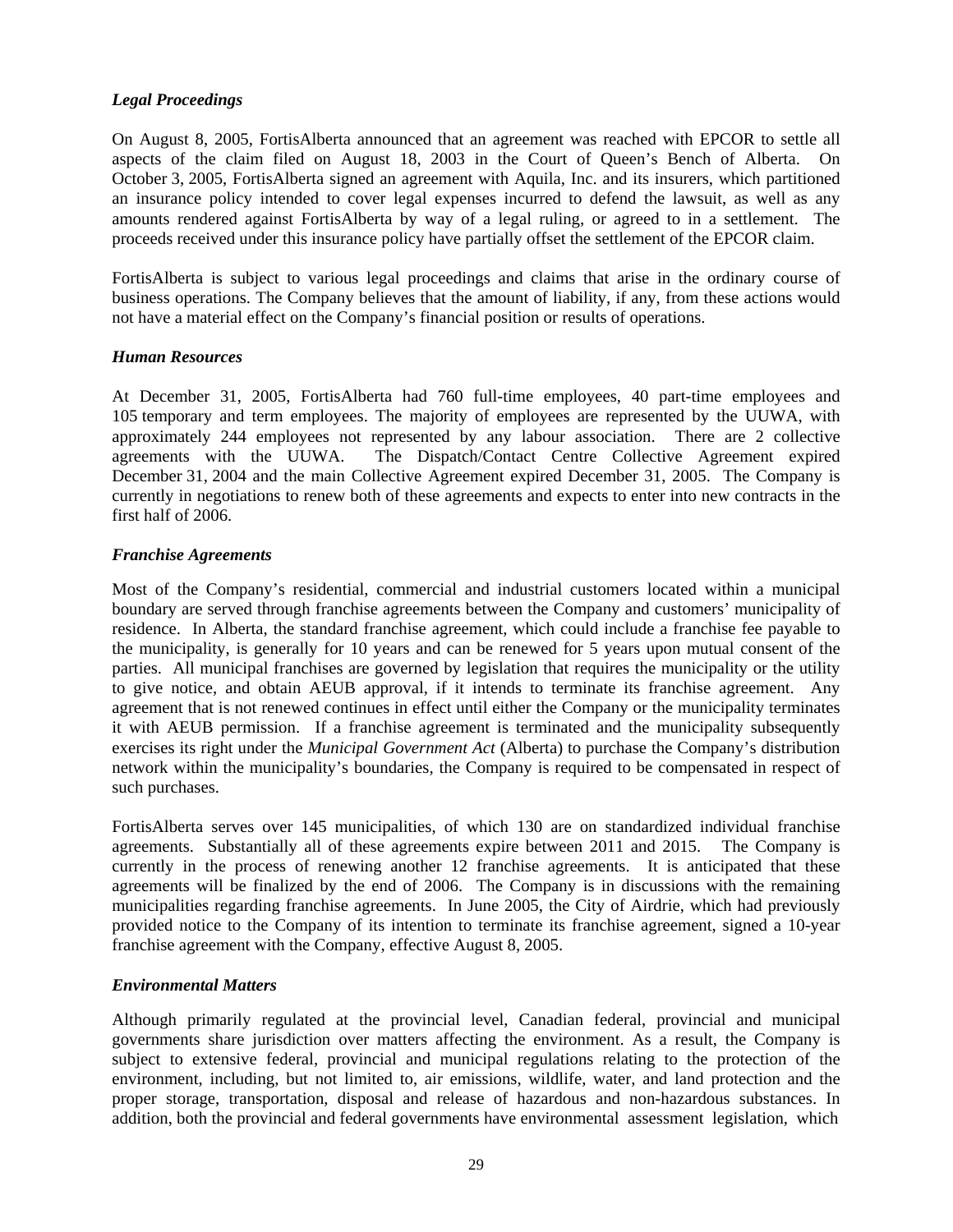### *Legal Proceedings*

On August 8, 2005, FortisAlberta announced that an agreement was reached with EPCOR to settle all aspects of the claim filed on August 18, 2003 in the Court of Queen's Bench of Alberta. On October 3, 2005, FortisAlberta signed an agreement with Aquila, Inc. and its insurers, which partitioned an insurance policy intended to cover legal expenses incurred to defend the lawsuit, as well as any amounts rendered against FortisAlberta by way of a legal ruling, or agreed to in a settlement. The proceeds received under this insurance policy have partially offset the settlement of the EPCOR claim.

FortisAlberta is subject to various legal proceedings and claims that arise in the ordinary course of business operations. The Company believes that the amount of liability, if any, from these actions would not have a material effect on the Company's financial position or results of operations.

### *Human Resources*

At December 31, 2005, FortisAlberta had 760 full-time employees, 40 part-time employees and 105 temporary and term employees. The majority of employees are represented by the UUWA, with approximately 244 employees not represented by any labour association. There are 2 collective agreements with the UUWA. The Dispatch/Contact Centre Collective Agreement expired December 31, 2004 and the main Collective Agreement expired December 31, 2005. The Company is currently in negotiations to renew both of these agreements and expects to enter into new contracts in the first half of 2006.

### *Franchise Agreements*

Most of the Company's residential, commercial and industrial customers located within a municipal boundary are served through franchise agreements between the Company and customers' municipality of residence. In Alberta, the standard franchise agreement, which could include a franchise fee payable to the municipality, is generally for 10 years and can be renewed for 5 years upon mutual consent of the parties. All municipal franchises are governed by legislation that requires the municipality or the utility to give notice, and obtain AEUB approval, if it intends to terminate its franchise agreement. Any agreement that is not renewed continues in effect until either the Company or the municipality terminates it with AEUB permission. If a franchise agreement is terminated and the municipality subsequently exercises its right under the *Municipal Government Act* (Alberta) to purchase the Company's distribution network within the municipality's boundaries, the Company is required to be compensated in respect of such purchases.

FortisAlberta serves over 145 municipalities, of which 130 are on standardized individual franchise agreements. Substantially all of these agreements expire between 2011 and 2015. The Company is currently in the process of renewing another 12 franchise agreements. It is anticipated that these agreements will be finalized by the end of 2006. The Company is in discussions with the remaining municipalities regarding franchise agreements. In June 2005, the City of Airdrie, which had previously provided notice to the Company of its intention to terminate its franchise agreement, signed a 10-year franchise agreement with the Company, effective August 8, 2005.

### *Environmental Matters*

Although primarily regulated at the provincial level, Canadian federal, provincial and municipal governments share jurisdiction over matters affecting the environment. As a result, the Company is subject to extensive federal, provincial and municipal regulations relating to the protection of the environment, including, but not limited to, air emissions, wildlife, water, and land protection and the proper storage, transportation, disposal and release of hazardous and non-hazardous substances. In addition, both the provincial and federal governments have environmental assessment legislation, which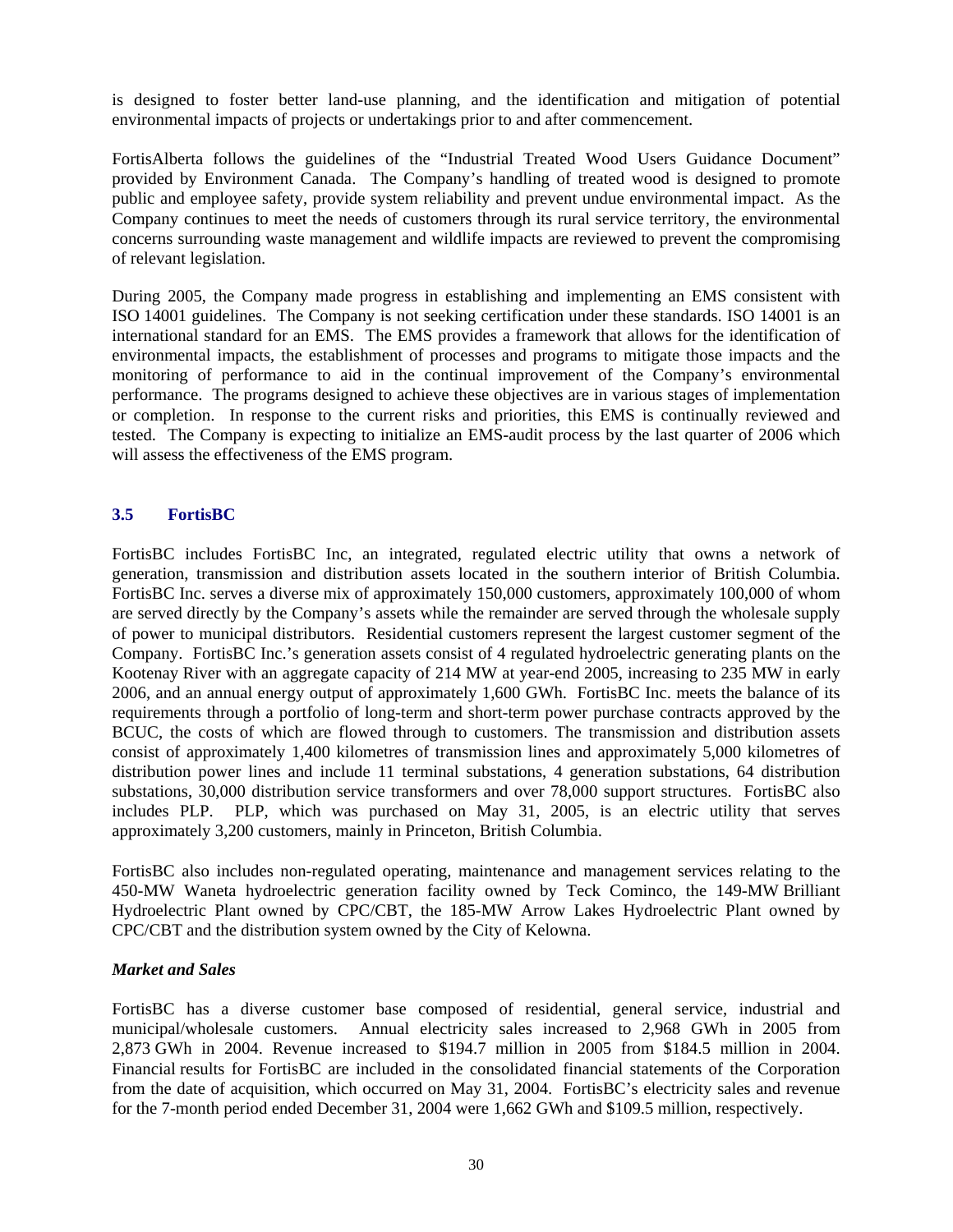is designed to foster better land-use planning, and the identification and mitigation of potential environmental impacts of projects or undertakings prior to and after commencement.

FortisAlberta follows the guidelines of the "Industrial Treated Wood Users Guidance Document" provided by Environment Canada. The Company's handling of treated wood is designed to promote public and employee safety, provide system reliability and prevent undue environmental impact. As the Company continues to meet the needs of customers through its rural service territory, the environmental concerns surrounding waste management and wildlife impacts are reviewed to prevent the compromising of relevant legislation.

During 2005, the Company made progress in establishing and implementing an EMS consistent with ISO 14001 guidelines. The Company is not seeking certification under these standards. ISO 14001 is an international standard for an EMS. The EMS provides a framework that allows for the identification of environmental impacts, the establishment of processes and programs to mitigate those impacts and the monitoring of performance to aid in the continual improvement of the Company's environmental performance. The programs designed to achieve these objectives are in various stages of implementation or completion. In response to the current risks and priorities, this EMS is continually reviewed and tested. The Company is expecting to initialize an EMS-audit process by the last quarter of 2006 which will assess the effectiveness of the EMS program.

## 3.5 FortisBC

FortisBC includes FortisBC Inc, an integrated, regulated electric utility that owns a network of generation, transmission and distribution assets located in the southern interior of British Columbia. FortisBC Inc. serves a diverse mix of approximately 150,000 customers, approximately 100,000 of whom are served directly by the Company's assets while the remainder are served through the wholesale supply of power to municipal distributors. Residential customers represent the largest customer segment of the Company. FortisBC Inc.'s generation assets consist of 4 regulated hydroelectric generating plants on the Kootenay River with an aggregate capacity of 214 MW at year-end 2005, increasing to 235 MW in early 2006, and an annual energy output of approximately 1,600 GWh. FortisBC Inc. meets the balance of its requirements through a portfolio of long-term and short-term power purchase contracts approved by the BCUC, the costs of which are flowed through to customers. The transmission and distribution assets consist of approximately 1,400 kilometres of transmission lines and approximately 5,000 kilometres of distribution power lines and include 11 terminal substations, 4 generation substations, 64 distribution substations, 30,000 distribution service transformers and over 78,000 support structures. FortisBC also includes PLP. PLP, which was purchased on May 31, 2005, is an electric utility that serves approximately 3,200 customers, mainly in Princeton, British Columbia.

FortisBC also includes non-regulated operating, maintenance and management services relating to the 450-MW Waneta hydroelectric generation facility owned by Teck Cominco, the 149-MW Brilliant Hydroelectric Plant owned by CPC/CBT, the 185-MW Arrow Lakes Hydroelectric Plant owned by CPC/CBT and the distribution system owned by the City of Kelowna.

### *Market and Sales*

FortisBC has a diverse customer base composed of residential, general service, industrial and municipal/wholesale customers. Annual electricity sales increased to 2,968 GWh in 2005 from 2,873 GWh in 2004. Revenue increased to $194.7 million in 2005 from $184.5 million in 2004. Financial results for FortisBC are included in the consolidated financial statements of the Corporation from the date of acquisition, which occurred on May 31, 2004. FortisBC's electricity sales and revenue for the 7-month period ended December 31, 2004 were 1,662 GWh and $109.5 million, respectively.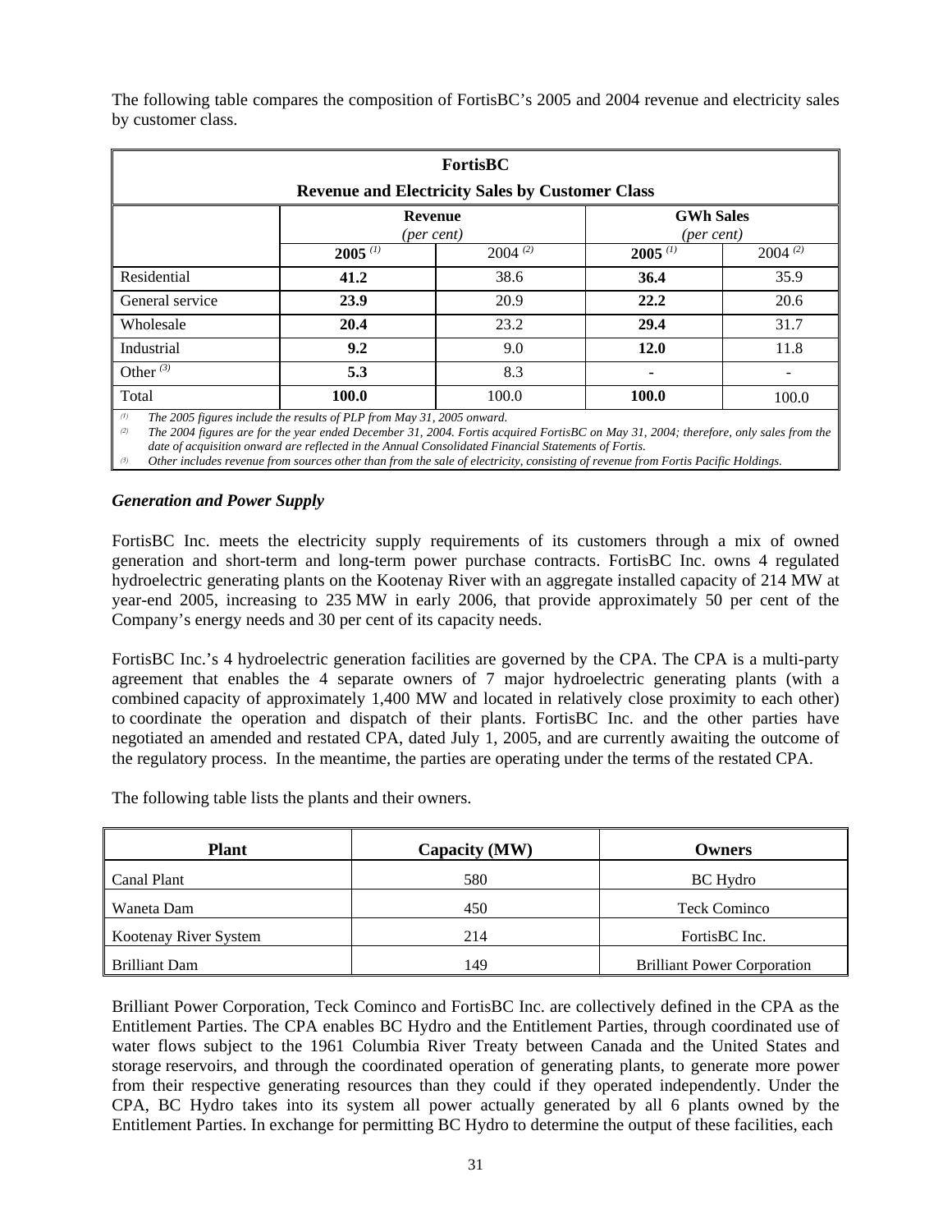The following table compares the composition of FortisBC's 2005 and 2004 revenue and electricity sales by customer class.

| FortisBC Revenue and Electricity Sales by Customer Class | | | | |
|---|---|---|---|---|
| | Revenue (*per cent*) | | GWh Sales (*per cent*) | |
| | **2005** [(1)] | 2004 [(2)] | **2005** [(1)] | 2004 [(2)] |
| Residential | **41.2** | 38.6 | **36.4** | 35.9 |
| General service | **23.9** | 20.9 | **22.2** | 20.6 |
| Wholesale | **20.4** | 23.2 | **29.4** | 31.7 |
| Industrial | **9.2** | 9.0 | **12.0** | 11.8 |
| Other [(3)] | **5.3** | 8.3 | **-** | - |
| Total | **100.0** | 100.0 | **100.0** | 100.0 |

(1) *The 2005 figures include the results of PLP from May 31, 2005 onward.*
(2) *The 2004 figures are for the year ended December 31, 2004. Fortis acquired FortisBC on May 31, 2004; therefore, only sales from the date of acquisition onward are reflected in the Annual Consolidated Financial Statements of Fortis.*
(3) *Other includes revenue from sources other than from the sale of electricity, consisting of revenue from Fortis Pacific Holdings.*

***Generation and Power Supply***

FortisBC Inc. meets the electricity supply requirements of its customers through a mix of owned generation and short-term and long-term power purchase contracts. FortisBC Inc. owns 4 regulated hydroelectric generating plants on the Kootenay River with an aggregate installed capacity of 214 MW at year-end 2005, increasing to 235 MW in early 2006, that provide approximately 50 per cent of the Company's energy needs and 30 per cent of its capacity needs.

FortisBC Inc.'s 4 hydroelectric generation facilities are governed by the CPA. The CPA is a multi-party agreement that enables the 4 separate owners of 7 major hydroelectric generating plants (with a combined capacity of approximately 1,400 MW and located in relatively close proximity to each other) to coordinate the operation and dispatch of their plants. FortisBC Inc. and the other parties have negotiated an amended and restated CPA, dated July 1, 2005, and are currently awaiting the outcome of the regulatory process. In the meantime, the parties are operating under the terms of the restated CPA.

The following table lists the plants and their owners.

| Plant | Capacity (MW) | Owners |
|---|---|---|
| Canal Plant | 580 | BC Hydro |
| Waneta Dam | 450 | Teck Cominco |
| Kootenay River System | 214 | FortisBC Inc. |
| Brilliant Dam | 149 | Brilliant Power Corporation |

Brilliant Power Corporation, Teck Cominco and FortisBC Inc. are collectively defined in the CPA as the Entitlement Parties. The CPA enables BC Hydro and the Entitlement Parties, through coordinated use of water flows subject to the 1961 Columbia River Treaty between Canada and the United States and storage reservoirs, and through the coordinated operation of generating plants, to generate more power from their respective generating resources than they could if they operated independently. Under the CPA, BC Hydro takes into its system all power actually generated by all 6 plants owned by the Entitlement Parties. In exchange for permitting BC Hydro to determine the output of these facilities, each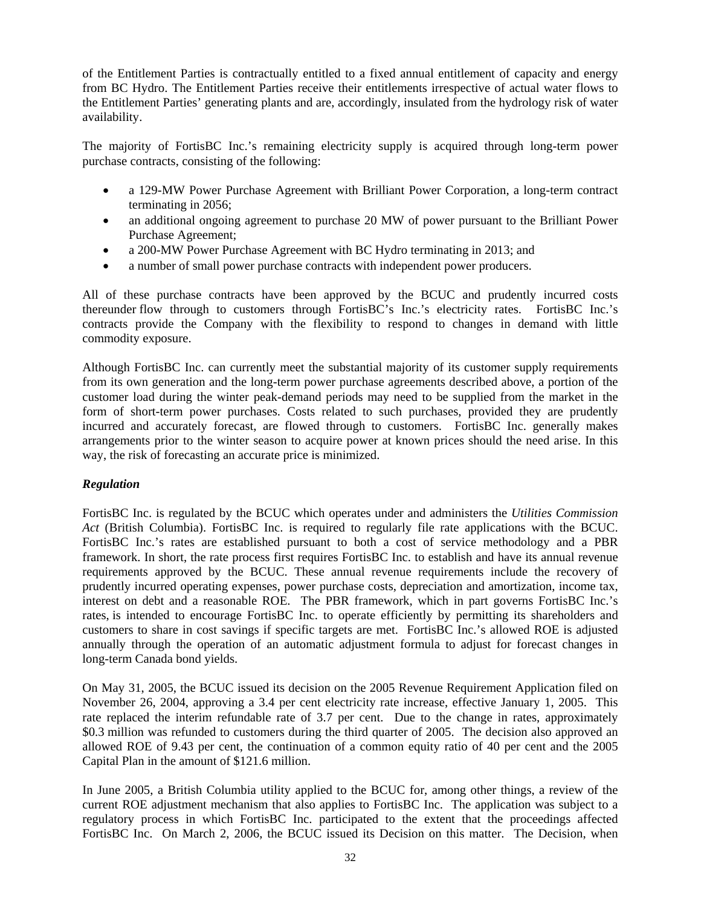of the Entitlement Parties is contractually entitled to a fixed annual entitlement of capacity and energy from BC Hydro. The Entitlement Parties receive their entitlements irrespective of actual water flows to the Entitlement Parties' generating plants and are, accordingly, insulated from the hydrology risk of water availability.

The majority of FortisBC Inc.'s remaining electricity supply is acquired through long-term power purchase contracts, consisting of the following:

- a 129-MW Power Purchase Agreement with Brilliant Power Corporation, a long-term contract terminating in 2056;
- an additional ongoing agreement to purchase 20 MW of power pursuant to the Brilliant Power Purchase Agreement;
- a 200-MW Power Purchase Agreement with BC Hydro terminating in 2013; and
- a number of small power purchase contracts with independent power producers.

All of these purchase contracts have been approved by the BCUC and prudently incurred costs thereunder flow through to customers through FortisBC's Inc.'s electricity rates. FortisBC Inc.'s contracts provide the Company with the flexibility to respond to changes in demand with little commodity exposure.

Although FortisBC Inc. can currently meet the substantial majority of its customer supply requirements from its own generation and the long-term power purchase agreements described above, a portion of the customer load during the winter peak-demand periods may need to be supplied from the market in the form of short-term power purchases. Costs related to such purchases, provided they are prudently incurred and accurately forecast, are flowed through to customers. FortisBC Inc. generally makes arrangements prior to the winter season to acquire power at known prices should the need arise. In this way, the risk of forecasting an accurate price is minimized.

***Regulation***

FortisBC Inc. is regulated by the BCUC which operates under and administers the *Utilities Commission Act* (British Columbia). FortisBC Inc. is required to regularly file rate applications with the BCUC. FortisBC Inc.'s rates are established pursuant to both a cost of service methodology and a PBR framework. In short, the rate process first requires FortisBC Inc. to establish and have its annual revenue requirements approved by the BCUC. These annual revenue requirements include the recovery of prudently incurred operating expenses, power purchase costs, depreciation and amortization, income tax, interest on debt and a reasonable ROE. The PBR framework, which in part governs FortisBC Inc.'s rates, is intended to encourage FortisBC Inc. to operate efficiently by permitting its shareholders and customers to share in cost savings if specific targets are met. FortisBC Inc.'s allowed ROE is adjusted annually through the operation of an automatic adjustment formula to adjust for forecast changes in long-term Canada bond yields.

On May 31, 2005, the BCUC issued its decision on the 2005 Revenue Requirement Application filed on November 26, 2004, approving a 3.4 per cent electricity rate increase, effective January 1, 2005. This rate replaced the interim refundable rate of 3.7 per cent. Due to the change in rates, approximately $0.3 million was refunded to customers during the third quarter of 2005. The decision also approved an allowed ROE of 9.43 per cent, the continuation of a common equity ratio of 40 per cent and the 2005 Capital Plan in the amount of $121.6 million.

In June 2005, a British Columbia utility applied to the BCUC for, among other things, a review of the current ROE adjustment mechanism that also applies to FortisBC Inc. The application was subject to a regulatory process in which FortisBC Inc. participated to the extent that the proceedings affected FortisBC Inc. On March 2, 2006, the BCUC issued its Decision on this matter. The Decision, when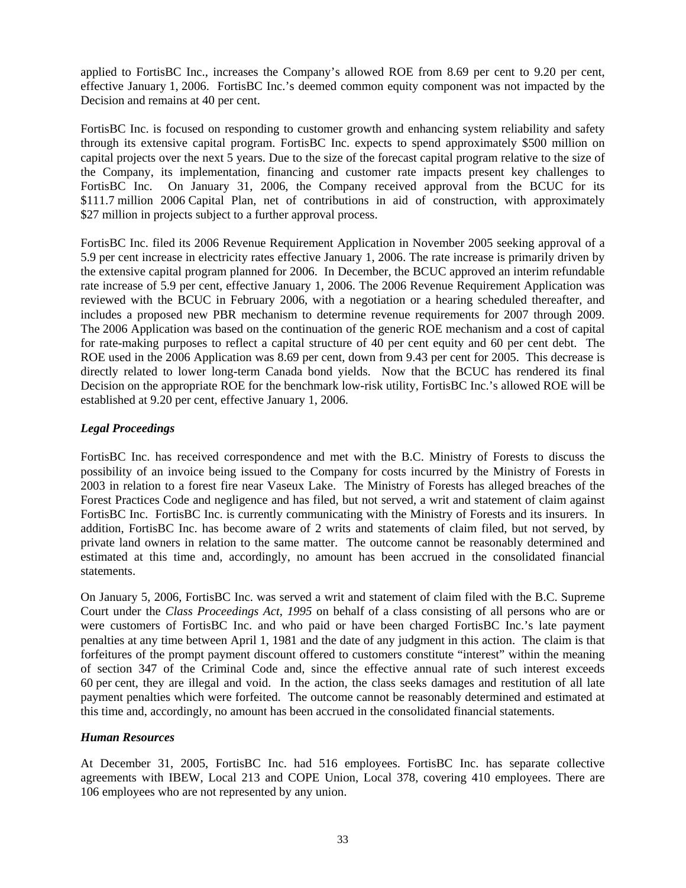applied to FortisBC Inc., increases the Company's allowed ROE from 8.69 per cent to 9.20 per cent, effective January 1, 2006. FortisBC Inc.'s deemed common equity component was not impacted by the Decision and remains at 40 per cent.

FortisBC Inc. is focused on responding to customer growth and enhancing system reliability and safety through its extensive capital program. FortisBC Inc. expects to spend approximately $500 million on capital projects over the next 5 years. Due to the size of the forecast capital program relative to the size of the Company, its implementation, financing and customer rate impacts present key challenges to FortisBC Inc. On January 31, 2006, the Company received approval from the BCUC for its $111.7 million 2006 Capital Plan, net of contributions in aid of construction, with approximately $27 million in projects subject to a further approval process.

FortisBC Inc. filed its 2006 Revenue Requirement Application in November 2005 seeking approval of a 5.9 per cent increase in electricity rates effective January 1, 2006. The rate increase is primarily driven by the extensive capital program planned for 2006. In December, the BCUC approved an interim refundable rate increase of 5.9 per cent, effective January 1, 2006. The 2006 Revenue Requirement Application was reviewed with the BCUC in February 2006, with a negotiation or a hearing scheduled thereafter, and includes a proposed new PBR mechanism to determine revenue requirements for 2007 through 2009. The 2006 Application was based on the continuation of the generic ROE mechanism and a cost of capital for rate-making purposes to reflect a capital structure of 40 per cent equity and 60 per cent debt. The ROE used in the 2006 Application was 8.69 per cent, down from 9.43 per cent for 2005. This decrease is directly related to lower long-term Canada bond yields. Now that the BCUC has rendered its final Decision on the appropriate ROE for the benchmark low-risk utility, FortisBC Inc.'s allowed ROE will be established at 9.20 per cent, effective January 1, 2006.

### *Legal Proceedings*

FortisBC Inc. has received correspondence and met with the B.C. Ministry of Forests to discuss the possibility of an invoice being issued to the Company for costs incurred by the Ministry of Forests in 2003 in relation to a forest fire near Vaseux Lake. The Ministry of Forests has alleged breaches of the Forest Practices Code and negligence and has filed, but not served, a writ and statement of claim against FortisBC Inc. FortisBC Inc. is currently communicating with the Ministry of Forests and its insurers. In addition, FortisBC Inc. has become aware of 2 writs and statements of claim filed, but not served, by private land owners in relation to the same matter. The outcome cannot be reasonably determined and estimated at this time and, accordingly, no amount has been accrued in the consolidated financial statements.

On January 5, 2006, FortisBC Inc. was served a writ and statement of claim filed with the B.C. Supreme Court under the *Class Proceedings Act, 1995* on behalf of a class consisting of all persons who are or were customers of FortisBC Inc. and who paid or have been charged FortisBC Inc.'s late payment penalties at any time between April 1, 1981 and the date of any judgment in this action. The claim is that forfeitures of the prompt payment discount offered to customers constitute "interest" within the meaning of section 347 of the Criminal Code and, since the effective annual rate of such interest exceeds 60 per cent, they are illegal and void. In the action, the class seeks damages and restitution of all late payment penalties which were forfeited. The outcome cannot be reasonably determined and estimated at this time and, accordingly, no amount has been accrued in the consolidated financial statements.

### *Human Resources*

At December 31, 2005, FortisBC Inc. had 516 employees. FortisBC Inc. has separate collective agreements with IBEW, Local 213 and COPE Union, Local 378, covering 410 employees. There are 106 employees who are not represented by any union.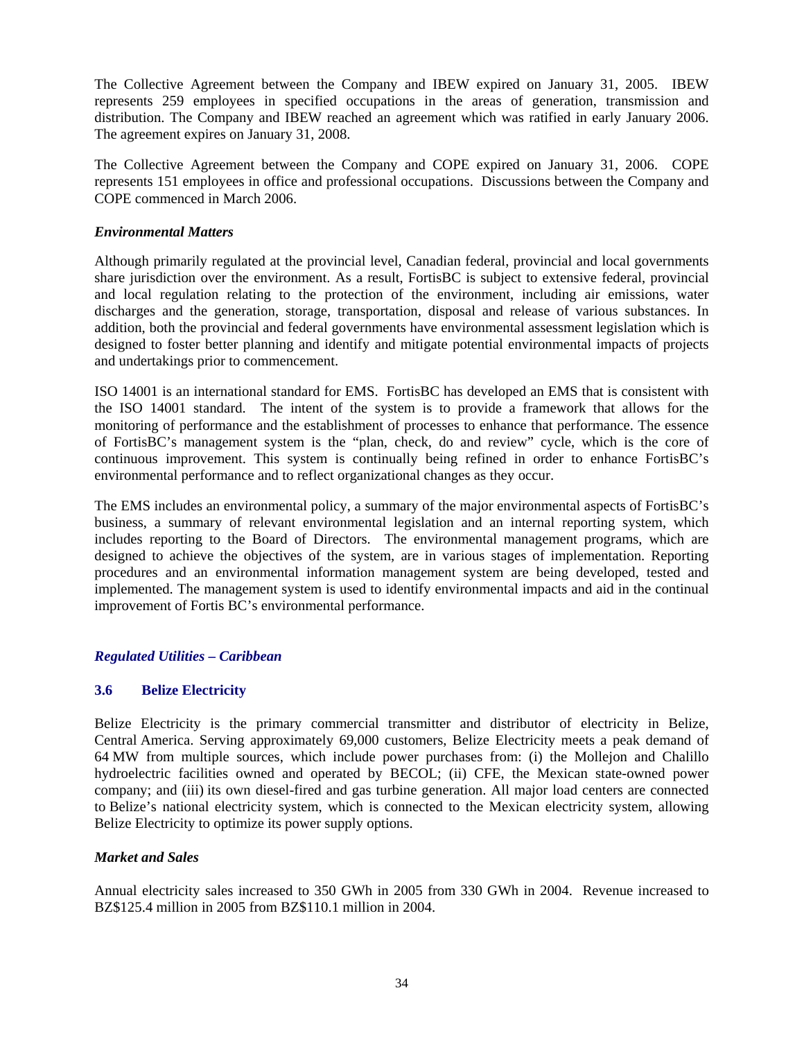The Collective Agreement between the Company and IBEW expired on January 31, 2005. IBEW represents 259 employees in specified occupations in the areas of generation, transmission and distribution. The Company and IBEW reached an agreement which was ratified in early January 2006. The agreement expires on January 31, 2008.

The Collective Agreement between the Company and COPE expired on January 31, 2006. COPE represents 151 employees in office and professional occupations. Discussions between the Company and COPE commenced in March 2006.

*Environmental Matters*

Although primarily regulated at the provincial level, Canadian federal, provincial and local governments share jurisdiction over the environment. As a result, FortisBC is subject to extensive federal, provincial and local regulation relating to the protection of the environment, including air emissions, water discharges and the generation, storage, transportation, disposal and release of various substances. In addition, both the provincial and federal governments have environmental assessment legislation which is designed to foster better planning and identify and mitigate potential environmental impacts of projects and undertakings prior to commencement.

ISO 14001 is an international standard for EMS. FortisBC has developed an EMS that is consistent with the ISO 14001 standard. The intent of the system is to provide a framework that allows for the monitoring of performance and the establishment of processes to enhance that performance. The essence of FortisBC's management system is the "plan, check, do and review" cycle, which is the core of continuous improvement. This system is continually being refined in order to enhance FortisBC's environmental performance and to reflect organizational changes as they occur.

The EMS includes an environmental policy, a summary of the major environmental aspects of FortisBC's business, a summary of relevant environmental legislation and an internal reporting system, which includes reporting to the Board of Directors. The environmental management programs, which are designed to achieve the objectives of the system, are in various stages of implementation. Reporting procedures and an environmental information management system are being developed, tested and implemented. The management system is used to identify environmental impacts and aid in the continual improvement of Fortis BC's environmental performance.

***Regulated Utilities – Caribbean***

### 3.6 Belize Electricity

Belize Electricity is the primary commercial transmitter and distributor of electricity in Belize, Central America. Serving approximately 69,000 customers, Belize Electricity meets a peak demand of 64 MW from multiple sources, which include power purchases from: (i) the Mollejon and Chalillo hydroelectric facilities owned and operated by BECOL; (ii) CFE, the Mexican state-owned power company; and (iii) its own diesel-fired and gas turbine generation. All major load centers are connected to Belize's national electricity system, which is connected to the Mexican electricity system, allowing Belize Electricity to optimize its power supply options.

*Market and Sales*

Annual electricity sales increased to 350 GWh in 2005 from 330 GWh in 2004. Revenue increased to BZ$125.4 million in 2005 from BZ$110.1 million in 2004.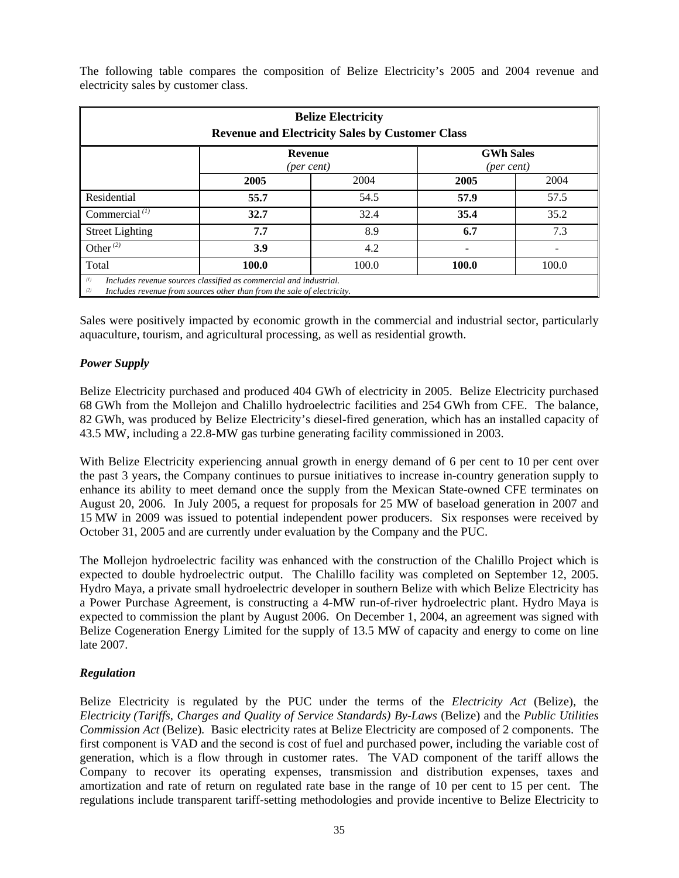The following table compares the composition of Belize Electricity's 2005 and 2004 revenue and electricity sales by customer class.

| **Belize Electricity**<br>**Revenue and Electricity Sales by Customer Class** | | | | |
|---|---|---|---|---|
| | **Revenue**<br>*(per cent)* | | **GWh Sales**<br>*(per cent)* | |
| | **2005** | 2004 | **2005** | 2004 |
| Residential | **55.7** | 54.5 | **57.9** | 57.5 |
| Commercial [(1)] | **32.7** | 32.4 | **35.4** | 35.2 |
| Street Lighting | **7.7** | 8.9 | **6.7** | 7.3 |
| Other [(2)] | **3.9** | 4.2 | **-** | - |
| Total | **100.0** | 100.0 | **100.0** | 100.0 |

[(1)] *Includes revenue sources classified as commercial and industrial.*
[(2)] *Includes revenue from sources other than from the sale of electricity.*

Sales were positively impacted by economic growth in the commercial and industrial sector, particularly aquaculture, tourism, and agricultural processing, as well as residential growth.

### *Power Supply*

Belize Electricity purchased and produced 404 GWh of electricity in 2005. Belize Electricity purchased 68 GWh from the Mollejon and Chalillo hydroelectric facilities and 254 GWh from CFE. The balance, 82 GWh, was produced by Belize Electricity's diesel-fired generation, which has an installed capacity of 43.5 MW, including a 22.8-MW gas turbine generating facility commissioned in 2003.

With Belize Electricity experiencing annual growth in energy demand of 6 per cent to 10 per cent over the past 3 years, the Company continues to pursue initiatives to increase in-country generation supply to enhance its ability to meet demand once the supply from the Mexican State-owned CFE terminates on August 20, 2006. In July 2005, a request for proposals for 25 MW of baseload generation in 2007 and 15 MW in 2009 was issued to potential independent power producers. Six responses were received by October 31, 2005 and are currently under evaluation by the Company and the PUC.

The Mollejon hydroelectric facility was enhanced with the construction of the Chalillo Project which is expected to double hydroelectric output. The Chalillo facility was completed on September 12, 2005. Hydro Maya, a private small hydroelectric developer in southern Belize with which Belize Electricity has a Power Purchase Agreement, is constructing a 4-MW run-of-river hydroelectric plant. Hydro Maya is expected to commission the plant by August 2006. On December 1, 2004, an agreement was signed with Belize Cogeneration Energy Limited for the supply of 13.5 MW of capacity and energy to come on line late 2007.

### *Regulation*

Belize Electricity is regulated by the PUC under the terms of the *Electricity Act* (Belize), the *Electricity (Tariffs, Charges and Quality of Service Standards) By-Laws* (Belize) and the *Public Utilities Commission Act* (Belize). Basic electricity rates at Belize Electricity are composed of 2 components. The first component is VAD and the second is cost of fuel and purchased power, including the variable cost of generation, which is a flow through in customer rates. The VAD component of the tariff allows the Company to recover its operating expenses, transmission and distribution expenses, taxes and amortization and rate of return on regulated rate base in the range of 10 per cent to 15 per cent. The regulations include transparent tariff-setting methodologies and provide incentive to Belize Electricity to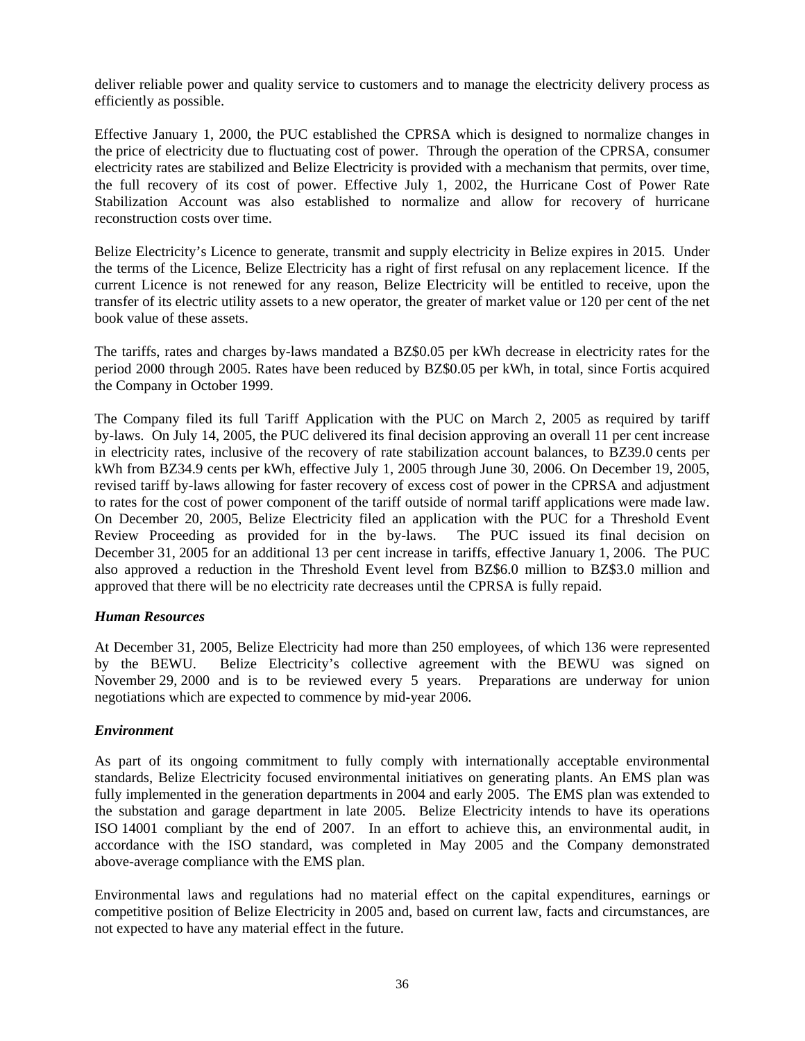deliver reliable power and quality service to customers and to manage the electricity delivery process as efficiently as possible.

Effective January 1, 2000, the PUC established the CPRSA which is designed to normalize changes in the price of electricity due to fluctuating cost of power. Through the operation of the CPRSA, consumer electricity rates are stabilized and Belize Electricity is provided with a mechanism that permits, over time, the full recovery of its cost of power. Effective July 1, 2002, the Hurricane Cost of Power Rate Stabilization Account was also established to normalize and allow for recovery of hurricane reconstruction costs over time.

Belize Electricity's Licence to generate, transmit and supply electricity in Belize expires in 2015. Under the terms of the Licence, Belize Electricity has a right of first refusal on any replacement licence. If the current Licence is not renewed for any reason, Belize Electricity will be entitled to receive, upon the transfer of its electric utility assets to a new operator, the greater of market value or 120 per cent of the net book value of these assets.

The tariffs, rates and charges by-laws mandated a BZ$0.05 per kWh decrease in electricity rates for the period 2000 through 2005. Rates have been reduced by BZ$0.05 per kWh, in total, since Fortis acquired the Company in October 1999.

The Company filed its full Tariff Application with the PUC on March 2, 2005 as required by tariff by-laws. On July 14, 2005, the PUC delivered its final decision approving an overall 11 per cent increase in electricity rates, inclusive of the recovery of rate stabilization account balances, to BZ39.0 cents per kWh from BZ34.9 cents per kWh, effective July 1, 2005 through June 30, 2006. On December 19, 2005, revised tariff by-laws allowing for faster recovery of excess cost of power in the CPRSA and adjustment to rates for the cost of power component of the tariff outside of normal tariff applications were made law. On December 20, 2005, Belize Electricity filed an application with the PUC for a Threshold Event Review Proceeding as provided for in the by-laws. The PUC issued its final decision on December 31, 2005 for an additional 13 per cent increase in tariffs, effective January 1, 2006. The PUC also approved a reduction in the Threshold Event level from BZ$6.0 million to BZ$3.0 million and approved that there will be no electricity rate decreases until the CPRSA is fully repaid.

***Human Resources***

At December 31, 2005, Belize Electricity had more than 250 employees, of which 136 were represented by the BEWU. Belize Electricity's collective agreement with the BEWU was signed on November 29, 2000 and is to be reviewed every 5 years. Preparations are underway for union negotiations which are expected to commence by mid-year 2006.

***Environment***

As part of its ongoing commitment to fully comply with internationally acceptable environmental standards, Belize Electricity focused environmental initiatives on generating plants. An EMS plan was fully implemented in the generation departments in 2004 and early 2005. The EMS plan was extended to the substation and garage department in late 2005. Belize Electricity intends to have its operations ISO 14001 compliant by the end of 2007. In an effort to achieve this, an environmental audit, in accordance with the ISO standard, was completed in May 2005 and the Company demonstrated above-average compliance with the EMS plan.

Environmental laws and regulations had no material effect on the capital expenditures, earnings or competitive position of Belize Electricity in 2005 and, based on current law, facts and circumstances, are not expected to have any material effect in the future.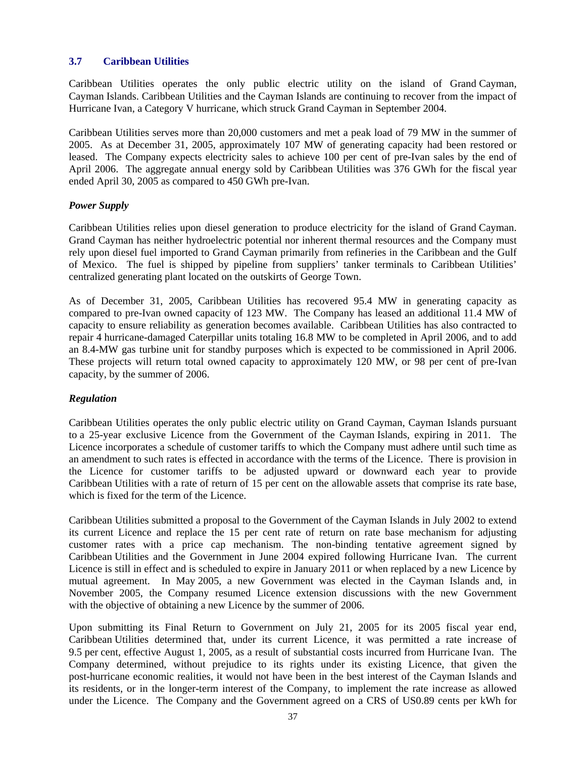### 3.7 Caribbean Utilities

Caribbean Utilities operates the only public electric utility on the island of Grand Cayman, Cayman Islands. Caribbean Utilities and the Cayman Islands are continuing to recover from the impact of Hurricane Ivan, a Category V hurricane, which struck Grand Cayman in September 2004.

Caribbean Utilities serves more than 20,000 customers and met a peak load of 79 MW in the summer of 2005. As at December 31, 2005, approximately 107 MW of generating capacity had been restored or leased. The Company expects electricity sales to achieve 100 per cent of pre-Ivan sales by the end of April 2006. The aggregate annual energy sold by Caribbean Utilities was 376 GWh for the fiscal year ended April 30, 2005 as compared to 450 GWh pre-Ivan.

*Power Supply*

Caribbean Utilities relies upon diesel generation to produce electricity for the island of Grand Cayman. Grand Cayman has neither hydroelectric potential nor inherent thermal resources and the Company must rely upon diesel fuel imported to Grand Cayman primarily from refineries in the Caribbean and the Gulf of Mexico. The fuel is shipped by pipeline from suppliers' tanker terminals to Caribbean Utilities' centralized generating plant located on the outskirts of George Town.

As of December 31, 2005, Caribbean Utilities has recovered 95.4 MW in generating capacity as compared to pre-Ivan owned capacity of 123 MW. The Company has leased an additional 11.4 MW of capacity to ensure reliability as generation becomes available. Caribbean Utilities has also contracted to repair 4 hurricane-damaged Caterpillar units totaling 16.8 MW to be completed in April 2006, and to add an 8.4-MW gas turbine unit for standby purposes which is expected to be commissioned in April 2006. These projects will return total owned capacity to approximately 120 MW, or 98 per cent of pre-Ivan capacity, by the summer of 2006.

*Regulation*

Caribbean Utilities operates the only public electric utility on Grand Cayman, Cayman Islands pursuant to a 25-year exclusive Licence from the Government of the Cayman Islands, expiring in 2011. The Licence incorporates a schedule of customer tariffs to which the Company must adhere until such time as an amendment to such rates is effected in accordance with the terms of the Licence. There is provision in the Licence for customer tariffs to be adjusted upward or downward each year to provide Caribbean Utilities with a rate of return of 15 per cent on the allowable assets that comprise its rate base, which is fixed for the term of the Licence.

Caribbean Utilities submitted a proposal to the Government of the Cayman Islands in July 2002 to extend its current Licence and replace the 15 per cent rate of return on rate base mechanism for adjusting customer rates with a price cap mechanism. The non-binding tentative agreement signed by Caribbean Utilities and the Government in June 2004 expired following Hurricane Ivan. The current Licence is still in effect and is scheduled to expire in January 2011 or when replaced by a new Licence by mutual agreement. In May 2005, a new Government was elected in the Cayman Islands and, in November 2005, the Company resumed Licence extension discussions with the new Government with the objective of obtaining a new Licence by the summer of 2006.

Upon submitting its Final Return to Government on July 21, 2005 for its 2005 fiscal year end, Caribbean Utilities determined that, under its current Licence, it was permitted a rate increase of 9.5 per cent, effective August 1, 2005, as a result of substantial costs incurred from Hurricane Ivan. The Company determined, without prejudice to its rights under its existing Licence, that given the post-hurricane economic realities, it would not have been in the best interest of the Cayman Islands and its residents, or in the longer-term interest of the Company, to implement the rate increase as allowed under the Licence. The Company and the Government agreed on a CRS of US0.89 cents per kWh for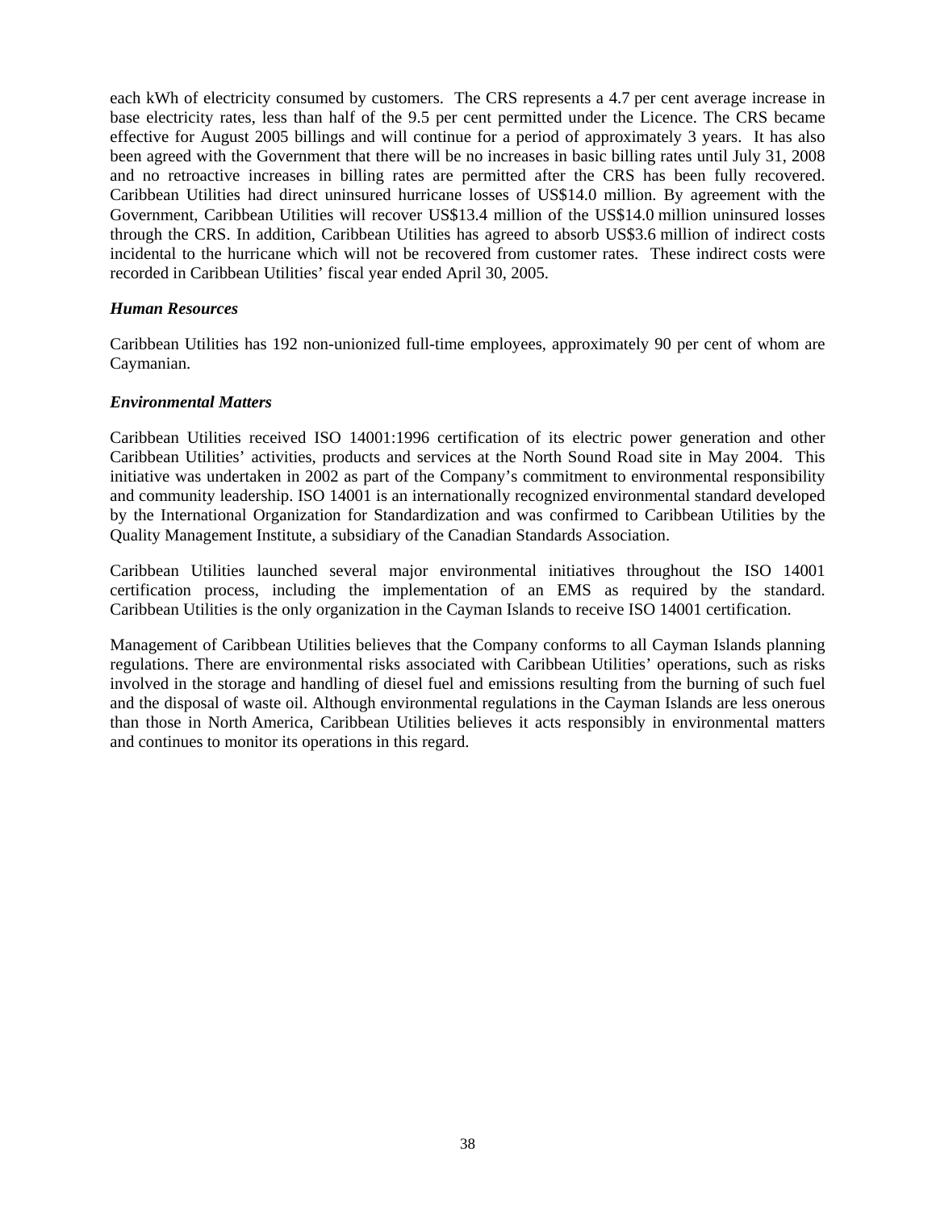each kWh of electricity consumed by customers. The CRS represents a 4.7 per cent average increase in base electricity rates, less than half of the 9.5 per cent permitted under the Licence. The CRS became effective for August 2005 billings and will continue for a period of approximately 3 years. It has also been agreed with the Government that there will be no increases in basic billing rates until July 31, 2008 and no retroactive increases in billing rates are permitted after the CRS has been fully recovered. Caribbean Utilities had direct uninsured hurricane losses of US$14.0 million. By agreement with the Government, Caribbean Utilities will recover US$13.4 million of the US$14.0 million uninsured losses through the CRS. In addition, Caribbean Utilities has agreed to absorb US$3.6 million of indirect costs incidental to the hurricane which will not be recovered from customer rates. These indirect costs were recorded in Caribbean Utilities' fiscal year ended April 30, 2005.

***Human Resources***

Caribbean Utilities has 192 non-unionized full-time employees, approximately 90 per cent of whom are Caymanian.

***Environmental Matters***

Caribbean Utilities received ISO 14001:1996 certification of its electric power generation and other Caribbean Utilities' activities, products and services at the North Sound Road site in May 2004. This initiative was undertaken in 2002 as part of the Company's commitment to environmental responsibility and community leadership. ISO 14001 is an internationally recognized environmental standard developed by the International Organization for Standardization and was confirmed to Caribbean Utilities by the Quality Management Institute, a subsidiary of the Canadian Standards Association.

Caribbean Utilities launched several major environmental initiatives throughout the ISO 14001 certification process, including the implementation of an EMS as required by the standard. Caribbean Utilities is the only organization in the Cayman Islands to receive ISO 14001 certification.

Management of Caribbean Utilities believes that the Company conforms to all Cayman Islands planning regulations. There are environmental risks associated with Caribbean Utilities' operations, such as risks involved in the storage and handling of diesel fuel and emissions resulting from the burning of such fuel and the disposal of waste oil. Although environmental regulations in the Cayman Islands are less onerous than those in North America, Caribbean Utilities believes it acts responsibly in environmental matters and continues to monitor its operations in this regard.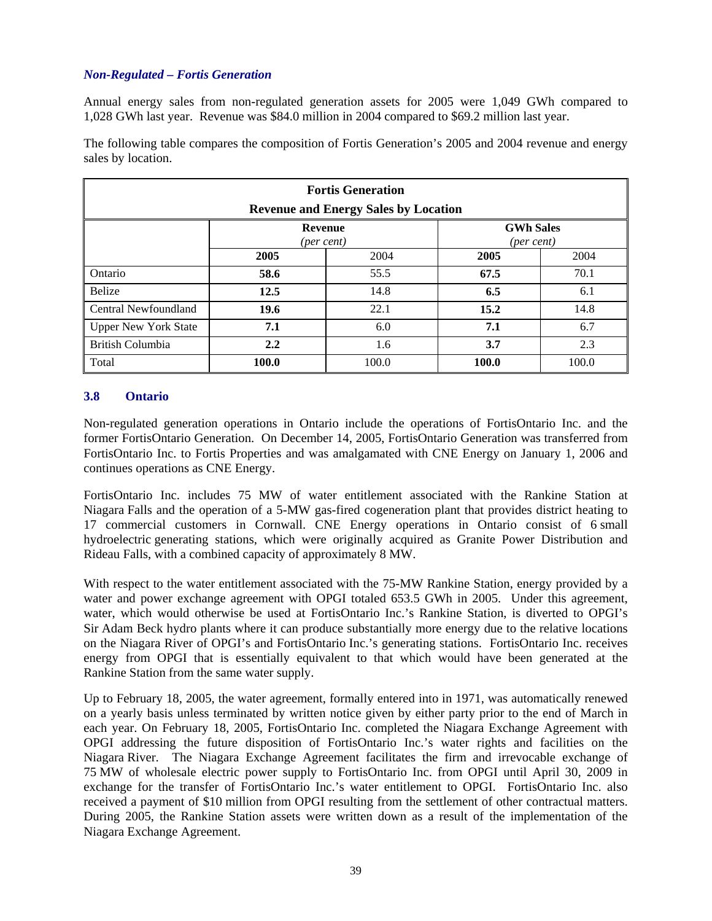### *Non-Regulated – Fortis Generation*

Annual energy sales from non-regulated generation assets for 2005 were 1,049 GWh compared to 1,028 GWh last year. Revenue was $84.0 million in 2004 compared to $69.2 million last year.

The following table compares the composition of Fortis Generation's 2005 and 2004 revenue and energy sales by location.

| Fortis Generation Revenue and Energy Sales by Location | | | | |
|---|---|---|---|---|
| | **Revenue** *(per cent)* | | **GWh Sales** *(per cent)* | |
| | **2005** | 2004 | **2005** | 2004 |
| Ontario | **58.6** | 55.5 | **67.5** | 70.1 |
| Belize | **12.5** | 14.8 | **6.5** | 6.1 |
| Central Newfoundland | **19.6** | 22.1 | **15.2** | 14.8 |
| Upper New York State | **7.1** | 6.0 | **7.1** | 6.7 |
| British Columbia | **2.2** | 1.6 | **3.7** | 2.3 |
| Total | **100.0** | 100.0 | **100.0** | 100.0 |

## 3.8 Ontario

Non-regulated generation operations in Ontario include the operations of FortisOntario Inc. and the former FortisOntario Generation. On December 14, 2005, FortisOntario Generation was transferred from FortisOntario Inc. to Fortis Properties and was amalgamated with CNE Energy on January 1, 2006 and continues operations as CNE Energy.

FortisOntario Inc. includes 75 MW of water entitlement associated with the Rankine Station at Niagara Falls and the operation of a 5-MW gas-fired cogeneration plant that provides district heating to 17 commercial customers in Cornwall. CNE Energy operations in Ontario consist of 6 small hydroelectric generating stations, which were originally acquired as Granite Power Distribution and Rideau Falls, with a combined capacity of approximately 8 MW.

With respect to the water entitlement associated with the 75-MW Rankine Station, energy provided by a water and power exchange agreement with OPGI totaled 653.5 GWh in 2005. Under this agreement, water, which would otherwise be used at FortisOntario Inc.'s Rankine Station, is diverted to OPGI's Sir Adam Beck hydro plants where it can produce substantially more energy due to the relative locations on the Niagara River of OPGI's and FortisOntario Inc.'s generating stations. FortisOntario Inc. receives energy from OPGI that is essentially equivalent to that which would have been generated at the Rankine Station from the same water supply.

Up to February 18, 2005, the water agreement, formally entered into in 1971, was automatically renewed on a yearly basis unless terminated by written notice given by either party prior to the end of March in each year. On February 18, 2005, FortisOntario Inc. completed the Niagara Exchange Agreement with OPGI addressing the future disposition of FortisOntario Inc.'s water rights and facilities on the Niagara River. The Niagara Exchange Agreement facilitates the firm and irrevocable exchange of 75 MW of wholesale electric power supply to FortisOntario Inc. from OPGI until April 30, 2009 in exchange for the transfer of FortisOntario Inc.'s water entitlement to OPGI. FortisOntario Inc. also received a payment of $10 million from OPGI resulting from the settlement of other contractual matters. During 2005, the Rankine Station assets were written down as a result of the implementation of the Niagara Exchange Agreement.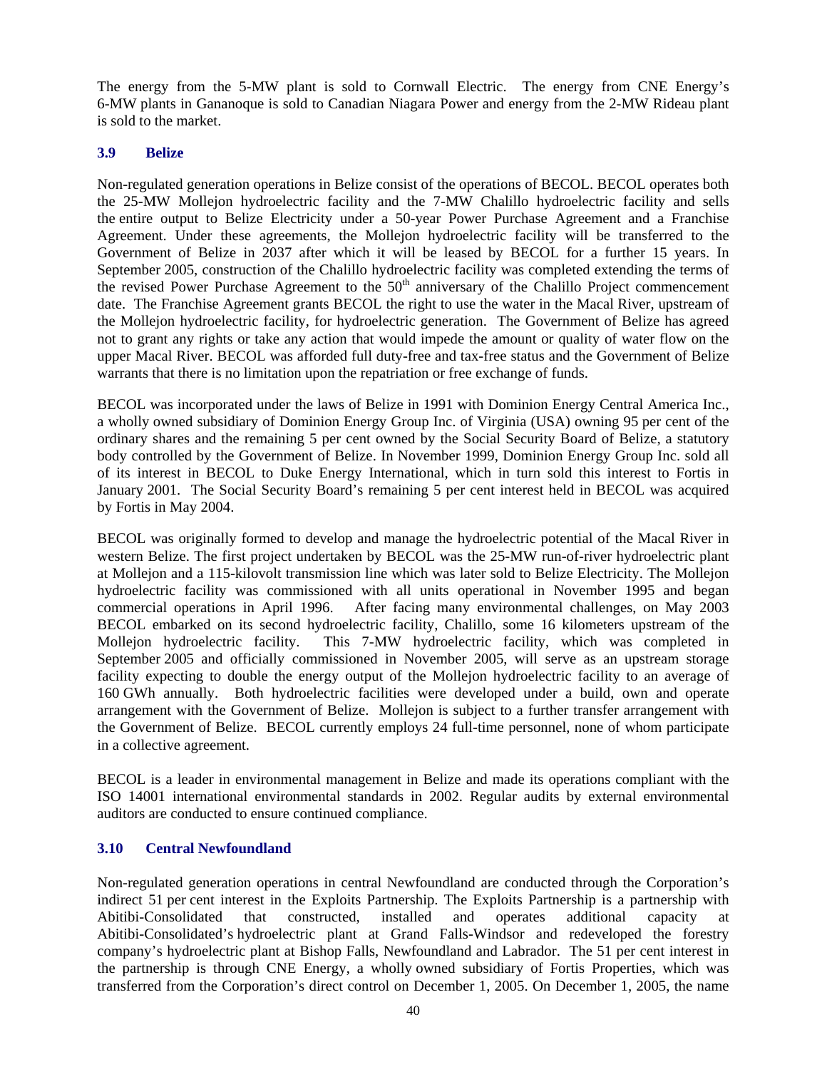The energy from the 5-MW plant is sold to Cornwall Electric. The energy from CNE Energy's 6-MW plants in Gananoque is sold to Canadian Niagara Power and energy from the 2-MW Rideau plant is sold to the market.

### 3.9 Belize

Non-regulated generation operations in Belize consist of the operations of BECOL. BECOL operates both the 25-MW Mollejon hydroelectric facility and the 7-MW Chalillo hydroelectric facility and sells the entire output to Belize Electricity under a 50-year Power Purchase Agreement and a Franchise Agreement. Under these agreements, the Mollejon hydroelectric facility will be transferred to the Government of Belize in 2037 after which it will be leased by BECOL for a further 15 years. In September 2005, construction of the Chalillo hydroelectric facility was completed extending the terms of the revised Power Purchase Agreement to the 50th anniversary of the Chalillo Project commencement date. The Franchise Agreement grants BECOL the right to use the water in the Macal River, upstream of the Mollejon hydroelectric facility, for hydroelectric generation. The Government of Belize has agreed not to grant any rights or take any action that would impede the amount or quality of water flow on the upper Macal River. BECOL was afforded full duty-free and tax-free status and the Government of Belize warrants that there is no limitation upon the repatriation or free exchange of funds.

BECOL was incorporated under the laws of Belize in 1991 with Dominion Energy Central America Inc., a wholly owned subsidiary of Dominion Energy Group Inc. of Virginia (USA) owning 95 per cent of the ordinary shares and the remaining 5 per cent owned by the Social Security Board of Belize, a statutory body controlled by the Government of Belize. In November 1999, Dominion Energy Group Inc. sold all of its interest in BECOL to Duke Energy International, which in turn sold this interest to Fortis in January 2001. The Social Security Board's remaining 5 per cent interest held in BECOL was acquired by Fortis in May 2004.

BECOL was originally formed to develop and manage the hydroelectric potential of the Macal River in western Belize. The first project undertaken by BECOL was the 25-MW run-of-river hydroelectric plant at Mollejon and a 115-kilovolt transmission line which was later sold to Belize Electricity. The Mollejon hydroelectric facility was commissioned with all units operational in November 1995 and began commercial operations in April 1996. After facing many environmental challenges, on May 2003 BECOL embarked on its second hydroelectric facility, Chalillo, some 16 kilometers upstream of the Mollejon hydroelectric facility. This 7-MW hydroelectric facility, which was completed in September 2005 and officially commissioned in November 2005, will serve as an upstream storage facility expecting to double the energy output of the Mollejon hydroelectric facility to an average of 160 GWh annually. Both hydroelectric facilities were developed under a build, own and operate arrangement with the Government of Belize. Mollejon is subject to a further transfer arrangement with the Government of Belize. BECOL currently employs 24 full-time personnel, none of whom participate in a collective agreement.

BECOL is a leader in environmental management in Belize and made its operations compliant with the ISO 14001 international environmental standards in 2002. Regular audits by external environmental auditors are conducted to ensure continued compliance.

### 3.10 Central Newfoundland

Non-regulated generation operations in central Newfoundland are conducted through the Corporation's indirect 51 per cent interest in the Exploits Partnership. The Exploits Partnership is a partnership with Abitibi-Consolidated that constructed, installed and operates additional capacity at Abitibi-Consolidated's hydroelectric plant at Grand Falls-Windsor and redeveloped the forestry company's hydroelectric plant at Bishop Falls, Newfoundland and Labrador. The 51 per cent interest in the partnership is through CNE Energy, a wholly owned subsidiary of Fortis Properties, which was transferred from the Corporation's direct control on December 1, 2005. On December 1, 2005, the name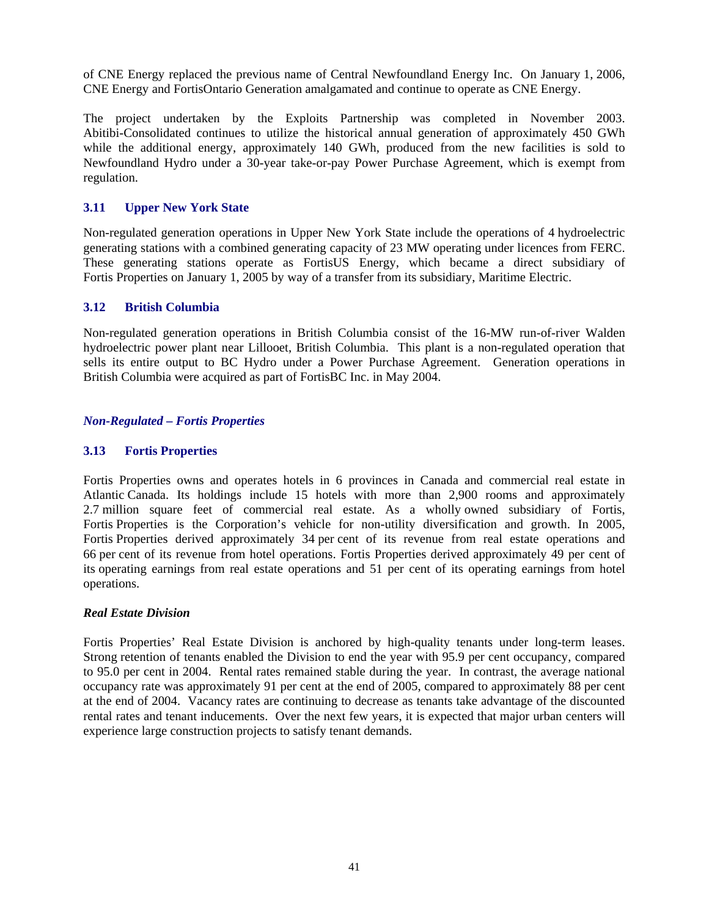of CNE Energy replaced the previous name of Central Newfoundland Energy Inc. On January 1, 2006, CNE Energy and FortisOntario Generation amalgamated and continue to operate as CNE Energy.

The project undertaken by the Exploits Partnership was completed in November 2003. Abitibi-Consolidated continues to utilize the historical annual generation of approximately 450 GWh while the additional energy, approximately 140 GWh, produced from the new facilities is sold to Newfoundland Hydro under a 30-year take-or-pay Power Purchase Agreement, which is exempt from regulation.

### 3.11 Upper New York State

Non-regulated generation operations in Upper New York State include the operations of 4 hydroelectric generating stations with a combined generating capacity of 23 MW operating under licences from FERC. These generating stations operate as FortisUS Energy, which became a direct subsidiary of Fortis Properties on January 1, 2005 by way of a transfer from its subsidiary, Maritime Electric.

### 3.12 British Columbia

Non-regulated generation operations in British Columbia consist of the 16-MW run-of-river Walden hydroelectric power plant near Lillooet, British Columbia. This plant is a non-regulated operation that sells its entire output to BC Hydro under a Power Purchase Agreement. Generation operations in British Columbia were acquired as part of FortisBC Inc. in May 2004.

***Non-Regulated – Fortis Properties***

### 3.13 Fortis Properties

Fortis Properties owns and operates hotels in 6 provinces in Canada and commercial real estate in Atlantic Canada. Its holdings include 15 hotels with more than 2,900 rooms and approximately 2.7 million square feet of commercial real estate. As a wholly owned subsidiary of Fortis, Fortis Properties is the Corporation's vehicle for non-utility diversification and growth. In 2005, Fortis Properties derived approximately 34 per cent of its revenue from real estate operations and 66 per cent of its revenue from hotel operations. Fortis Properties derived approximately 49 per cent of its operating earnings from real estate operations and 51 per cent of its operating earnings from hotel operations.

***Real Estate Division***

Fortis Properties' Real Estate Division is anchored by high-quality tenants under long-term leases. Strong retention of tenants enabled the Division to end the year with 95.9 per cent occupancy, compared to 95.0 per cent in 2004. Rental rates remained stable during the year. In contrast, the average national occupancy rate was approximately 91 per cent at the end of 2005, compared to approximately 88 per cent at the end of 2004. Vacancy rates are continuing to decrease as tenants take advantage of the discounted rental rates and tenant inducements. Over the next few years, it is expected that major urban centers will experience large construction projects to satisfy tenant demands.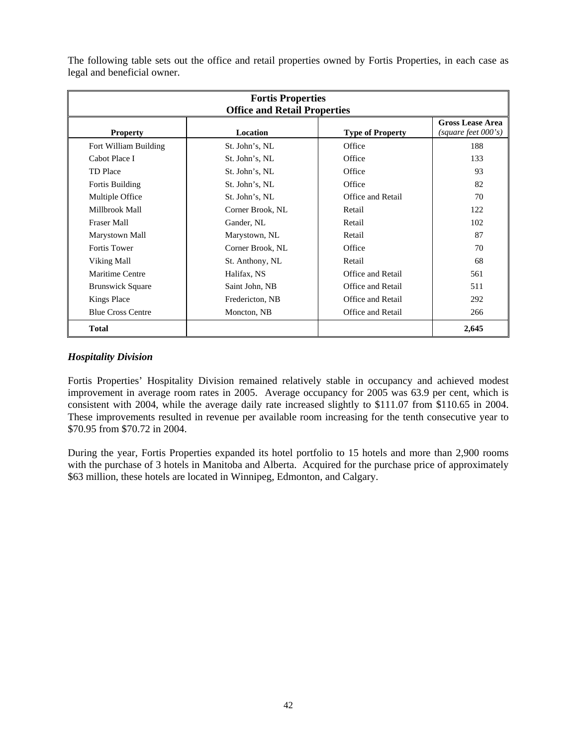The following table sets out the office and retail properties owned by Fortis Properties, in each case as legal and beneficial owner.

| Fortis Properties<br>Office and Retail Properties | | | |
|---|---|---|---|
| **Property** | **Location** | **Type of Property** | **Gross Lease Area** *(square feet 000's)* |
| Fort William Building | St. John's, NL | Office | 188 |
| Cabot Place I | St. John's, NL | Office | 133 |
| TD Place | St. John's, NL | Office | 93 |
| Fortis Building | St. John's, NL | Office | 82 |
| Multiple Office | St. John's, NL | Office and Retail | 70 |
| Millbrook Mall | Corner Brook, NL | Retail | 122 |
| Fraser Mall | Gander, NL | Retail | 102 |
| Marystown Mall | Marystown, NL | Retail | 87 |
| Fortis Tower | Corner Brook, NL | Office | 70 |
| Viking Mall | St. Anthony, NL | Retail | 68 |
| Maritime Centre | Halifax, NS | Office and Retail | 561 |
| Brunswick Square | Saint John, NB | Office and Retail | 511 |
| Kings Place | Fredericton, NB | Office and Retail | 292 |
| Blue Cross Centre | Moncton, NB | Office and Retail | 266 |
| **Total** | | | **2,645** |

### *Hospitality Division*

Fortis Properties' Hospitality Division remained relatively stable in occupancy and achieved modest improvement in average room rates in 2005. Average occupancy for 2005 was 63.9 per cent, which is consistent with 2004, while the average daily rate increased slightly to $111.07 from $110.65 in 2004. These improvements resulted in revenue per available room increasing for the tenth consecutive year to $70.95 from $70.72 in 2004.

During the year, Fortis Properties expanded its hotel portfolio to 15 hotels and more than 2,900 rooms with the purchase of 3 hotels in Manitoba and Alberta. Acquired for the purchase price of approximately $63 million, these hotels are located in Winnipeg, Edmonton, and Calgary.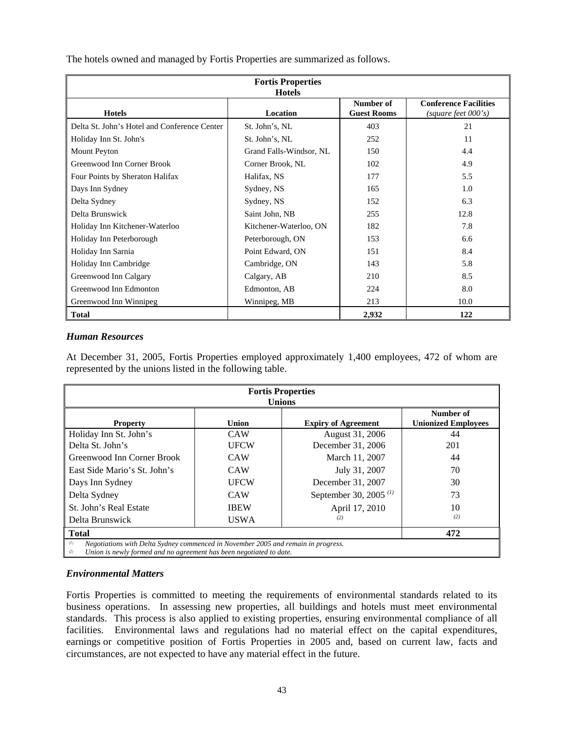The hotels owned and managed by Fortis Properties are summarized as follows.

| Fortis Properties Hotels | | | |
|---|---|---|---|
| **Hotels** | **Location** | **Number of Guest Rooms** | **Conference Facilities** *(square feet 000's)* |
| Delta St. John's Hotel and Conference Center | St. John's, NL | 403 | 21 |
| Holiday Inn St. John's | St. John's, NL | 252 | 11 |
| Mount Peyton | Grand Falls-Windsor, NL | 150 | 4.4 |
| Greenwood Inn Corner Brook | Corner Brook, NL | 102 | 4.9 |
| Four Points by Sheraton Halifax | Halifax, NS | 177 | 5.5 |
| Days Inn Sydney | Sydney, NS | 165 | 1.0 |
| Delta Sydney | Sydney, NS | 152 | 6.3 |
| Delta Brunswick | Saint John, NB | 255 | 12.8 |
| Holiday Inn Kitchener-Waterloo | Kitchener-Waterloo, ON | 182 | 7.8 |
| Holiday Inn Peterborough | Peterborough, ON | 153 | 6.6 |
| Holiday Inn Sarnia | Point Edward, ON | 151 | 8.4 |
| Holiday Inn Cambridge | Cambridge, ON | 143 | 5.8 |
| Greenwood Inn Calgary | Calgary, AB | 210 | 8.5 |
| Greenwood Inn Edmonton | Edmonton, AB | 224 | 8.0 |
| Greenwood Inn Winnipeg | Winnipeg, MB | 213 | 10.0 |
| **Total** | | **2,932** | **122** |

### *Human Resources*

At December 31, 2005, Fortis Properties employed approximately 1,400 employees, 472 of whom are represented by the unions listed in the following table.

| Fortis Properties Unions | | | |
|---|---|---|---|
| **Property** | **Union** | **Expiry of Agreement** | **Number of Unionized Employees** |
| Holiday Inn St. John's | CAW | August 31, 2006 | 44 |
| Delta St. John's | UFCW | December 31, 2006 | 201 |
| Greenwood Inn Corner Brook | CAW | March 11, 2007 | 44 |
| East Side Mario's St. John's | CAW | July 31, 2007 | 70 |
| Days Inn Sydney | UFCW | December 31, 2007 | 30 |
| Delta Sydney | CAW | September 30, 2005 [(1)] | 73 |
| St. John's Real Estate | IBEW | April 17, 2010 | 10 |
| Delta Brunswick | USWA | [(2)] | [(2)] |
| **Total** | | | **472** |

[(1)] *Negotiations with Delta Sydney commenced in November 2005 and remain in progress.*
[(2)] *Union is newly formed and no agreement has been negotiated to date.*

### *Environmental Matters*

Fortis Properties is committed to meeting the requirements of environmental standards related to its business operations. In assessing new properties, all buildings and hotels must meet environmental standards. This process is also applied to existing properties, ensuring environmental compliance of all facilities. Environmental laws and regulations had no material effect on the capital expenditures, earnings or competitive position of Fortis Properties in 2005 and, based on current law, facts and circumstances, are not expected to have any material effect in the future.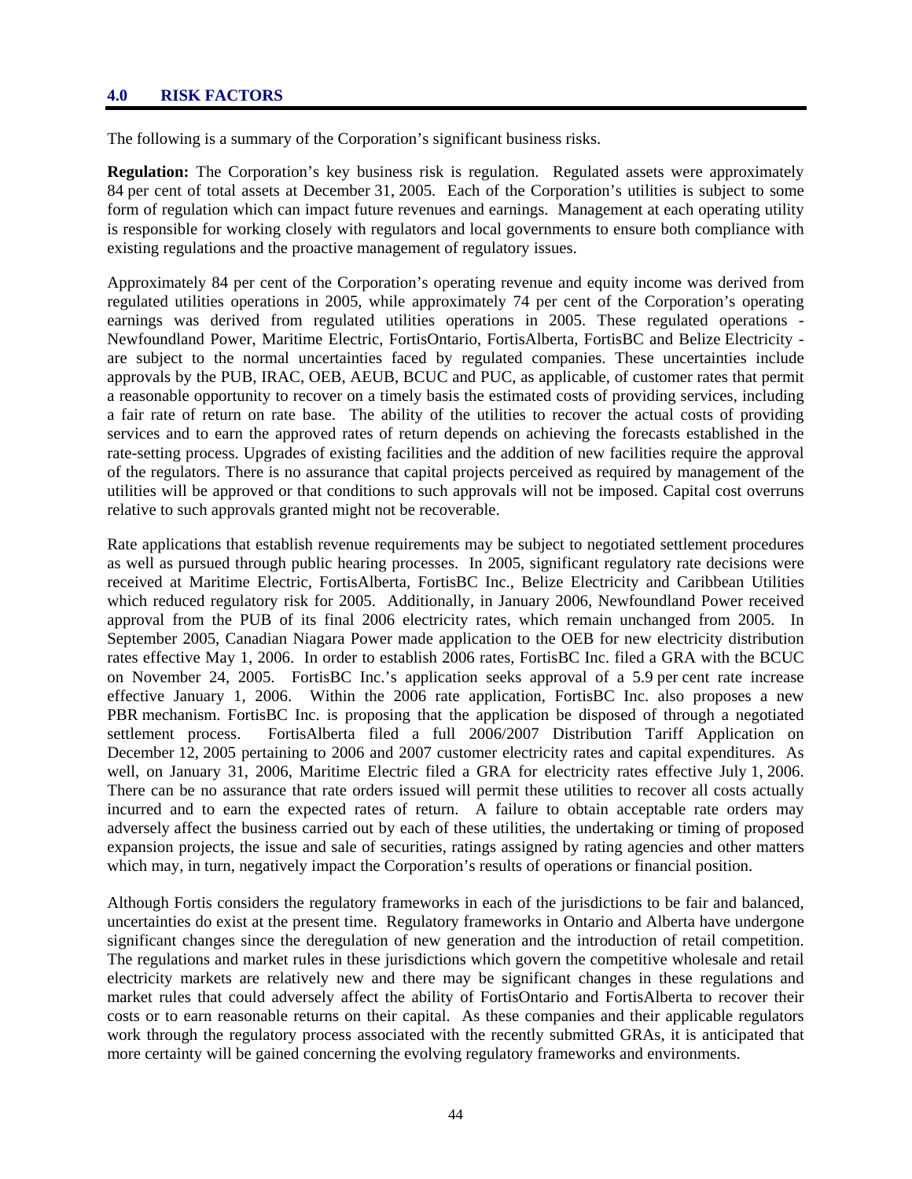## 4.0 RISK FACTORS

The following is a summary of the Corporation's significant business risks.

**Regulation:** The Corporation's key business risk is regulation. Regulated assets were approximately 84 per cent of total assets at December 31, 2005. Each of the Corporation's utilities is subject to some form of regulation which can impact future revenues and earnings. Management at each operating utility is responsible for working closely with regulators and local governments to ensure both compliance with existing regulations and the proactive management of regulatory issues.

Approximately 84 per cent of the Corporation's operating revenue and equity income was derived from regulated utilities operations in 2005, while approximately 74 per cent of the Corporation's operating earnings was derived from regulated utilities operations in 2005. These regulated operations - Newfoundland Power, Maritime Electric, FortisOntario, FortisAlberta, FortisBC and Belize Electricity - are subject to the normal uncertainties faced by regulated companies. These uncertainties include approvals by the PUB, IRAC, OEB, AEUB, BCUC and PUC, as applicable, of customer rates that permit a reasonable opportunity to recover on a timely basis the estimated costs of providing services, including a fair rate of return on rate base. The ability of the utilities to recover the actual costs of providing services and to earn the approved rates of return depends on achieving the forecasts established in the rate-setting process. Upgrades of existing facilities and the addition of new facilities require the approval of the regulators. There is no assurance that capital projects perceived as required by management of the utilities will be approved or that conditions to such approvals will not be imposed. Capital cost overruns relative to such approvals granted might not be recoverable.

Rate applications that establish revenue requirements may be subject to negotiated settlement procedures as well as pursued through public hearing processes. In 2005, significant regulatory rate decisions were received at Maritime Electric, FortisAlberta, FortisBC Inc., Belize Electricity and Caribbean Utilities which reduced regulatory risk for 2005. Additionally, in January 2006, Newfoundland Power received approval from the PUB of its final 2006 electricity rates, which remain unchanged from 2005. In September 2005, Canadian Niagara Power made application to the OEB for new electricity distribution rates effective May 1, 2006. In order to establish 2006 rates, FortisBC Inc. filed a GRA with the BCUC on November 24, 2005. FortisBC Inc.'s application seeks approval of a 5.9 per cent rate increase effective January 1, 2006. Within the 2006 rate application, FortisBC Inc. also proposes a new PBR mechanism. FortisBC Inc. is proposing that the application be disposed of through a negotiated settlement process. FortisAlberta filed a full 2006/2007 Distribution Tariff Application on December 12, 2005 pertaining to 2006 and 2007 customer electricity rates and capital expenditures. As well, on January 31, 2006, Maritime Electric filed a GRA for electricity rates effective July 1, 2006. There can be no assurance that rate orders issued will permit these utilities to recover all costs actually incurred and to earn the expected rates of return. A failure to obtain acceptable rate orders may adversely affect the business carried out by each of these utilities, the undertaking or timing of proposed expansion projects, the issue and sale of securities, ratings assigned by rating agencies and other matters which may, in turn, negatively impact the Corporation's results of operations or financial position.

Although Fortis considers the regulatory frameworks in each of the jurisdictions to be fair and balanced, uncertainties do exist at the present time. Regulatory frameworks in Ontario and Alberta have undergone significant changes since the deregulation of new generation and the introduction of retail competition. The regulations and market rules in these jurisdictions which govern the competitive wholesale and retail electricity markets are relatively new and there may be significant changes in these regulations and market rules that could adversely affect the ability of FortisOntario and FortisAlberta to recover their costs or to earn reasonable returns on their capital. As these companies and their applicable regulators work through the regulatory process associated with the recently submitted GRAs, it is anticipated that more certainty will be gained concerning the evolving regulatory frameworks and environments.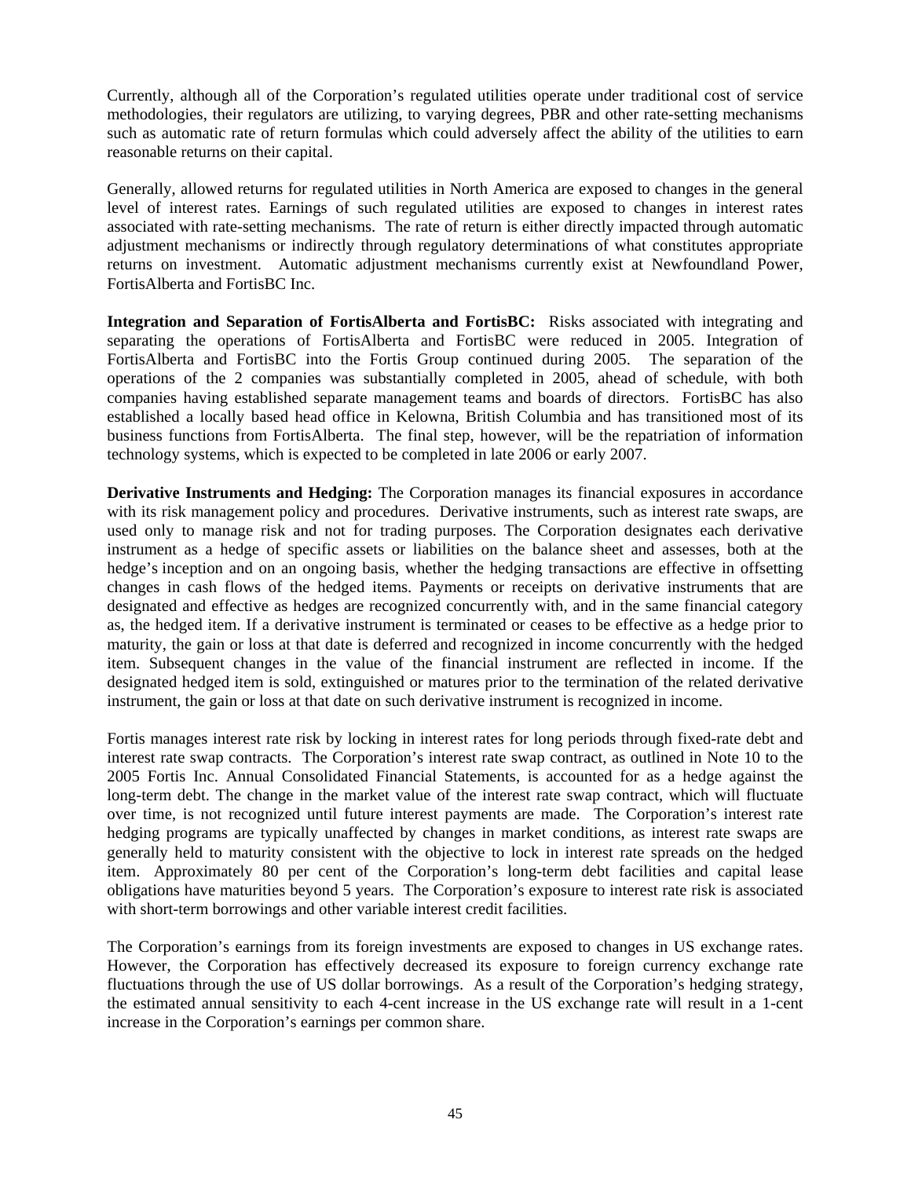Currently, although all of the Corporation's regulated utilities operate under traditional cost of service methodologies, their regulators are utilizing, to varying degrees, PBR and other rate-setting mechanisms such as automatic rate of return formulas which could adversely affect the ability of the utilities to earn reasonable returns on their capital.

Generally, allowed returns for regulated utilities in North America are exposed to changes in the general level of interest rates. Earnings of such regulated utilities are exposed to changes in interest rates associated with rate-setting mechanisms. The rate of return is either directly impacted through automatic adjustment mechanisms or indirectly through regulatory determinations of what constitutes appropriate returns on investment. Automatic adjustment mechanisms currently exist at Newfoundland Power, FortisAlberta and FortisBC Inc.

**Integration and Separation of FortisAlberta and FortisBC:** Risks associated with integrating and separating the operations of FortisAlberta and FortisBC were reduced in 2005. Integration of FortisAlberta and FortisBC into the Fortis Group continued during 2005. The separation of the operations of the 2 companies was substantially completed in 2005, ahead of schedule, with both companies having established separate management teams and boards of directors. FortisBC has also established a locally based head office in Kelowna, British Columbia and has transitioned most of its business functions from FortisAlberta. The final step, however, will be the repatriation of information technology systems, which is expected to be completed in late 2006 or early 2007.

**Derivative Instruments and Hedging:** The Corporation manages its financial exposures in accordance with its risk management policy and procedures. Derivative instruments, such as interest rate swaps, are used only to manage risk and not for trading purposes. The Corporation designates each derivative instrument as a hedge of specific assets or liabilities on the balance sheet and assesses, both at the hedge's inception and on an ongoing basis, whether the hedging transactions are effective in offsetting changes in cash flows of the hedged items. Payments or receipts on derivative instruments that are designated and effective as hedges are recognized concurrently with, and in the same financial category as, the hedged item. If a derivative instrument is terminated or ceases to be effective as a hedge prior to maturity, the gain or loss at that date is deferred and recognized in income concurrently with the hedged item. Subsequent changes in the value of the financial instrument are reflected in income. If the designated hedged item is sold, extinguished or matures prior to the termination of the related derivative instrument, the gain or loss at that date on such derivative instrument is recognized in income.

Fortis manages interest rate risk by locking in interest rates for long periods through fixed-rate debt and interest rate swap contracts. The Corporation's interest rate swap contract, as outlined in Note 10 to the 2005 Fortis Inc. Annual Consolidated Financial Statements, is accounted for as a hedge against the long-term debt. The change in the market value of the interest rate swap contract, which will fluctuate over time, is not recognized until future interest payments are made. The Corporation's interest rate hedging programs are typically unaffected by changes in market conditions, as interest rate swaps are generally held to maturity consistent with the objective to lock in interest rate spreads on the hedged item. Approximately 80 per cent of the Corporation's long-term debt facilities and capital lease obligations have maturities beyond 5 years. The Corporation's exposure to interest rate risk is associated with short-term borrowings and other variable interest credit facilities.

The Corporation's earnings from its foreign investments are exposed to changes in US exchange rates. However, the Corporation has effectively decreased its exposure to foreign currency exchange rate fluctuations through the use of US dollar borrowings. As a result of the Corporation's hedging strategy, the estimated annual sensitivity to each 4-cent increase in the US exchange rate will result in a 1-cent increase in the Corporation's earnings per common share.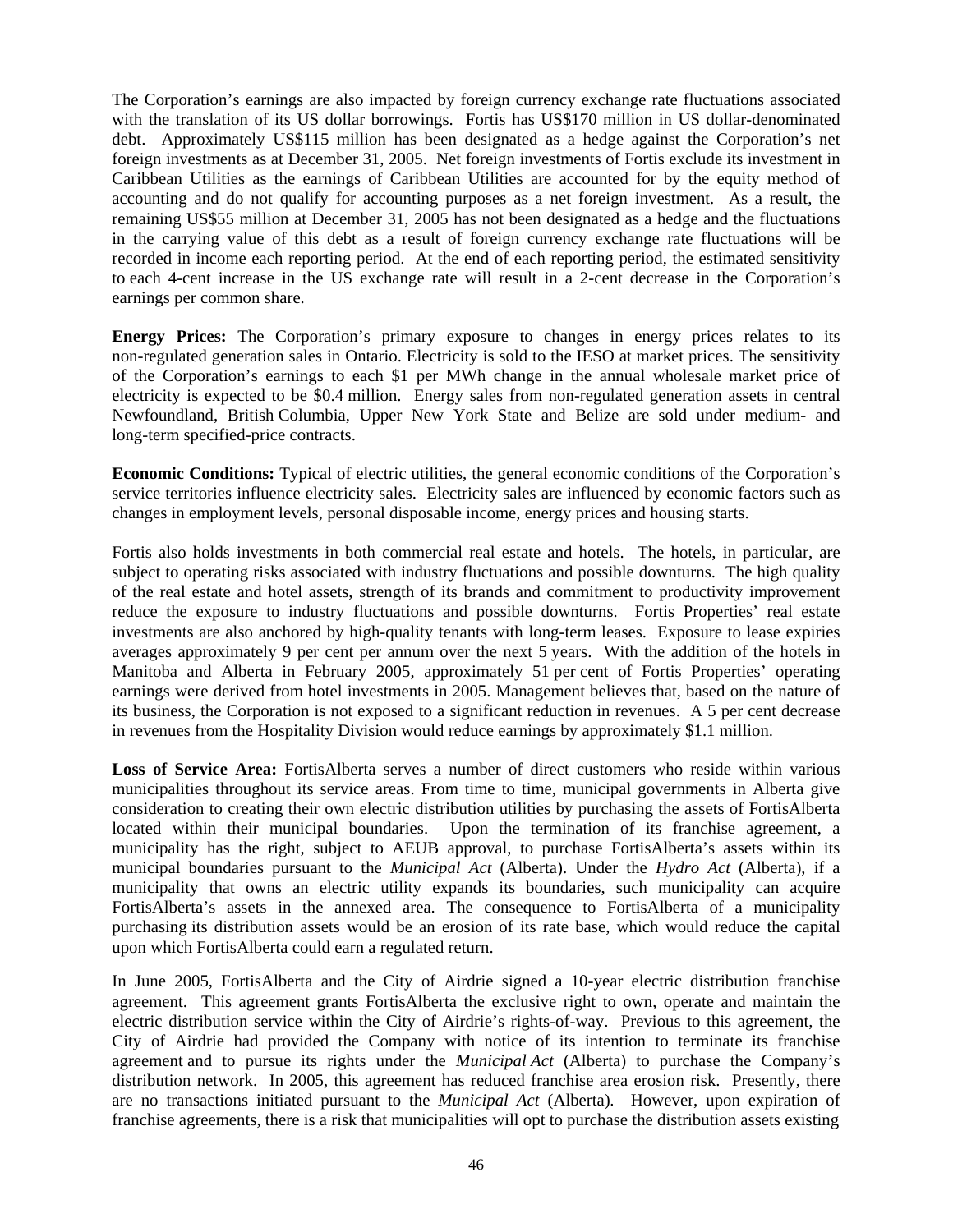The Corporation's earnings are also impacted by foreign currency exchange rate fluctuations associated with the translation of its US dollar borrowings. Fortis has US$170 million in US dollar-denominated debt. Approximately US$115 million has been designated as a hedge against the Corporation's net foreign investments as at December 31, 2005. Net foreign investments of Fortis exclude its investment in Caribbean Utilities as the earnings of Caribbean Utilities are accounted for by the equity method of accounting and do not qualify for accounting purposes as a net foreign investment. As a result, the remaining US$55 million at December 31, 2005 has not been designated as a hedge and the fluctuations in the carrying value of this debt as a result of foreign currency exchange rate fluctuations will be recorded in income each reporting period. At the end of each reporting period, the estimated sensitivity to each 4-cent increase in the US exchange rate will result in a 2-cent decrease in the Corporation's earnings per common share.

**Energy Prices:** The Corporation's primary exposure to changes in energy prices relates to its non-regulated generation sales in Ontario. Electricity is sold to the IESO at market prices. The sensitivity of the Corporation's earnings to each $1 per MWh change in the annual wholesale market price of electricity is expected to be $0.4 million. Energy sales from non-regulated generation assets in central Newfoundland, British Columbia, Upper New York State and Belize are sold under medium- and long-term specified-price contracts.

**Economic Conditions:** Typical of electric utilities, the general economic conditions of the Corporation's service territories influence electricity sales. Electricity sales are influenced by economic factors such as changes in employment levels, personal disposable income, energy prices and housing starts.

Fortis also holds investments in both commercial real estate and hotels. The hotels, in particular, are subject to operating risks associated with industry fluctuations and possible downturns. The high quality of the real estate and hotel assets, strength of its brands and commitment to productivity improvement reduce the exposure to industry fluctuations and possible downturns. Fortis Properties' real estate investments are also anchored by high-quality tenants with long-term leases. Exposure to lease expiries averages approximately 9 per cent per annum over the next 5 years. With the addition of the hotels in Manitoba and Alberta in February 2005, approximately 51 per cent of Fortis Properties' operating earnings were derived from hotel investments in 2005. Management believes that, based on the nature of its business, the Corporation is not exposed to a significant reduction in revenues. A 5 per cent decrease in revenues from the Hospitality Division would reduce earnings by approximately $1.1 million.

**Loss of Service Area:** FortisAlberta serves a number of direct customers who reside within various municipalities throughout its service areas. From time to time, municipal governments in Alberta give consideration to creating their own electric distribution utilities by purchasing the assets of FortisAlberta located within their municipal boundaries. Upon the termination of its franchise agreement, a municipality has the right, subject to AEUB approval, to purchase FortisAlberta's assets within its municipal boundaries pursuant to the *Municipal Act* (Alberta). Under the *Hydro Act* (Alberta), if a municipality that owns an electric utility expands its boundaries, such municipality can acquire FortisAlberta's assets in the annexed area. The consequence to FortisAlberta of a municipality purchasing its distribution assets would be an erosion of its rate base, which would reduce the capital upon which FortisAlberta could earn a regulated return.

In June 2005, FortisAlberta and the City of Airdrie signed a 10-year electric distribution franchise agreement. This agreement grants FortisAlberta the exclusive right to own, operate and maintain the electric distribution service within the City of Airdrie's rights-of-way. Previous to this agreement, the City of Airdrie had provided the Company with notice of its intention to terminate its franchise agreement and to pursue its rights under the *Municipal Act* (Alberta) to purchase the Company's distribution network. In 2005, this agreement has reduced franchise area erosion risk. Presently, there are no transactions initiated pursuant to the *Municipal Act* (Alberta). However, upon expiration of franchise agreements, there is a risk that municipalities will opt to purchase the distribution assets existing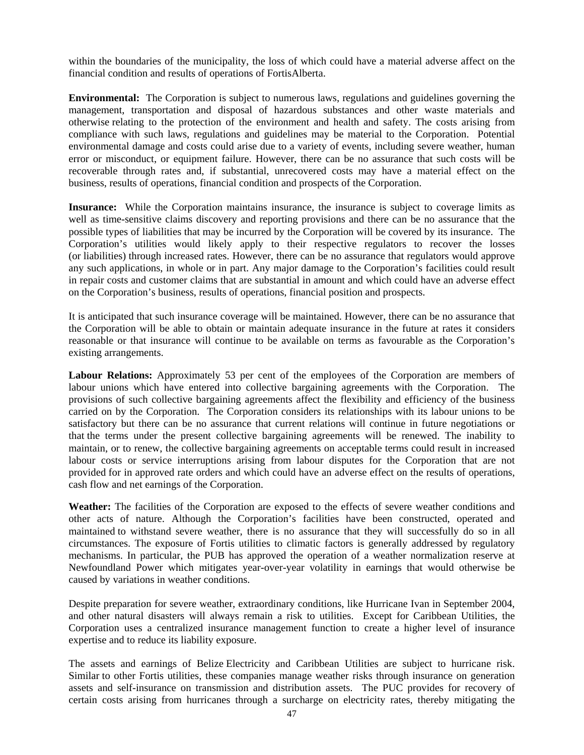within the boundaries of the municipality, the loss of which could have a material adverse affect on the financial condition and results of operations of FortisAlberta.

**Environmental:** The Corporation is subject to numerous laws, regulations and guidelines governing the management, transportation and disposal of hazardous substances and other waste materials and otherwise relating to the protection of the environment and health and safety. The costs arising from compliance with such laws, regulations and guidelines may be material to the Corporation. Potential environmental damage and costs could arise due to a variety of events, including severe weather, human error or misconduct, or equipment failure. However, there can be no assurance that such costs will be recoverable through rates and, if substantial, unrecovered costs may have a material effect on the business, results of operations, financial condition and prospects of the Corporation.

**Insurance:** While the Corporation maintains insurance, the insurance is subject to coverage limits as well as time-sensitive claims discovery and reporting provisions and there can be no assurance that the possible types of liabilities that may be incurred by the Corporation will be covered by its insurance. The Corporation's utilities would likely apply to their respective regulators to recover the losses (or liabilities) through increased rates. However, there can be no assurance that regulators would approve any such applications, in whole or in part. Any major damage to the Corporation's facilities could result in repair costs and customer claims that are substantial in amount and which could have an adverse effect on the Corporation's business, results of operations, financial position and prospects.

It is anticipated that such insurance coverage will be maintained. However, there can be no assurance that the Corporation will be able to obtain or maintain adequate insurance in the future at rates it considers reasonable or that insurance will continue to be available on terms as favourable as the Corporation's existing arrangements.

**Labour Relations:** Approximately 53 per cent of the employees of the Corporation are members of labour unions which have entered into collective bargaining agreements with the Corporation. The provisions of such collective bargaining agreements affect the flexibility and efficiency of the business carried on by the Corporation. The Corporation considers its relationships with its labour unions to be satisfactory but there can be no assurance that current relations will continue in future negotiations or that the terms under the present collective bargaining agreements will be renewed. The inability to maintain, or to renew, the collective bargaining agreements on acceptable terms could result in increased labour costs or service interruptions arising from labour disputes for the Corporation that are not provided for in approved rate orders and which could have an adverse effect on the results of operations, cash flow and net earnings of the Corporation.

**Weather:** The facilities of the Corporation are exposed to the effects of severe weather conditions and other acts of nature. Although the Corporation's facilities have been constructed, operated and maintained to withstand severe weather, there is no assurance that they will successfully do so in all circumstances. The exposure of Fortis utilities to climatic factors is generally addressed by regulatory mechanisms. In particular, the PUB has approved the operation of a weather normalization reserve at Newfoundland Power which mitigates year-over-year volatility in earnings that would otherwise be caused by variations in weather conditions.

Despite preparation for severe weather, extraordinary conditions, like Hurricane Ivan in September 2004, and other natural disasters will always remain a risk to utilities. Except for Caribbean Utilities, the Corporation uses a centralized insurance management function to create a higher level of insurance expertise and to reduce its liability exposure.

The assets and earnings of Belize Electricity and Caribbean Utilities are subject to hurricane risk. Similar to other Fortis utilities, these companies manage weather risks through insurance on generation assets and self-insurance on transmission and distribution assets. The PUC provides for recovery of certain costs arising from hurricanes through a surcharge on electricity rates, thereby mitigating the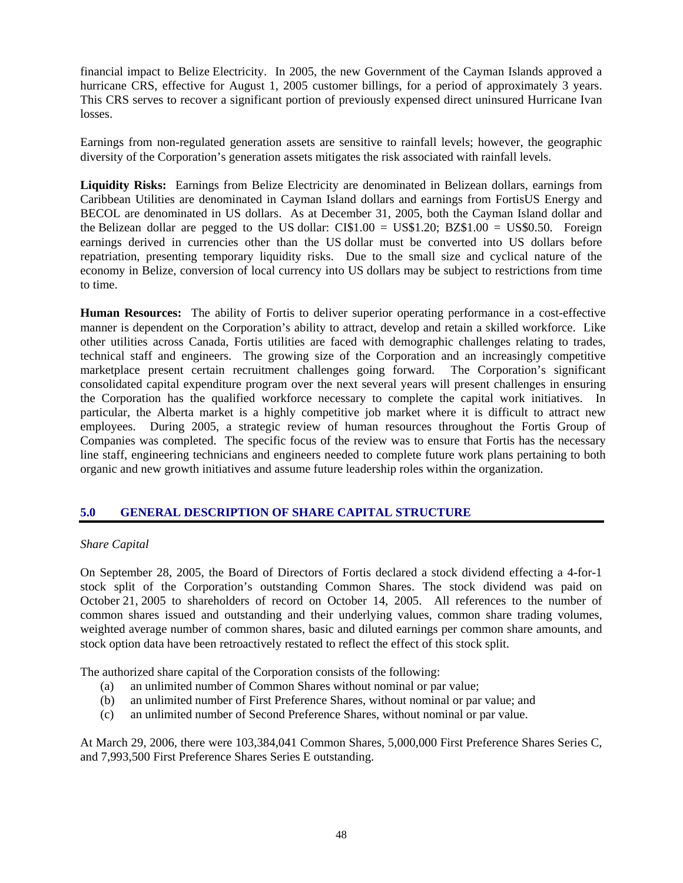financial impact to Belize Electricity. In 2005, the new Government of the Cayman Islands approved a hurricane CRS, effective for August 1, 2005 customer billings, for a period of approximately 3 years. This CRS serves to recover a significant portion of previously expensed direct uninsured Hurricane Ivan losses.

Earnings from non-regulated generation assets are sensitive to rainfall levels; however, the geographic diversity of the Corporation's generation assets mitigates the risk associated with rainfall levels.

**Liquidity Risks:** Earnings from Belize Electricity are denominated in Belizean dollars, earnings from Caribbean Utilities are denominated in Cayman Island dollars and earnings from FortisUS Energy and BECOL are denominated in US dollars. As at December 31, 2005, both the Cayman Island dollar and the Belizean dollar are pegged to the US dollar: CI$1.00 = US$1.20; BZ$1.00 = US$0.50. Foreign earnings derived in currencies other than the US dollar must be converted into US dollars before repatriation, presenting temporary liquidity risks. Due to the small size and cyclical nature of the economy in Belize, conversion of local currency into US dollars may be subject to restrictions from time to time.

**Human Resources:** The ability of Fortis to deliver superior operating performance in a cost-effective manner is dependent on the Corporation's ability to attract, develop and retain a skilled workforce. Like other utilities across Canada, Fortis utilities are faced with demographic challenges relating to trades, technical staff and engineers. The growing size of the Corporation and an increasingly competitive marketplace present certain recruitment challenges going forward. The Corporation's significant consolidated capital expenditure program over the next several years will present challenges in ensuring the Corporation has the qualified workforce necessary to complete the capital work initiatives. In particular, the Alberta market is a highly competitive job market where it is difficult to attract new employees. During 2005, a strategic review of human resources throughout the Fortis Group of Companies was completed. The specific focus of the review was to ensure that Fortis has the necessary line staff, engineering technicians and engineers needed to complete future work plans pertaining to both organic and new growth initiatives and assume future leadership roles within the organization.

## 5.0 GENERAL DESCRIPTION OF SHARE CAPITAL STRUCTURE

*Share Capital*

On September 28, 2005, the Board of Directors of Fortis declared a stock dividend effecting a 4-for-1 stock split of the Corporation's outstanding Common Shares. The stock dividend was paid on October 21, 2005 to shareholders of record on October 14, 2005. All references to the number of common shares issued and outstanding and their underlying values, common share trading volumes, weighted average number of common shares, basic and diluted earnings per common share amounts, and stock option data have been retroactively restated to reflect the effect of this stock split.

The authorized share capital of the Corporation consists of the following:

(a) an unlimited number of Common Shares without nominal or par value;
(b) an unlimited number of First Preference Shares, without nominal or par value; and
(c) an unlimited number of Second Preference Shares, without nominal or par value.

At March 29, 2006, there were 103,384,041 Common Shares, 5,000,000 First Preference Shares Series C, and 7,993,500 First Preference Shares Series E outstanding.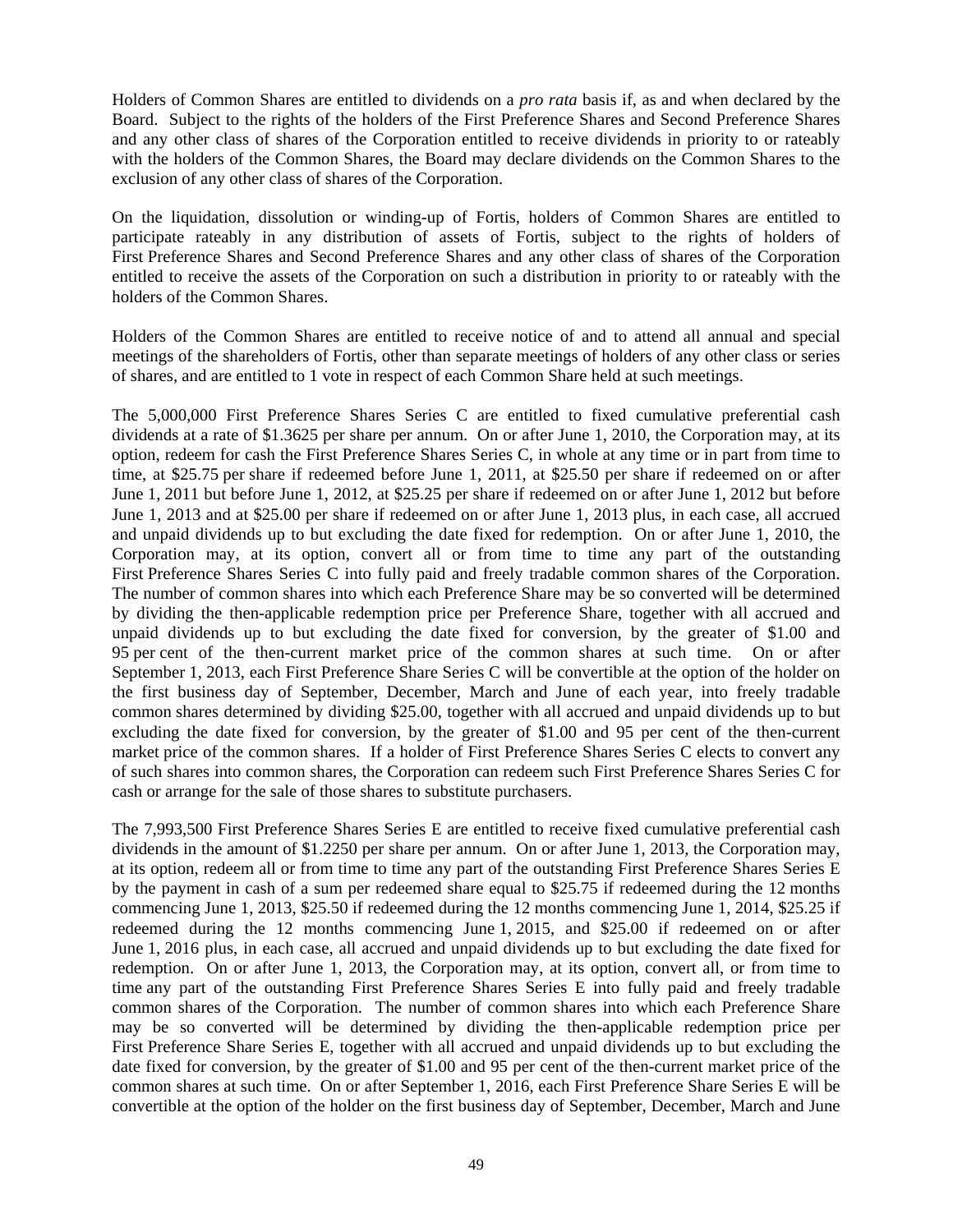Holders of Common Shares are entitled to dividends on a *pro rata* basis if, as and when declared by the Board. Subject to the rights of the holders of the First Preference Shares and Second Preference Shares and any other class of shares of the Corporation entitled to receive dividends in priority to or rateably with the holders of the Common Shares, the Board may declare dividends on the Common Shares to the exclusion of any other class of shares of the Corporation.

On the liquidation, dissolution or winding-up of Fortis, holders of Common Shares are entitled to participate rateably in any distribution of assets of Fortis, subject to the rights of holders of First Preference Shares and Second Preference Shares and any other class of shares of the Corporation entitled to receive the assets of the Corporation on such a distribution in priority to or rateably with the holders of the Common Shares.

Holders of the Common Shares are entitled to receive notice of and to attend all annual and special meetings of the shareholders of Fortis, other than separate meetings of holders of any other class or series of shares, and are entitled to 1 vote in respect of each Common Share held at such meetings.

The 5,000,000 First Preference Shares Series C are entitled to fixed cumulative preferential cash dividends at a rate of $1.3625 per share per annum. On or after June 1, 2010, the Corporation may, at its option, redeem for cash the First Preference Shares Series C, in whole at any time or in part from time to time, at $25.75 per share if redeemed before June 1, 2011, at $25.50 per share if redeemed on or after June 1, 2011 but before June 1, 2012, at $25.25 per share if redeemed on or after June 1, 2012 but before June 1, 2013 and at $25.00 per share if redeemed on or after June 1, 2013 plus, in each case, all accrued and unpaid dividends up to but excluding the date fixed for redemption. On or after June 1, 2010, the Corporation may, at its option, convert all or from time to time any part of the outstanding First Preference Shares Series C into fully paid and freely tradable common shares of the Corporation. The number of common shares into which each Preference Share may be so converted will be determined by dividing the then-applicable redemption price per Preference Share, together with all accrued and unpaid dividends up to but excluding the date fixed for conversion, by the greater of $1.00 and 95 per cent of the then-current market price of the common shares at such time. On or after September 1, 2013, each First Preference Share Series C will be convertible at the option of the holder on the first business day of September, December, March and June of each year, into freely tradable common shares determined by dividing $25.00, together with all accrued and unpaid dividends up to but excluding the date fixed for conversion, by the greater of $1.00 and 95 per cent of the then-current market price of the common shares. If a holder of First Preference Shares Series C elects to convert any of such shares into common shares, the Corporation can redeem such First Preference Shares Series C for cash or arrange for the sale of those shares to substitute purchasers.

The 7,993,500 First Preference Shares Series E are entitled to receive fixed cumulative preferential cash dividends in the amount of $1.2250 per share per annum. On or after June 1, 2013, the Corporation may, at its option, redeem all or from time to time any part of the outstanding First Preference Shares Series E by the payment in cash of a sum per redeemed share equal to $25.75 if redeemed during the 12 months commencing June 1, 2013, $25.50 if redeemed during the 12 months commencing June 1, 2014, $25.25 if redeemed during the 12 months commencing June 1, 2015, and $25.00 if redeemed on or after June 1, 2016 plus, in each case, all accrued and unpaid dividends up to but excluding the date fixed for redemption. On or after June 1, 2013, the Corporation may, at its option, convert all, or from time to time any part of the outstanding First Preference Shares Series E into fully paid and freely tradable common shares of the Corporation. The number of common shares into which each Preference Share may be so converted will be determined by dividing the then-applicable redemption price per First Preference Share Series E, together with all accrued and unpaid dividends up to but excluding the date fixed for conversion, by the greater of $1.00 and 95 per cent of the then-current market price of the common shares at such time. On or after September 1, 2016, each First Preference Share Series E will be convertible at the option of the holder on the first business day of September, December, March and June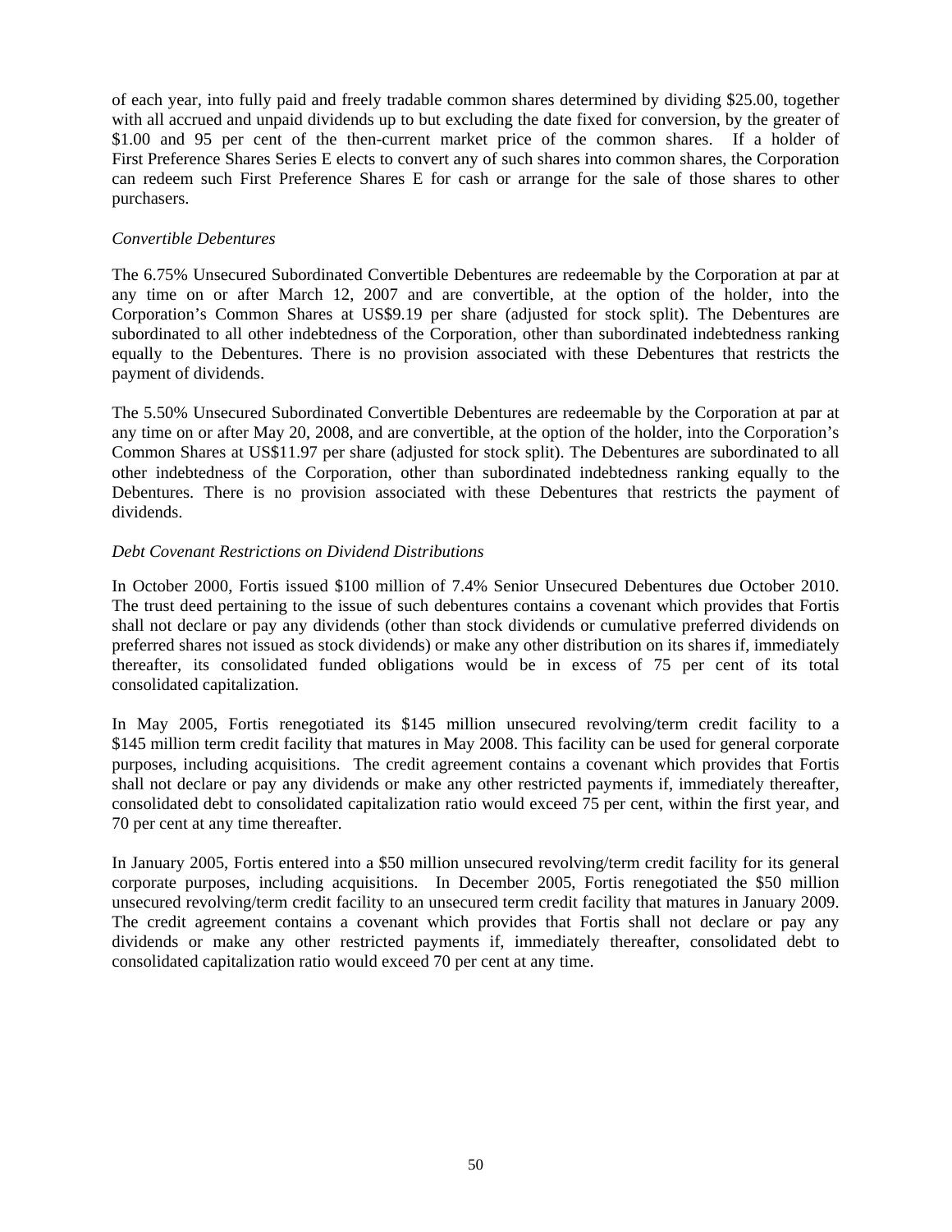of each year, into fully paid and freely tradable common shares determined by dividing $25.00, together with all accrued and unpaid dividends up to but excluding the date fixed for conversion, by the greater of $1.00 and 95 per cent of the then-current market price of the common shares. If a holder of First Preference Shares Series E elects to convert any of such shares into common shares, the Corporation can redeem such First Preference Shares E for cash or arrange for the sale of those shares to other purchasers.

*Convertible Debentures*

The 6.75% Unsecured Subordinated Convertible Debentures are redeemable by the Corporation at par at any time on or after March 12, 2007 and are convertible, at the option of the holder, into the Corporation's Common Shares at US$9.19 per share (adjusted for stock split). The Debentures are subordinated to all other indebtedness of the Corporation, other than subordinated indebtedness ranking equally to the Debentures. There is no provision associated with these Debentures that restricts the payment of dividends.

The 5.50% Unsecured Subordinated Convertible Debentures are redeemable by the Corporation at par at any time on or after May 20, 2008, and are convertible, at the option of the holder, into the Corporation's Common Shares at US$11.97 per share (adjusted for stock split). The Debentures are subordinated to all other indebtedness of the Corporation, other than subordinated indebtedness ranking equally to the Debentures. There is no provision associated with these Debentures that restricts the payment of dividends.

*Debt Covenant Restrictions on Dividend Distributions*

In October 2000, Fortis issued $100 million of 7.4% Senior Unsecured Debentures due October 2010. The trust deed pertaining to the issue of such debentures contains a covenant which provides that Fortis shall not declare or pay any dividends (other than stock dividends or cumulative preferred dividends on preferred shares not issued as stock dividends) or make any other distribution on its shares if, immediately thereafter, its consolidated funded obligations would be in excess of 75 per cent of its total consolidated capitalization.

In May 2005, Fortis renegotiated its $145 million unsecured revolving/term credit facility to a $145 million term credit facility that matures in May 2008. This facility can be used for general corporate purposes, including acquisitions. The credit agreement contains a covenant which provides that Fortis shall not declare or pay any dividends or make any other restricted payments if, immediately thereafter, consolidated debt to consolidated capitalization ratio would exceed 75 per cent, within the first year, and 70 per cent at any time thereafter.

In January 2005, Fortis entered into a $50 million unsecured revolving/term credit facility for its general corporate purposes, including acquisitions. In December 2005, Fortis renegotiated the $50 million unsecured revolving/term credit facility to an unsecured term credit facility that matures in January 2009. The credit agreement contains a covenant which provides that Fortis shall not declare or pay any dividends or make any other restricted payments if, immediately thereafter, consolidated debt to consolidated capitalization ratio would exceed 70 per cent at any time.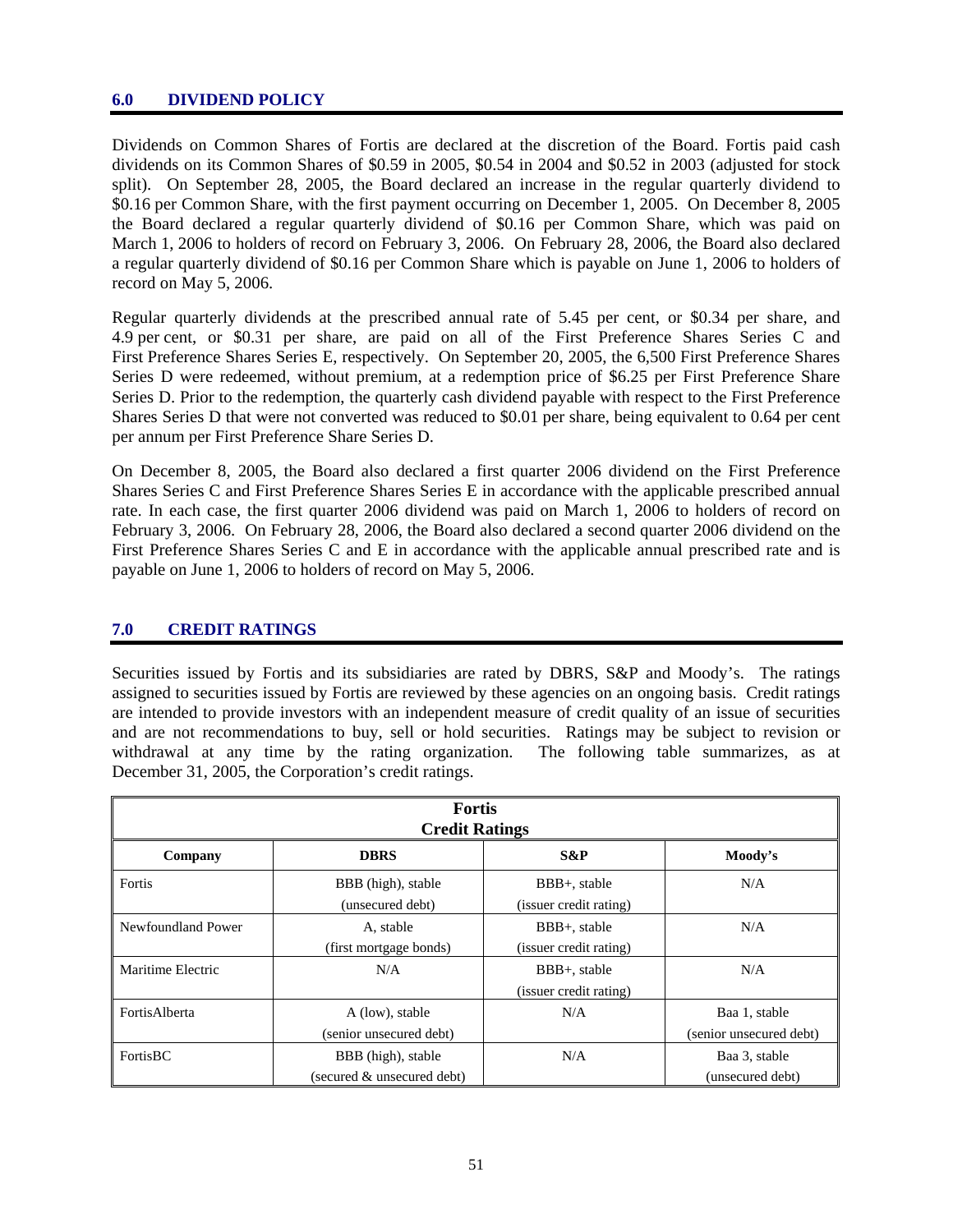## 6.0 DIVIDEND POLICY

Dividends on Common Shares of Fortis are declared at the discretion of the Board. Fortis paid cash dividends on its Common Shares of $0.59 in 2005, $0.54 in 2004 and $0.52 in 2003 (adjusted for stock split). On September 28, 2005, the Board declared an increase in the regular quarterly dividend to $0.16 per Common Share, with the first payment occurring on December 1, 2005. On December 8, 2005 the Board declared a regular quarterly dividend of $0.16 per Common Share, which was paid on March 1, 2006 to holders of record on February 3, 2006. On February 28, 2006, the Board also declared a regular quarterly dividend of $0.16 per Common Share which is payable on June 1, 2006 to holders of record on May 5, 2006.

Regular quarterly dividends at the prescribed annual rate of 5.45 per cent, or $0.34 per share, and 4.9 per cent, or $0.31 per share, are paid on all of the First Preference Shares Series C and First Preference Shares Series E, respectively. On September 20, 2005, the 6,500 First Preference Shares Series D were redeemed, without premium, at a redemption price of $6.25 per First Preference Share Series D. Prior to the redemption, the quarterly cash dividend payable with respect to the First Preference Shares Series D that were not converted was reduced to $0.01 per share, being equivalent to 0.64 per cent per annum per First Preference Share Series D.

On December 8, 2005, the Board also declared a first quarter 2006 dividend on the First Preference Shares Series C and First Preference Shares Series E in accordance with the applicable prescribed annual rate. In each case, the first quarter 2006 dividend was paid on March 1, 2006 to holders of record on February 3, 2006. On February 28, 2006, the Board also declared a second quarter 2006 dividend on the First Preference Shares Series C and E in accordance with the applicable annual prescribed rate and is payable on June 1, 2006 to holders of record on May 5, 2006.

## 7.0 CREDIT RATINGS

Securities issued by Fortis and its subsidiaries are rated by DBRS, S&P and Moody's. The ratings assigned to securities issued by Fortis are reviewed by these agencies on an ongoing basis. Credit ratings are intended to provide investors with an independent measure of credit quality of an issue of securities and are not recommendations to buy, sell or hold securities. Ratings may be subject to revision or withdrawal at any time by the rating organization. The following table summarizes, as at December 31, 2005, the Corporation's credit ratings.

**Fortis Credit Ratings**

| Company | DBRS | S&P | Moody's |
|---|---|---|---|
| Fortis | BBB (high), stable (unsecured debt) | BBB+, stable (issuer credit rating) | N/A |
| Newfoundland Power | A, stable (first mortgage bonds) | BBB+, stable (issuer credit rating) | N/A |
| Maritime Electric | N/A | BBB+, stable (issuer credit rating) | N/A |
| FortisAlberta | A (low), stable (senior unsecured debt) | N/A | Baa 1, stable (senior unsecured debt) |
| FortisBC | BBB (high), stable (secured & unsecured debt) | N/A | Baa 3, stable (unsecured debt) |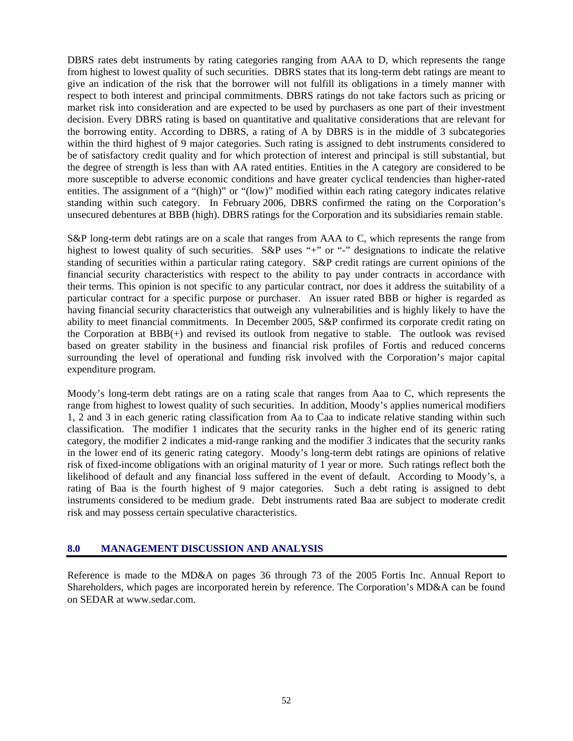DBRS rates debt instruments by rating categories ranging from AAA to D, which represents the range from highest to lowest quality of such securities. DBRS states that its long-term debt ratings are meant to give an indication of the risk that the borrower will not fulfill its obligations in a timely manner with respect to both interest and principal commitments. DBRS ratings do not take factors such as pricing or market risk into consideration and are expected to be used by purchasers as one part of their investment decision. Every DBRS rating is based on quantitative and qualitative considerations that are relevant for the borrowing entity. According to DBRS, a rating of A by DBRS is in the middle of 3 subcategories within the third highest of 9 major categories. Such rating is assigned to debt instruments considered to be of satisfactory credit quality and for which protection of interest and principal is still substantial, but the degree of strength is less than with AA rated entities. Entities in the A category are considered to be more susceptible to adverse economic conditions and have greater cyclical tendencies than higher-rated entities. The assignment of a "(high)" or "(low)" modified within each rating category indicates relative standing within such category. In February 2006, DBRS confirmed the rating on the Corporation's unsecured debentures at BBB (high). DBRS ratings for the Corporation and its subsidiaries remain stable.

S&P long-term debt ratings are on a scale that ranges from AAA to C, which represents the range from highest to lowest quality of such securities. S&P uses "+" or "-" designations to indicate the relative standing of securities within a particular rating category. S&P credit ratings are current opinions of the financial security characteristics with respect to the ability to pay under contracts in accordance with their terms. This opinion is not specific to any particular contract, nor does it address the suitability of a particular contract for a specific purpose or purchaser. An issuer rated BBB or higher is regarded as having financial security characteristics that outweigh any vulnerabilities and is highly likely to have the ability to meet financial commitments. In December 2005, S&P confirmed its corporate credit rating on the Corporation at BBB(+) and revised its outlook from negative to stable. The outlook was revised based on greater stability in the business and financial risk profiles of Fortis and reduced concerns surrounding the level of operational and funding risk involved with the Corporation's major capital expenditure program.

Moody's long-term debt ratings are on a rating scale that ranges from Aaa to C, which represents the range from highest to lowest quality of such securities. In addition, Moody's applies numerical modifiers 1, 2 and 3 in each generic rating classification from Aa to Caa to indicate relative standing within such classification. The modifier 1 indicates that the security ranks in the higher end of its generic rating category, the modifier 2 indicates a mid-range ranking and the modifier 3 indicates that the security ranks in the lower end of its generic rating category. Moody's long-term debt ratings are opinions of relative risk of fixed-income obligations with an original maturity of 1 year or more. Such ratings reflect both the likelihood of default and any financial loss suffered in the event of default. According to Moody's, a rating of Baa is the fourth highest of 9 major categories. Such a debt rating is assigned to debt instruments considered to be medium grade. Debt instruments rated Baa are subject to moderate credit risk and may possess certain speculative characteristics.

## 8.0 MANAGEMENT DISCUSSION AND ANALYSIS

Reference is made to the MD&A on pages 36 through 73 of the 2005 Fortis Inc. Annual Report to Shareholders, which pages are incorporated herein by reference. The Corporation's MD&A can be found on SEDAR at www.sedar.com.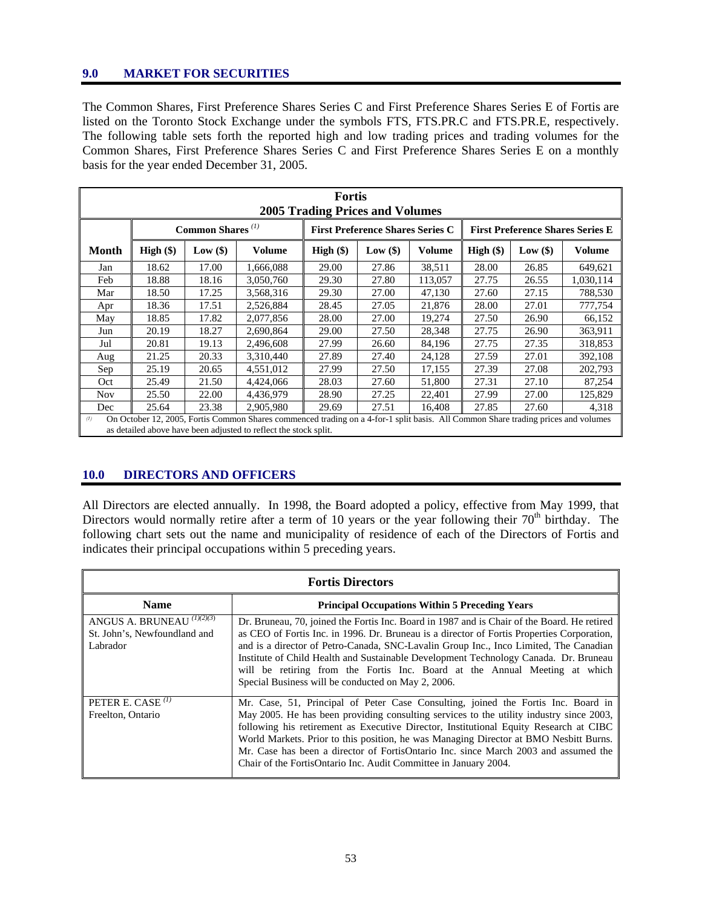## 9.0 MARKET FOR SECURITIES

The Common Shares, First Preference Shares Series C and First Preference Shares Series E of Fortis are listed on the Toronto Stock Exchange under the symbols FTS, FTS.PR.C and FTS.PR.E, respectively. The following table sets forth the reported high and low trading prices and trading volumes for the Common Shares, First Preference Shares Series C and First Preference Shares Series E on a monthly basis for the year ended December 31, 2005.

**Fortis**
**2005 Trading Prices and Volumes**

| | Common Shares [(1)] | | | First Preference Shares Series C | | | First Preference Shares Series E | | |
|---|---|---|---|---|---|---|---|---|---|
| **Month** | **High ($)** | **Low ($)** | **Volume** | **High ($)** | **Low ($)** | **Volume** | **High ($)** | **Low ($)** | **Volume** |
| Jan | 18.62 | 17.00 | 1,666,088 | 29.00 | 27.86 | 38,511 | 28.00 | 26.85 | 649,621 |
| Feb | 18.88 | 18.16 | 3,050,760 | 29.30 | 27.80 | 113,057 | 27.75 | 26.55 | 1,030,114 |
| Mar | 18.50 | 17.25 | 3,568,316 | 29.30 | 27.00 | 47,130 | 27.60 | 27.15 | 788,530 |
| Apr | 18.36 | 17.51 | 2,526,884 | 28.45 | 27.05 | 21,876 | 28.00 | 27.01 | 777,754 |
| May | 18.85 | 17.82 | 2,077,856 | 28.00 | 27.00 | 19,274 | 27.50 | 26.90 | 66,152 |
| Jun | 20.19 | 18.27 | 2,690,864 | 29.00 | 27.50 | 28,348 | 27.75 | 26.90 | 363,911 |
| Jul | 20.81 | 19.13 | 2,496,608 | 27.99 | 26.60 | 84,196 | 27.75 | 27.35 | 318,853 |
| Aug | 21.25 | 20.33 | 3,310,440 | 27.89 | 27.40 | 24,128 | 27.59 | 27.01 | 392,108 |
| Sep | 25.19 | 20.65 | 4,551,012 | 27.99 | 27.50 | 17,155 | 27.39 | 27.08 | 202,793 |
| Oct | 25.49 | 21.50 | 4,424,066 | 28.03 | 27.60 | 51,800 | 27.31 | 27.10 | 87,254 |
| Nov | 25.50 | 22.00 | 4,436,979 | 28.90 | 27.25 | 22,401 | 27.99 | 27.00 | 125,829 |
| Dec | 25.64 | 23.38 | 2,905,980 | 29.69 | 27.51 | 16,408 | 27.85 | 27.60 | 4,318 |

(1) On October 12, 2005, Fortis Common Shares commenced trading on a 4-for-1 split basis. All Common Share trading prices and volumes as detailed above have been adjusted to reflect the stock split.

## 10.0 DIRECTORS AND OFFICERS

All Directors are elected annually. In 1998, the Board adopted a policy, effective from May 1999, that Directors would normally retire after a term of 10 years or the year following their 70th birthday. The following chart sets out the name and municipality of residence of each of the Directors of Fortis and indicates their principal occupations within 5 preceding years.

**Fortis Directors**

| Name | Principal Occupations Within 5 Preceding Years |
|---|---|
| ANGUS A. BRUNEAU [(1)(2)(3)]<br>St. John's, Newfoundland and Labrador | Dr. Bruneau, 70, joined the Fortis Inc. Board in 1987 and is Chair of the Board. He retired as CEO of Fortis Inc. in 1996. Dr. Bruneau is a director of Fortis Properties Corporation, and is a director of Petro-Canada, SNC-Lavalin Group Inc., Inco Limited, The Canadian Institute of Child Health and Sustainable Development Technology Canada. Dr. Bruneau will be retiring from the Fortis Inc. Board at the Annual Meeting at which Special Business will be conducted on May 2, 2006. |
| PETER E. CASE [(1)]<br>Freelton, Ontario | Mr. Case, 51, Principal of Peter Case Consulting, joined the Fortis Inc. Board in May 2005. He has been providing consulting services to the utility industry since 2003, following his retirement as Executive Director, Institutional Equity Research at CIBC World Markets. Prior to this position, he was Managing Director at BMO Nesbitt Burns. Mr. Case has been a director of FortisOntario Inc. since March 2003 and assumed the Chair of the FortisOntario Inc. Audit Committee in January 2004. |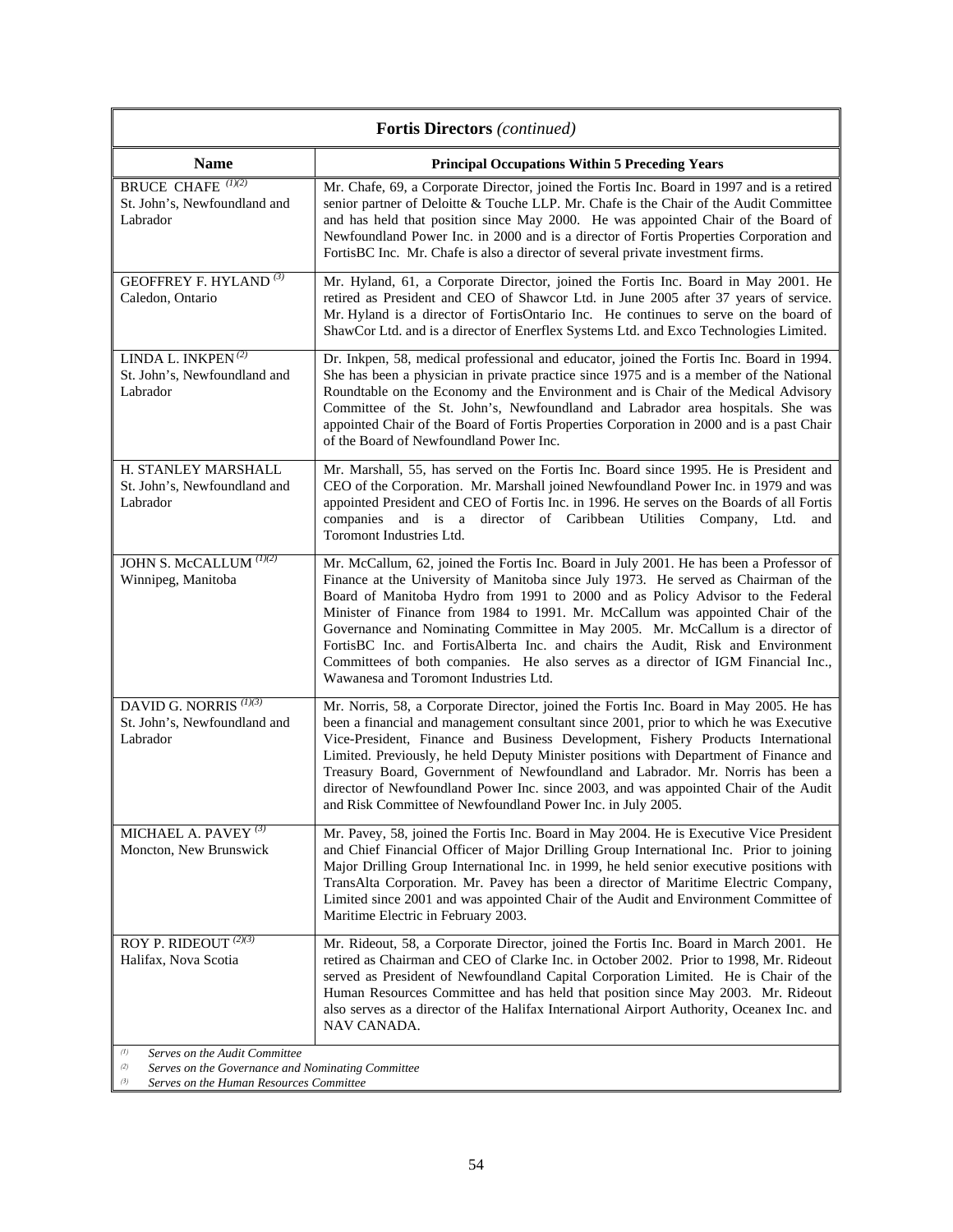| **Fortis Directors** *(continued)* | |
|---|---|
| **Name** | **Principal Occupations Within 5 Preceding Years** |
| BRUCE CHAFE [(1)(2)]<br>St. John's, Newfoundland and Labrador | Mr. Chafe, 69, a Corporate Director, joined the Fortis Inc. Board in 1997 and is a retired senior partner of Deloitte & Touche LLP. Mr. Chafe is the Chair of the Audit Committee and has held that position since May 2000. He was appointed Chair of the Board of Newfoundland Power Inc. in 2000 and is a director of Fortis Properties Corporation and FortisBC Inc. Mr. Chafe is also a director of several private investment firms. |
| GEOFFREY F. HYLAND [(3)]<br>Caledon, Ontario | Mr. Hyland, 61, a Corporate Director, joined the Fortis Inc. Board in May 2001. He retired as President and CEO of Shawcor Ltd. in June 2005 after 37 years of service. Mr. Hyland is a director of FortisOntario Inc. He continues to serve on the board of ShawCor Ltd. and is a director of Enerflex Systems Ltd. and Exco Technologies Limited. |
| LINDA L. INKPEN [(2)]<br>St. John's, Newfoundland and Labrador | Dr. Inkpen, 58, medical professional and educator, joined the Fortis Inc. Board in 1994. She has been a physician in private practice since 1975 and is a member of the National Roundtable on the Economy and the Environment and is Chair of the Medical Advisory Committee of the St. John's, Newfoundland and Labrador area hospitals. She was appointed Chair of the Board of Fortis Properties Corporation in 2000 and is a past Chair of the Board of Newfoundland Power Inc. |
| H. STANLEY MARSHALL<br>St. John's, Newfoundland and Labrador | Mr. Marshall, 55, has served on the Fortis Inc. Board since 1995. He is President and CEO of the Corporation. Mr. Marshall joined Newfoundland Power Inc. in 1979 and was appointed President and CEO of Fortis Inc. in 1996. He serves on the Boards of all Fortis companies and is a director of Caribbean Utilities Company, Ltd. and Toromont Industries Ltd. |
| JOHN S. McCALLUM [(1)(2)]<br>Winnipeg, Manitoba | Mr. McCallum, 62, joined the Fortis Inc. Board in July 2001. He has been a Professor of Finance at the University of Manitoba since July 1973. He served as Chairman of the Board of Manitoba Hydro from 1991 to 2000 and as Policy Advisor to the Federal Minister of Finance from 1984 to 1991. Mr. McCallum was appointed Chair of the Governance and Nominating Committee in May 2005. Mr. McCallum is a director of FortisBC Inc. and FortisAlberta Inc. and chairs the Audit, Risk and Environment Committees of both companies. He also serves as a director of IGM Financial Inc., Wawanesa and Toromont Industries Ltd. |
| DAVID G. NORRIS [(1)(3)]<br>St. John's, Newfoundland and Labrador | Mr. Norris, 58, a Corporate Director, joined the Fortis Inc. Board in May 2005. He has been a financial and management consultant since 2001, prior to which he was Executive Vice-President, Finance and Business Development, Fishery Products International Limited. Previously, he held Deputy Minister positions with Department of Finance and Treasury Board, Government of Newfoundland and Labrador. Mr. Norris has been a director of Newfoundland Power Inc. since 2003, and was appointed Chair of the Audit and Risk Committee of Newfoundland Power Inc. in July 2005. |
| MICHAEL A. PAVEY [(3)]<br>Moncton, New Brunswick | Mr. Pavey, 58, joined the Fortis Inc. Board in May 2004. He is Executive Vice President and Chief Financial Officer of Major Drilling Group International Inc. Prior to joining Major Drilling Group International Inc. in 1999, he held senior executive positions with TransAlta Corporation. Mr. Pavey has been a director of Maritime Electric Company, Limited since 2001 and was appointed Chair of the Audit and Environment Committee of Maritime Electric in February 2003. |
| ROY P. RIDEOUT [(2)(3)]<br>Halifax, Nova Scotia | Mr. Rideout, 58, a Corporate Director, joined the Fortis Inc. Board in March 2001. He retired as Chairman and CEO of Clarke Inc. in October 2002. Prior to 1998, Mr. Rideout served as President of Newfoundland Capital Corporation Limited. He is Chair of the Human Resources Committee and has held that position since May 2003. Mr. Rideout also serves as a director of the Halifax International Airport Authority, Oceanex Inc. and NAV CANADA. |

[(1)] *Serves on the Audit Committee*
[(2)] *Serves on the Governance and Nominating Committee*
[(3)] *Serves on the Human Resources Committee*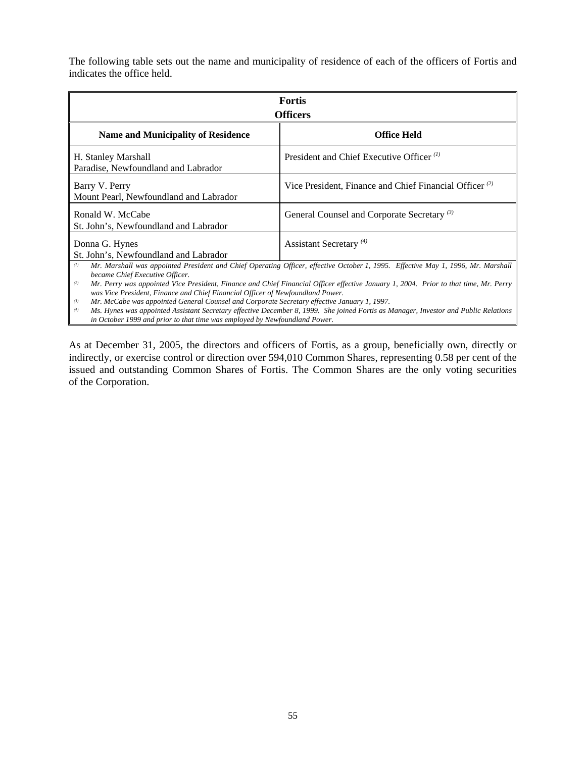The following table sets out the name and municipality of residence of each of the officers of Fortis and indicates the office held.

| **Fortis Officers** | |
|---|---|
| **Name and Municipality of Residence** | **Office Held** |
| H. Stanley Marshall<br>Paradise, Newfoundland and Labrador | President and Chief Executive Officer (1) |
| Barry V. Perry<br>Mount Pearl, Newfoundland and Labrador | Vice President, Finance and Chief Financial Officer (2) |
| Ronald W. McCabe<br>St. John's, Newfoundland and Labrador | General Counsel and Corporate Secretary (3) |
| Donna G. Hynes<br>St. John's, Newfoundland and Labrador | Assistant Secretary (4) |

*(1) Mr. Marshall was appointed President and Chief Operating Officer, effective October 1, 1995. Effective May 1, 1996, Mr. Marshall became Chief Executive Officer.*

*(2) Mr. Perry was appointed Vice President, Finance and Chief Financial Officer effective January 1, 2004. Prior to that time, Mr. Perry was Vice President, Finance and Chief Financial Officer of Newfoundland Power.*

*(3) Mr. McCabe was appointed General Counsel and Corporate Secretary effective January 1, 1997.*

*(4) Ms. Hynes was appointed Assistant Secretary effective December 8, 1999. She joined Fortis as Manager, Investor and Public Relations in October 1999 and prior to that time was employed by Newfoundland Power.*

As at December 31, 2005, the directors and officers of Fortis, as a group, beneficially own, directly or indirectly, or exercise control or direction over 594,010 Common Shares, representing 0.58 per cent of the issued and outstanding Common Shares of Fortis. The Common Shares are the only voting securities of the Corporation.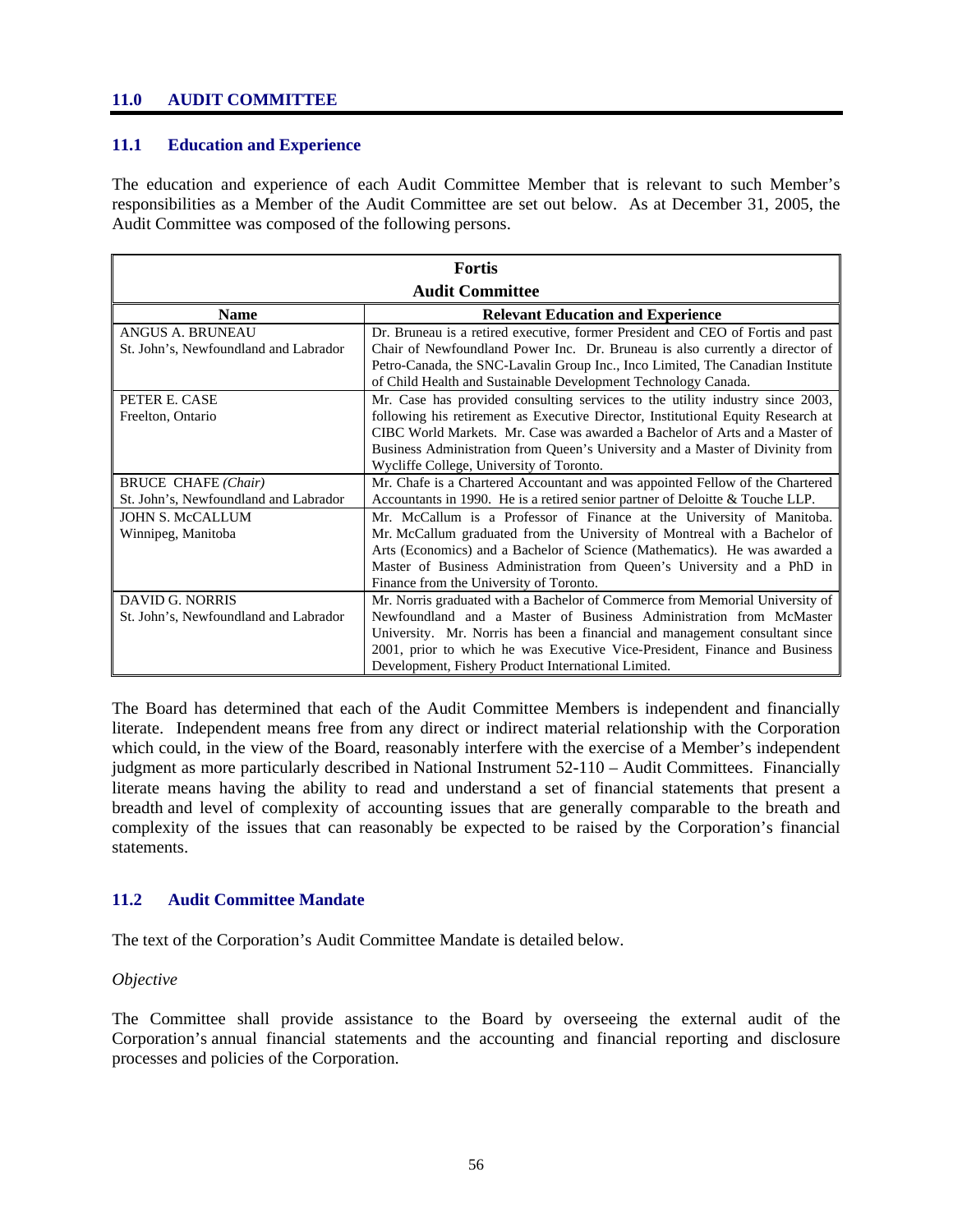## 11.0 AUDIT COMMITTEE

### 11.1 Education and Experience

The education and experience of each Audit Committee Member that is relevant to such Member's responsibilities as a Member of the Audit Committee are set out below. As at December 31, 2005, the Audit Committee was composed of the following persons.

| Fortis Audit Committee | |
|---|---|
| **Name** | **Relevant Education and Experience** |
| ANGUS A. BRUNEAU<br>St. John's, Newfoundland and Labrador | Dr. Bruneau is a retired executive, former President and CEO of Fortis and past Chair of Newfoundland Power Inc. Dr. Bruneau is also currently a director of Petro-Canada, the SNC-Lavalin Group Inc., Inco Limited, The Canadian Institute of Child Health and Sustainable Development Technology Canada. |
| PETER E. CASE<br>Freelton, Ontario | Mr. Case has provided consulting services to the utility industry since 2003, following his retirement as Executive Director, Institutional Equity Research at CIBC World Markets. Mr. Case was awarded a Bachelor of Arts and a Master of Business Administration from Queen's University and a Master of Divinity from Wycliffe College, University of Toronto. |
| BRUCE CHAFE *(Chair)*<br>St. John's, Newfoundland and Labrador | Mr. Chafe is a Chartered Accountant and was appointed Fellow of the Chartered Accountants in 1990. He is a retired senior partner of Deloitte & Touche LLP. |
| JOHN S. McCALLUM<br>Winnipeg, Manitoba | Mr. McCallum is a Professor of Finance at the University of Manitoba. Mr. McCallum graduated from the University of Montreal with a Bachelor of Arts (Economics) and a Bachelor of Science (Mathematics). He was awarded a Master of Business Administration from Queen's University and a PhD in Finance from the University of Toronto. |
| DAVID G. NORRIS<br>St. John's, Newfoundland and Labrador | Mr. Norris graduated with a Bachelor of Commerce from Memorial University of Newfoundland and a Master of Business Administration from McMaster University. Mr. Norris has been a financial and management consultant since 2001, prior to which he was Executive Vice-President, Finance and Business Development, Fishery Product International Limited. |

The Board has determined that each of the Audit Committee Members is independent and financially literate. Independent means free from any direct or indirect material relationship with the Corporation which could, in the view of the Board, reasonably interfere with the exercise of a Member's independent judgment as more particularly described in National Instrument 52-110 – Audit Committees. Financially literate means having the ability to read and understand a set of financial statements that present a breadth and level of complexity of accounting issues that are generally comparable to the breath and complexity of the issues that can reasonably be expected to be raised by the Corporation's financial statements.

### 11.2 Audit Committee Mandate

The text of the Corporation's Audit Committee Mandate is detailed below.

*Objective*

The Committee shall provide assistance to the Board by overseeing the external audit of the Corporation's annual financial statements and the accounting and financial reporting and disclosure processes and policies of the Corporation.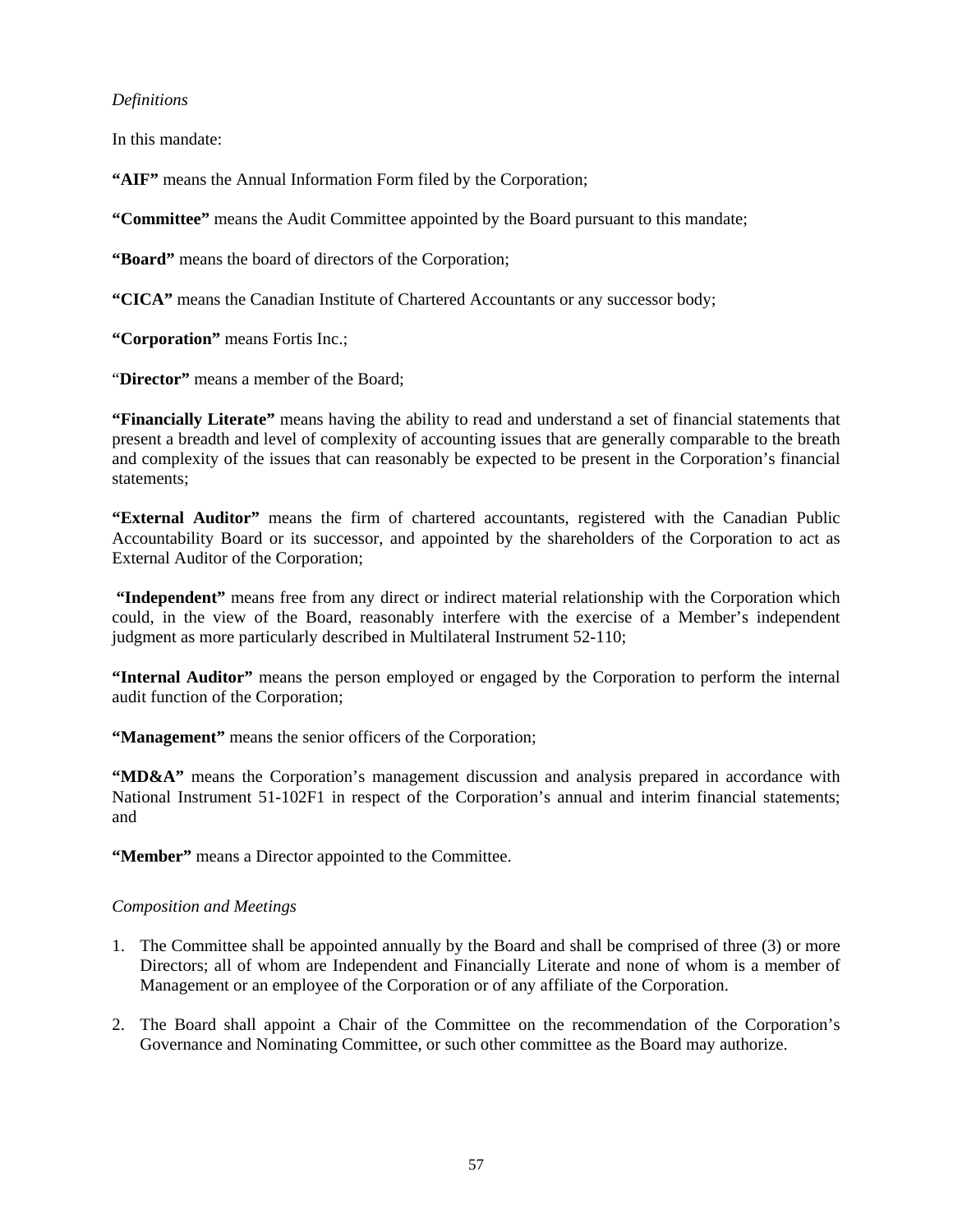*Definitions*

In this mandate:

**“AIF”** means the Annual Information Form filed by the Corporation;

**“Committee”** means the Audit Committee appointed by the Board pursuant to this mandate;

**“Board”** means the board of directors of the Corporation;

**“CICA”** means the Canadian Institute of Chartered Accountants or any successor body;

**“Corporation”** means Fortis Inc.;

“**Director”** means a member of the Board;

**“Financially Literate”** means having the ability to read and understand a set of financial statements that present a breadth and level of complexity of accounting issues that are generally comparable to the breath and complexity of the issues that can reasonably be expected to be present in the Corporation’s financial statements;

**“External Auditor”** means the firm of chartered accountants, registered with the Canadian Public Accountability Board or its successor, and appointed by the shareholders of the Corporation to act as External Auditor of the Corporation;

**“Independent”** means free from any direct or indirect material relationship with the Corporation which could, in the view of the Board, reasonably interfere with the exercise of a Member’s independent judgment as more particularly described in Multilateral Instrument 52-110;

**“Internal Auditor”** means the person employed or engaged by the Corporation to perform the internal audit function of the Corporation;

**“Management”** means the senior officers of the Corporation;

**“MD&A”** means the Corporation’s management discussion and analysis prepared in accordance with National Instrument 51-102F1 in respect of the Corporation’s annual and interim financial statements; and

**“Member”** means a Director appointed to the Committee.

*Composition and Meetings*

1. The Committee shall be appointed annually by the Board and shall be comprised of three (3) or more Directors; all of whom are Independent and Financially Literate and none of whom is a member of Management or an employee of the Corporation or of any affiliate of the Corporation.

2. The Board shall appoint a Chair of the Committee on the recommendation of the Corporation’s Governance and Nominating Committee, or such other committee as the Board may authorize.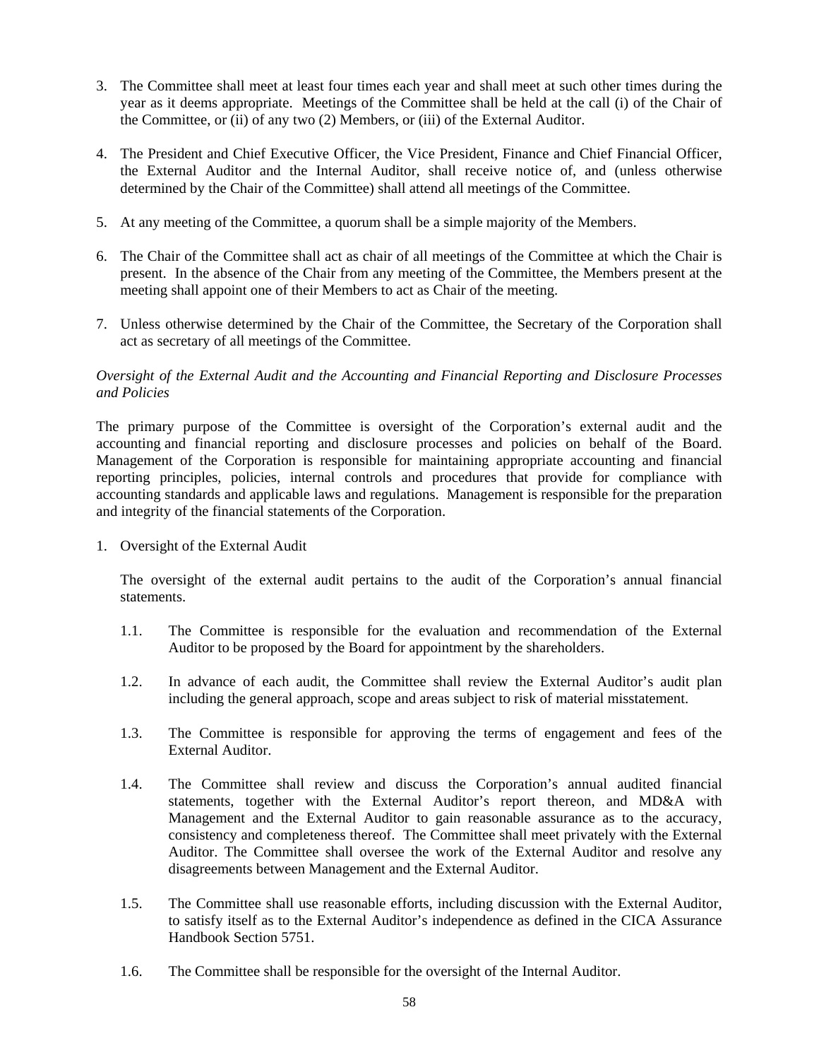3. The Committee shall meet at least four times each year and shall meet at such other times during the year as it deems appropriate. Meetings of the Committee shall be held at the call (i) of the Chair of the Committee, or (ii) of any two (2) Members, or (iii) of the External Auditor.

4. The President and Chief Executive Officer, the Vice President, Finance and Chief Financial Officer, the External Auditor and the Internal Auditor, shall receive notice of, and (unless otherwise determined by the Chair of the Committee) shall attend all meetings of the Committee.

5. At any meeting of the Committee, a quorum shall be a simple majority of the Members.

6. The Chair of the Committee shall act as chair of all meetings of the Committee at which the Chair is present. In the absence of the Chair from any meeting of the Committee, the Members present at the meeting shall appoint one of their Members to act as Chair of the meeting.

7. Unless otherwise determined by the Chair of the Committee, the Secretary of the Corporation shall act as secretary of all meetings of the Committee.

*Oversight of the External Audit and the Accounting and Financial Reporting and Disclosure Processes and Policies*

The primary purpose of the Committee is oversight of the Corporation's external audit and the accounting and financial reporting and disclosure processes and policies on behalf of the Board. Management of the Corporation is responsible for maintaining appropriate accounting and financial reporting principles, policies, internal controls and procedures that provide for compliance with accounting standards and applicable laws and regulations. Management is responsible for the preparation and integrity of the financial statements of the Corporation.

1. Oversight of the External Audit

   The oversight of the external audit pertains to the audit of the Corporation's annual financial statements.

   1.1. The Committee is responsible for the evaluation and recommendation of the External Auditor to be proposed by the Board for appointment by the shareholders.

   1.2. In advance of each audit, the Committee shall review the External Auditor's audit plan including the general approach, scope and areas subject to risk of material misstatement.

   1.3. The Committee is responsible for approving the terms of engagement and fees of the External Auditor.

   1.4. The Committee shall review and discuss the Corporation's annual audited financial statements, together with the External Auditor's report thereon, and MD&A with Management and the External Auditor to gain reasonable assurance as to the accuracy, consistency and completeness thereof. The Committee shall meet privately with the External Auditor. The Committee shall oversee the work of the External Auditor and resolve any disagreements between Management and the External Auditor.

   1.5. The Committee shall use reasonable efforts, including discussion with the External Auditor, to satisfy itself as to the External Auditor's independence as defined in the CICA Assurance Handbook Section 5751.

   1.6. The Committee shall be responsible for the oversight of the Internal Auditor.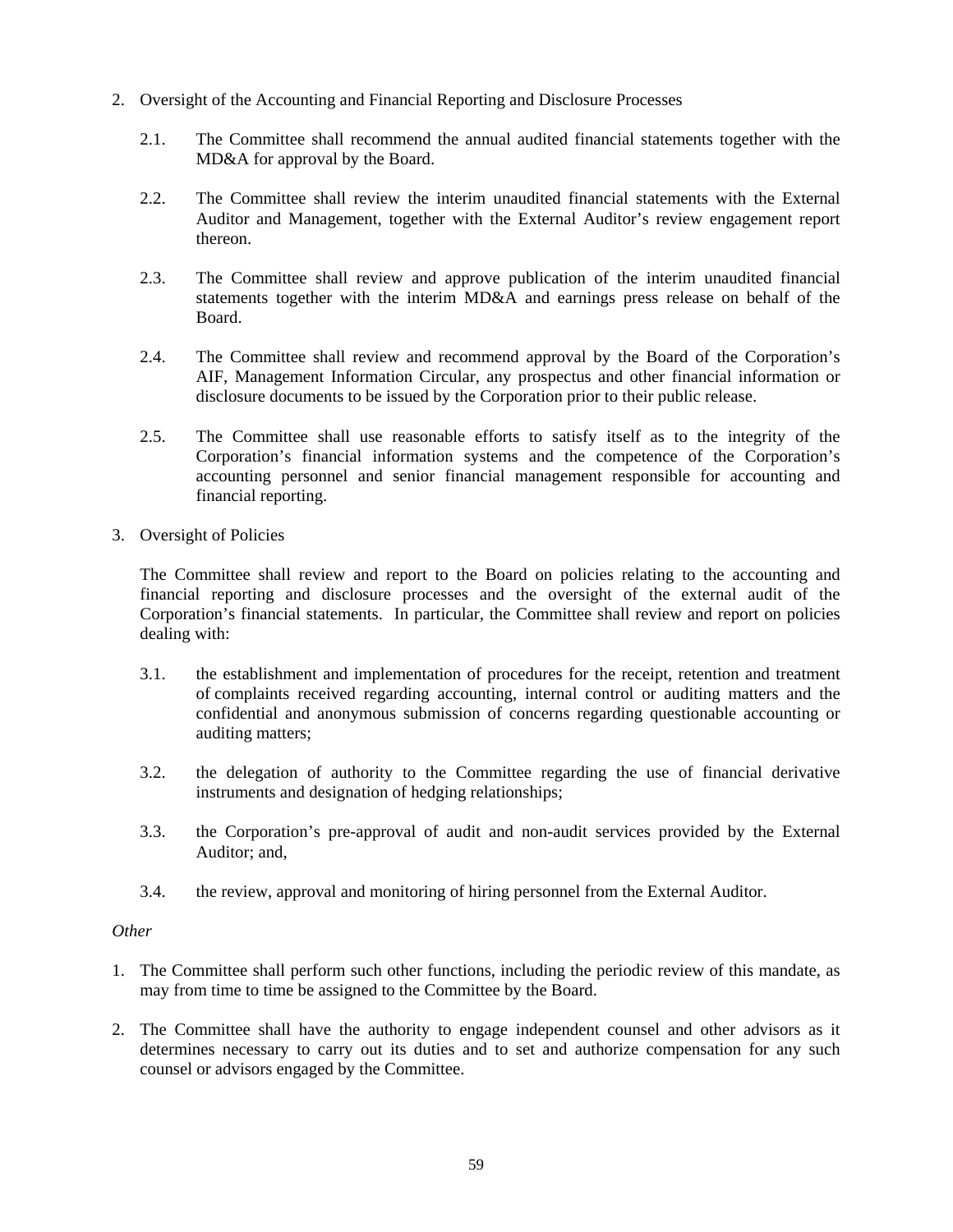2. Oversight of the Accounting and Financial Reporting and Disclosure Processes

   2.1. The Committee shall recommend the annual audited financial statements together with the MD&A for approval by the Board.

   2.2. The Committee shall review the interim unaudited financial statements with the External Auditor and Management, together with the External Auditor's review engagement report thereon.

   2.3. The Committee shall review and approve publication of the interim unaudited financial statements together with the interim MD&A and earnings press release on behalf of the Board.

   2.4. The Committee shall review and recommend approval by the Board of the Corporation's AIF, Management Information Circular, any prospectus and other financial information or disclosure documents to be issued by the Corporation prior to their public release.

   2.5. The Committee shall use reasonable efforts to satisfy itself as to the integrity of the Corporation's financial information systems and the competence of the Corporation's accounting personnel and senior financial management responsible for accounting and financial reporting.

3. Oversight of Policies

   The Committee shall review and report to the Board on policies relating to the accounting and financial reporting and disclosure processes and the oversight of the external audit of the Corporation's financial statements. In particular, the Committee shall review and report on policies dealing with:

   3.1. the establishment and implementation of procedures for the receipt, retention and treatment of complaints received regarding accounting, internal control or auditing matters and the confidential and anonymous submission of concerns regarding questionable accounting or auditing matters;

   3.2. the delegation of authority to the Committee regarding the use of financial derivative instruments and designation of hedging relationships;

   3.3. the Corporation's pre-approval of audit and non-audit services provided by the External Auditor; and,

   3.4. the review, approval and monitoring of hiring personnel from the External Auditor.

*Other*

1. The Committee shall perform such other functions, including the periodic review of this mandate, as may from time to time be assigned to the Committee by the Board.

2. The Committee shall have the authority to engage independent counsel and other advisors as it determines necessary to carry out its duties and to set and authorize compensation for any such counsel or advisors engaged by the Committee.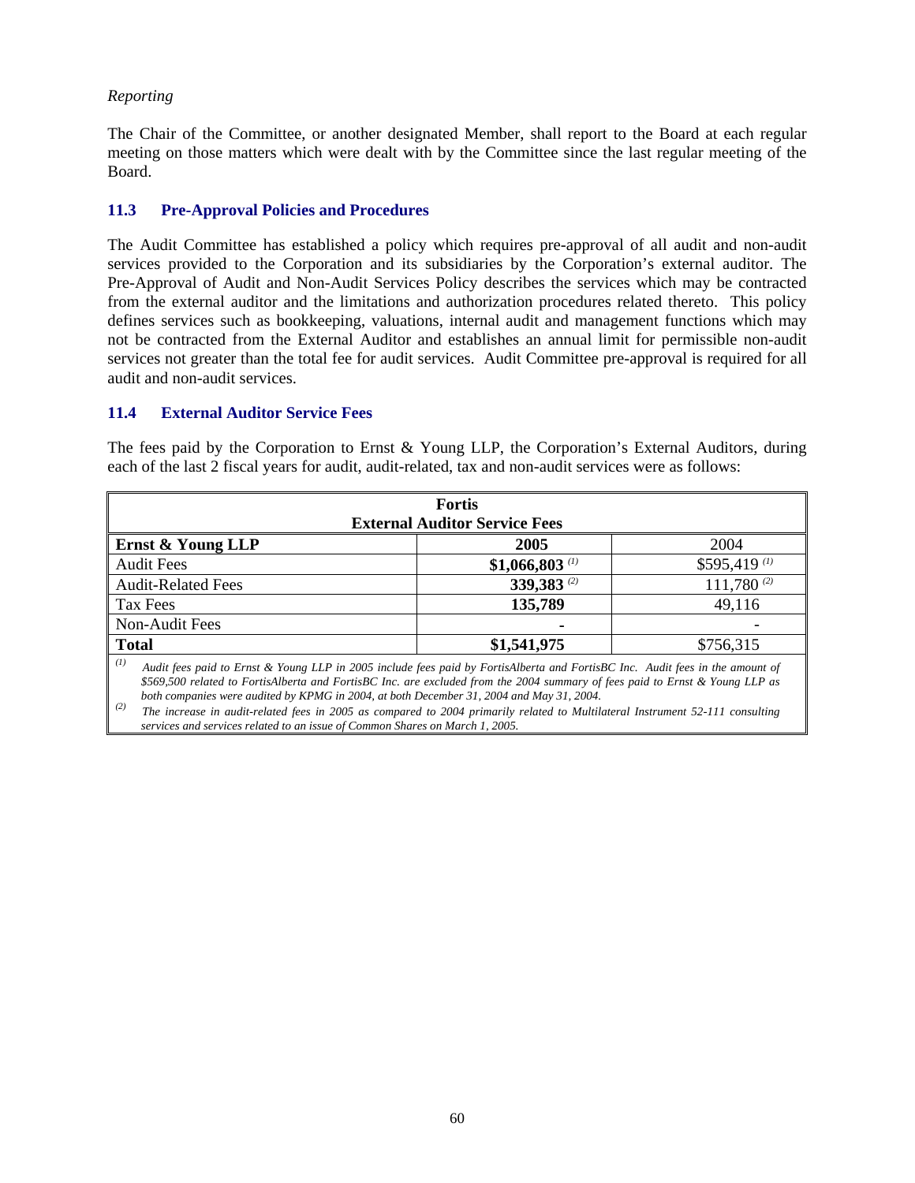*Reporting*

The Chair of the Committee, or another designated Member, shall report to the Board at each regular meeting on those matters which were dealt with by the Committee since the last regular meeting of the Board.

### 11.3 Pre-Approval Policies and Procedures

The Audit Committee has established a policy which requires pre-approval of all audit and non-audit services provided to the Corporation and its subsidiaries by the Corporation's external auditor. The Pre-Approval of Audit and Non-Audit Services Policy describes the services which may be contracted from the external auditor and the limitations and authorization procedures related thereto. This policy defines services such as bookkeeping, valuations, internal audit and management functions which may not be contracted from the External Auditor and establishes an annual limit for permissible non-audit services not greater than the total fee for audit services. Audit Committee pre-approval is required for all audit and non-audit services.

### 11.4 External Auditor Service Fees

The fees paid by the Corporation to Ernst & Young LLP, the Corporation's External Auditors, during each of the last 2 fiscal years for audit, audit-related, tax and non-audit services were as follows:

| **Fortis External Auditor Service Fees** | | |
|---|---|---|
| **Ernst & Young LLP** | **2005** | 2004 |
| Audit Fees | **$1,066,803** [(1)] | $595,419 [(1)] |
| Audit-Related Fees | **339,383** [(2)] | 111,780 [(2)] |
| Tax Fees | **135,789** | 49,116 |
| Non-Audit Fees | **-** | - |
| **Total** | **$1,541,975** | $756,315 |

*(1) Audit fees paid to Ernst & Young LLP in 2005 include fees paid by FortisAlberta and FortisBC Inc. Audit fees in the amount of $569,500 related to FortisAlberta and FortisBC Inc. are excluded from the 2004 summary of fees paid to Ernst & Young LLP as both companies were audited by KPMG in 2004, at both December 31, 2004 and May 31, 2004.*

*(2) The increase in audit-related fees in 2005 as compared to 2004 primarily related to Multilateral Instrument 52-111 consulting services and services related to an issue of Common Shares on March 1, 2005.*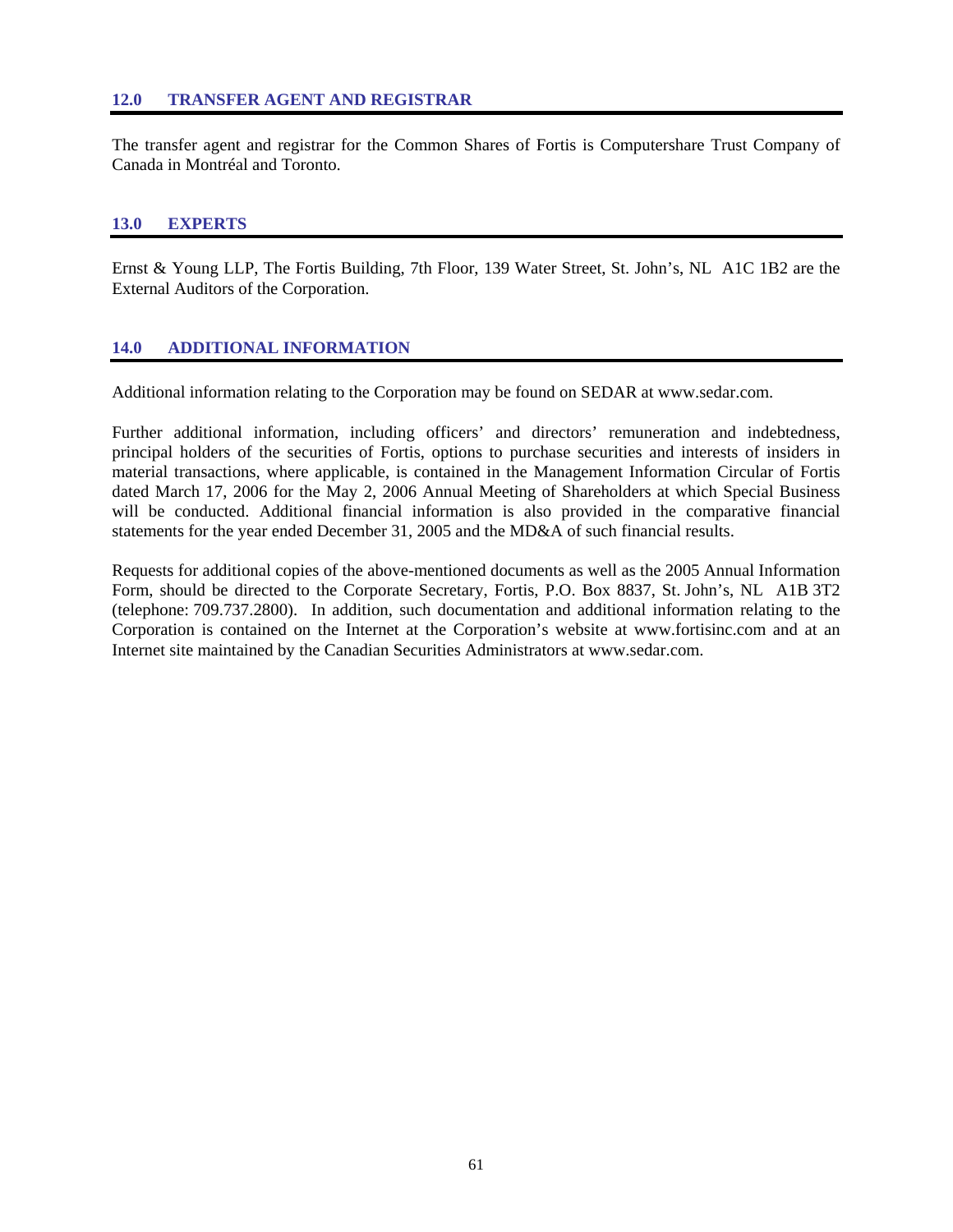## 12.0 TRANSFER AGENT AND REGISTRAR

The transfer agent and registrar for the Common Shares of Fortis is Computershare Trust Company of Canada in Montréal and Toronto.

## 13.0 EXPERTS

Ernst & Young LLP, The Fortis Building, 7th Floor, 139 Water Street, St. John's, NL A1C 1B2 are the External Auditors of the Corporation.

## 14.0 ADDITIONAL INFORMATION

Additional information relating to the Corporation may be found on SEDAR at www.sedar.com.

Further additional information, including officers' and directors' remuneration and indebtedness, principal holders of the securities of Fortis, options to purchase securities and interests of insiders in material transactions, where applicable, is contained in the Management Information Circular of Fortis dated March 17, 2006 for the May 2, 2006 Annual Meeting of Shareholders at which Special Business will be conducted. Additional financial information is also provided in the comparative financial statements for the year ended December 31, 2005 and the MD&A of such financial results.

Requests for additional copies of the above-mentioned documents as well as the 2005 Annual Information Form, should be directed to the Corporate Secretary, Fortis, P.O. Box 8837, St. John's, NL A1B 3T2 (telephone: 709.737.2800). In addition, such documentation and additional information relating to the Corporation is contained on the Internet at the Corporation's website at www.fortisinc.com and at an Internet site maintained by the Canadian Securities Administrators at www.sedar.com.